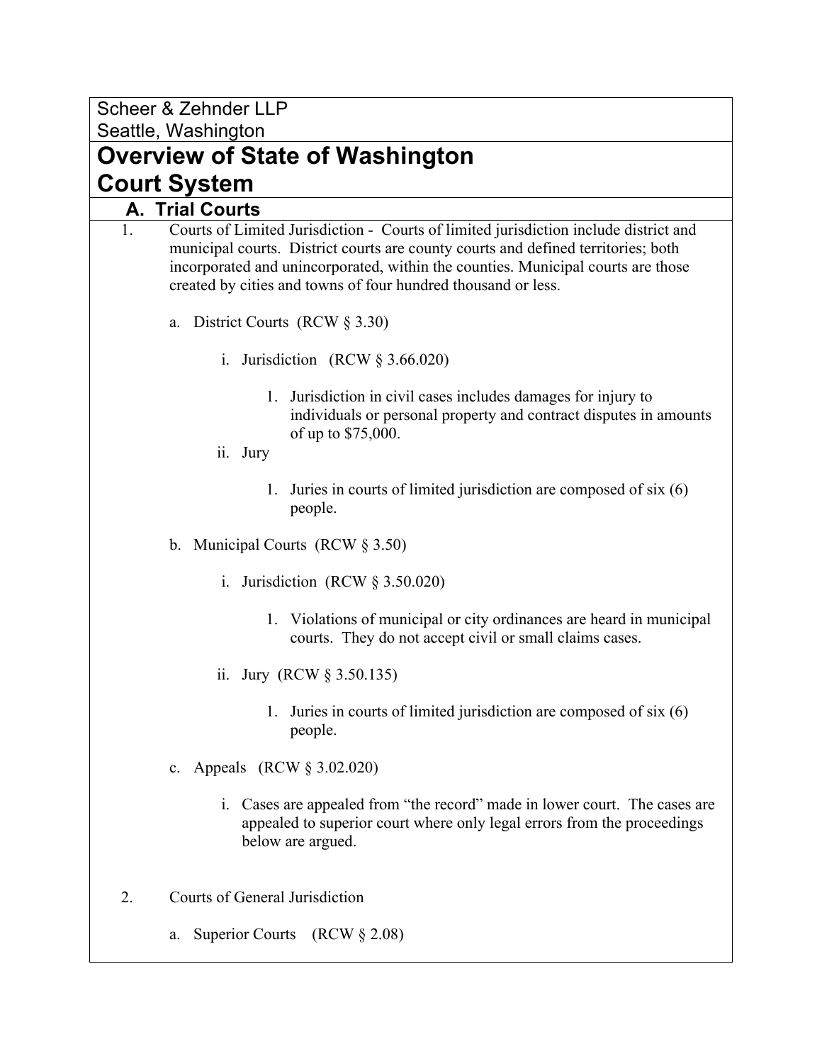Scheer & Zehnder LLP
Seattle, Washington

# Overview of State of Washington Court System

## A. Trial Courts

1. Courts of Limited Jurisdiction - Courts of limited jurisdiction include district and municipal courts. District courts are county courts and defined territories; both incorporated and unincorporated, within the counties. Municipal courts are those created by cities and towns of four hundred thousand or less.

   a. District Courts (RCW § 3.30)

      i. Jurisdiction (RCW § 3.66.020)

         1. Jurisdiction in civil cases includes damages for injury to individuals or personal property and contract disputes in amounts of up to $75,000.

      ii. Jury

         1. Juries in courts of limited jurisdiction are composed of six (6) people.

   b. Municipal Courts (RCW § 3.50)

      i. Jurisdiction (RCW § 3.50.020)

         1. Violations of municipal or city ordinances are heard in municipal courts. They do not accept civil or small claims cases.

      ii. Jury (RCW § 3.50.135)

         1. Juries in courts of limited jurisdiction are composed of six (6) people.

   c. Appeals (RCW § 3.02.020)

      i. Cases are appealed from "the record" made in lower court. The cases are appealed to superior court where only legal errors from the proceedings below are argued.

2. Courts of General Jurisdiction

   a. Superior Courts (RCW § 2.08)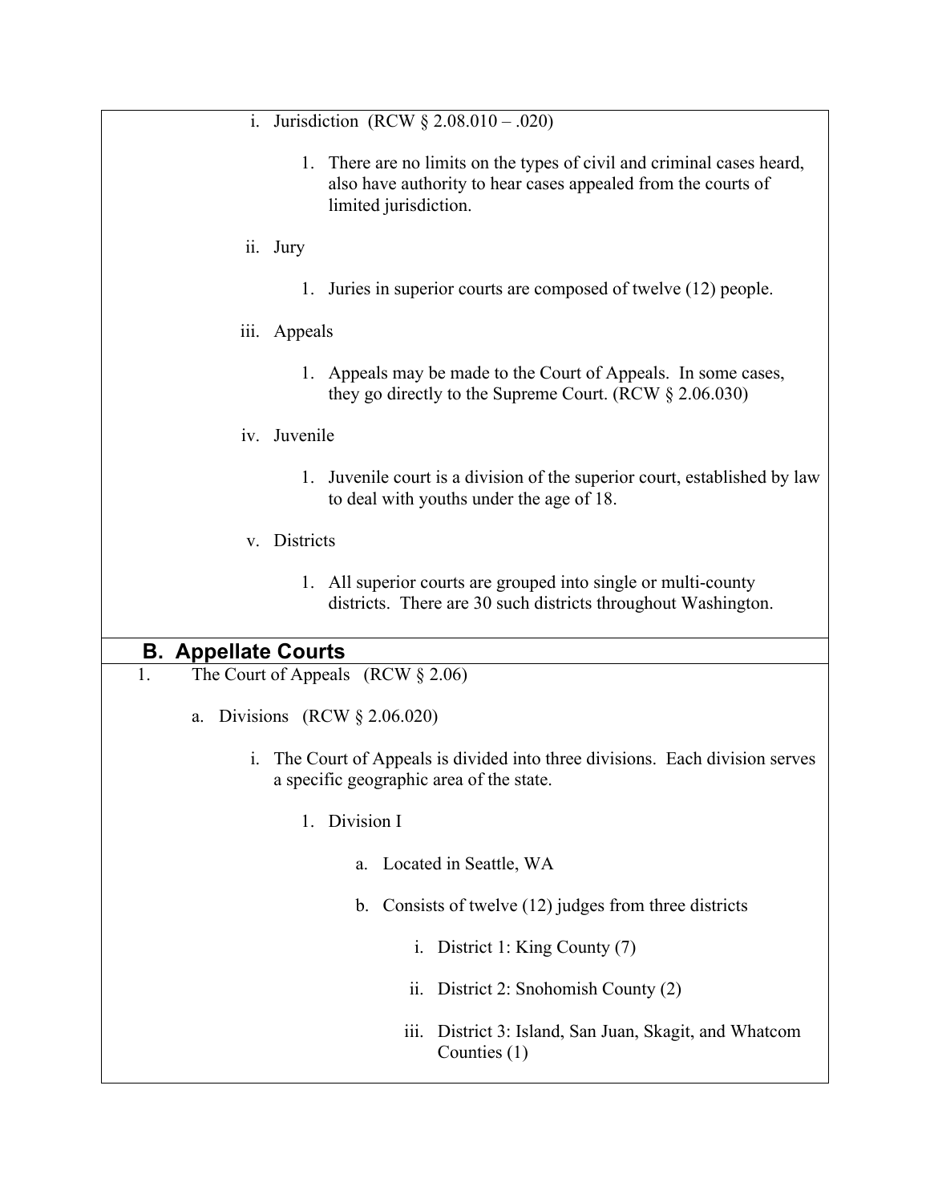i. Jurisdiction (RCW § 2.08.010 – .020)

   1. There are no limits on the types of civil and criminal cases heard, also have authority to hear cases appealed from the courts of limited jurisdiction.

ii. Jury

   1. Juries in superior courts are composed of twelve (12) people.

iii. Appeals

   1. Appeals may be made to the Court of Appeals. In some cases, they go directly to the Supreme Court. (RCW § 2.06.030)

iv. Juvenile

   1. Juvenile court is a division of the superior court, established by law to deal with youths under the age of 18.

v. Districts

   1. All superior courts are grouped into single or multi-county districts. There are 30 such districts throughout Washington.

## B. Appellate Courts

1. The Court of Appeals (RCW § 2.06)

   a. Divisions (RCW § 2.06.020)

      i. The Court of Appeals is divided into three divisions. Each division serves a specific geographic area of the state.

         1. Division I

            a. Located in Seattle, WA

            b. Consists of twelve (12) judges from three districts

               i. District 1: King County (7)

               ii. District 2: Snohomish County (2)

               iii. District 3: Island, San Juan, Skagit, and Whatcom Counties (1)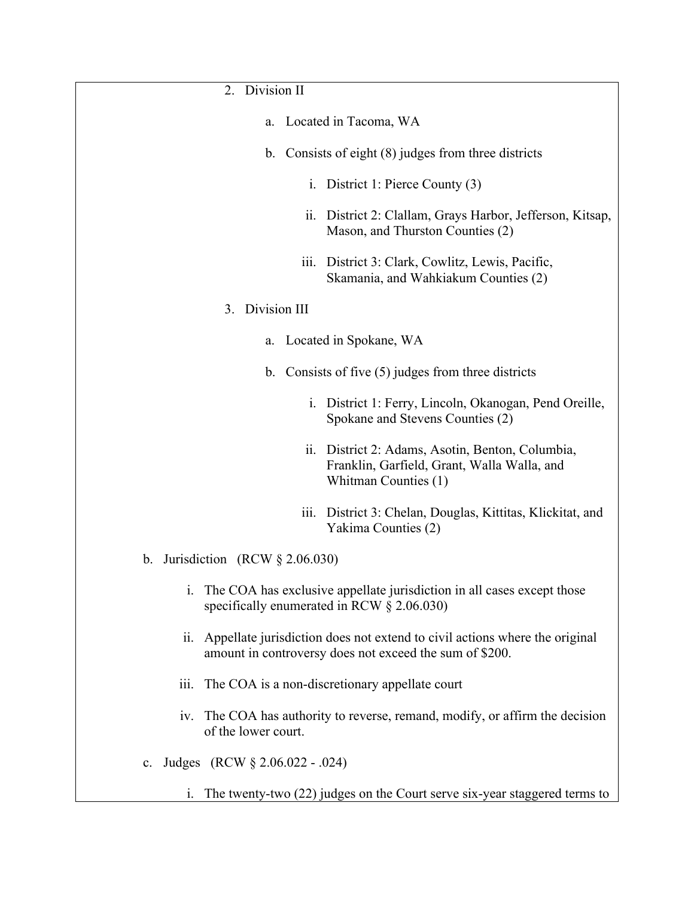2. Division II

    a. Located in Tacoma, WA

    b. Consists of eight (8) judges from three districts

        i. District 1: Pierce County (3)

        ii. District 2: Clallam, Grays Harbor, Jefferson, Kitsap, Mason, and Thurston Counties (2)

        iii. District 3: Clark, Cowlitz, Lewis, Pacific, Skamania, and Wahkiakum Counties (2)

3. Division III

    a. Located in Spokane, WA

    b. Consists of five (5) judges from three districts

        i. District 1: Ferry, Lincoln, Okanogan, Pend Oreille, Spokane and Stevens Counties (2)

        ii. District 2: Adams, Asotin, Benton, Columbia, Franklin, Garfield, Grant, Walla Walla, and Whitman Counties (1)

        iii. District 3: Chelan, Douglas, Kittitas, Klickitat, and Yakima Counties (2)

b. Jurisdiction (RCW § 2.06.030)

    i. The COA has exclusive appellate jurisdiction in all cases except those specifically enumerated in RCW § 2.06.030)

    ii. Appellate jurisdiction does not extend to civil actions where the original amount in controversy does not exceed the sum of $200.

    iii. The COA is a non-discretionary appellate court

    iv. The COA has authority to reverse, remand, modify, or affirm the decision of the lower court.

c. Judges (RCW § 2.06.022 - .024)

    i. The twenty-two (22) judges on the Court serve six-year staggered terms to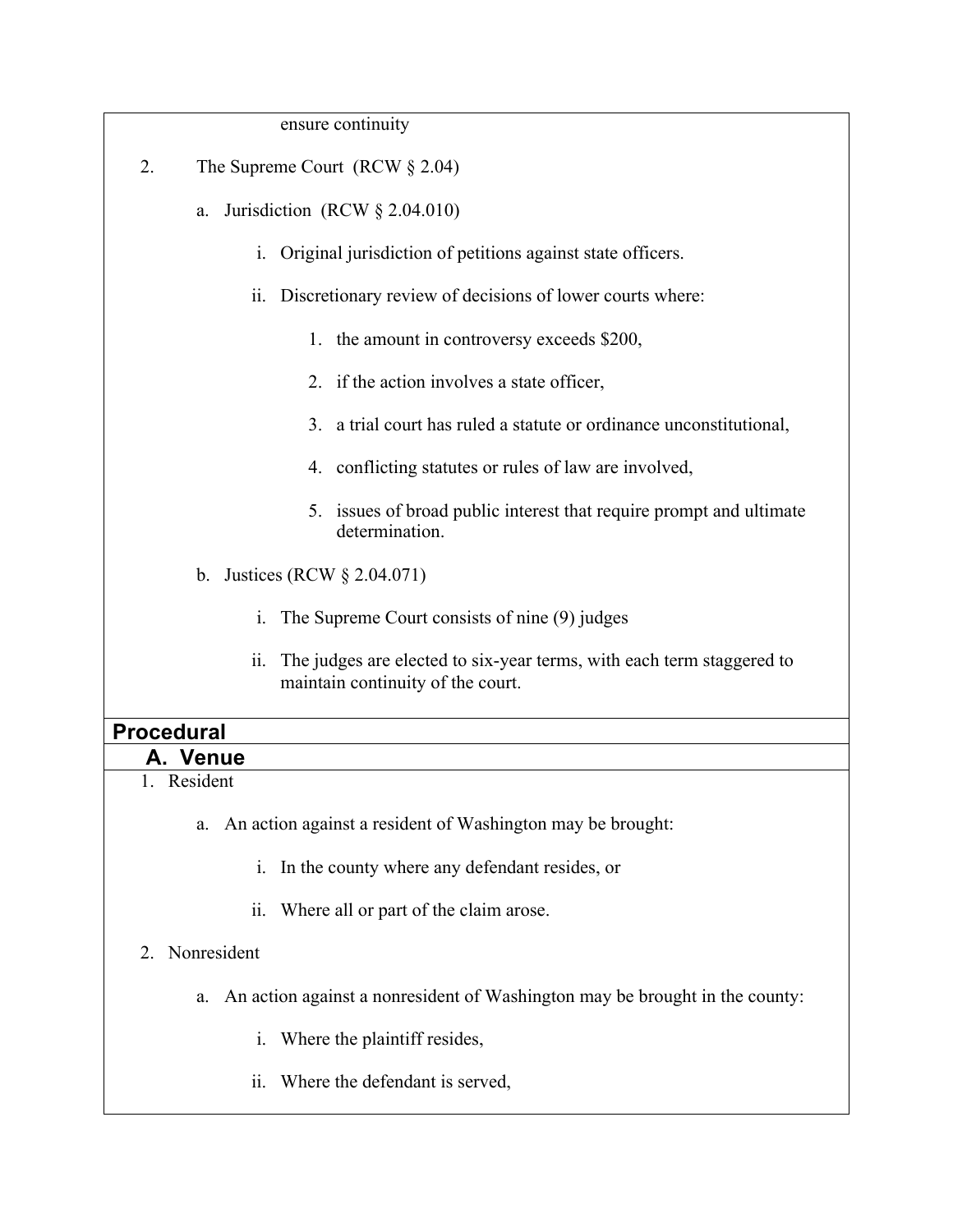ensure continuity

2. The Supreme Court (RCW § 2.04)

   a. Jurisdiction (RCW § 2.04.010)

      i. Original jurisdiction of petitions against state officers.

      ii. Discretionary review of decisions of lower courts where:

         1. the amount in controversy exceeds $200,

         2. if the action involves a state officer,

         3. a trial court has ruled a statute or ordinance unconstitutional,

         4. conflicting statutes or rules of law are involved,

         5. issues of broad public interest that require prompt and ultimate determination.

   b. Justices (RCW § 2.04.071)

      i. The Supreme Court consists of nine (9) judges

      ii. The judges are elected to six-year terms, with each term staggered to maintain continuity of the court.

## Procedural

### A. Venue

1. Resident

   a. An action against a resident of Washington may be brought:

      i. In the county where any defendant resides, or

      ii. Where all or part of the claim arose.

2. Nonresident

   a. An action against a nonresident of Washington may be brought in the county:

      i. Where the plaintiff resides,

      ii. Where the defendant is served,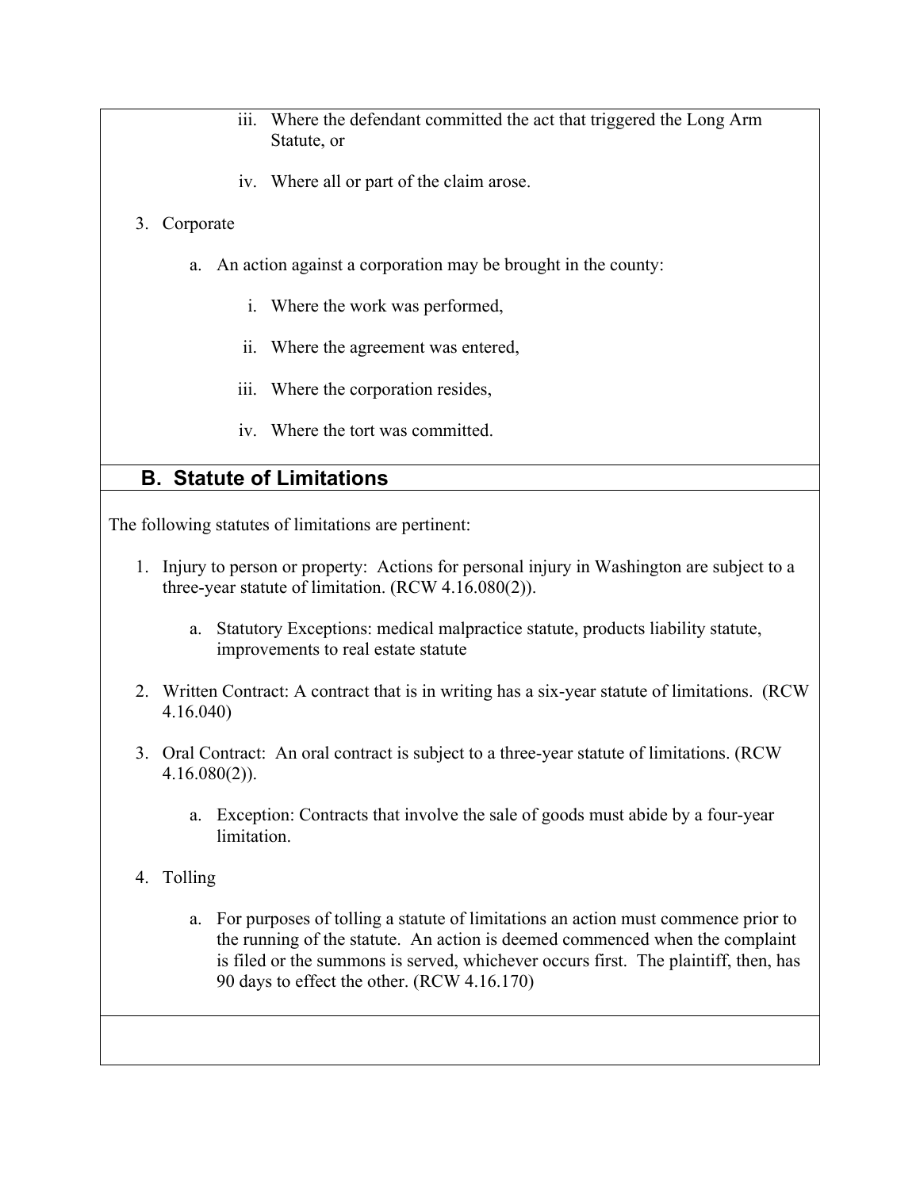iii. Where the defendant committed the act that triggered the Long Arm Statute, or

iv. Where all or part of the claim arose.

3. Corporate

   a. An action against a corporation may be brought in the county:

      i. Where the work was performed,

      ii. Where the agreement was entered,

      iii. Where the corporation resides,

      iv. Where the tort was committed.

## B. Statute of Limitations

The following statutes of limitations are pertinent:

1. Injury to person or property: Actions for personal injury in Washington are subject to a three-year statute of limitation. (RCW 4.16.080(2)).

   a. Statutory Exceptions: medical malpractice statute, products liability statute, improvements to real estate statute

2. Written Contract: A contract that is in writing has a six-year statute of limitations. (RCW 4.16.040)

3. Oral Contract: An oral contract is subject to a three-year statute of limitations. (RCW 4.16.080(2)).

   a. Exception: Contracts that involve the sale of goods must abide by a four-year limitation.

4. Tolling

   a. For purposes of tolling a statute of limitations an action must commence prior to the running of the statute. An action is deemed commenced when the complaint is filed or the summons is served, whichever occurs first. The plaintiff, then, has 90 days to effect the other. (RCW 4.16.170)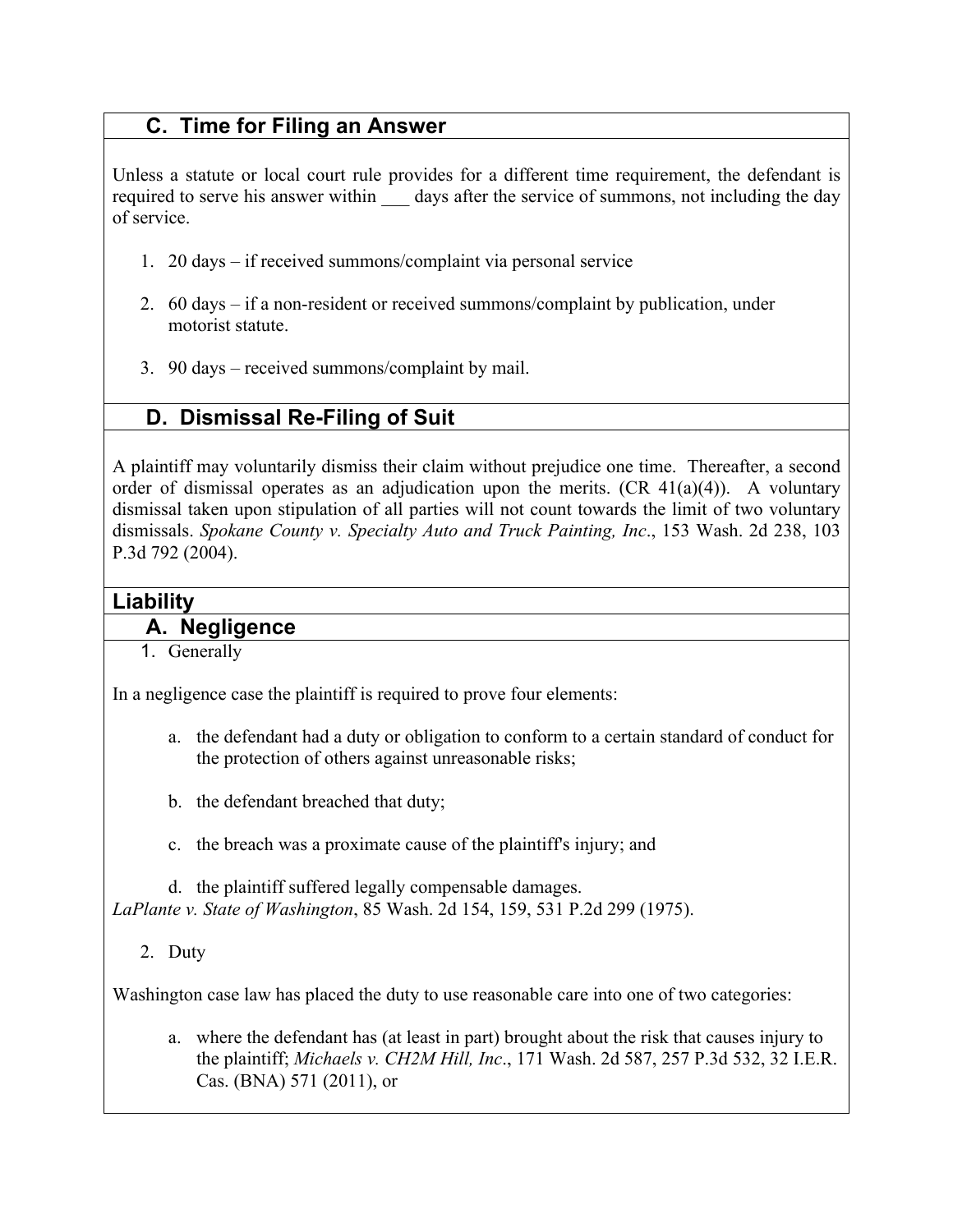### C. Time for Filing an Answer

Unless a statute or local court rule provides for a different time requirement, the defendant is required to serve his answer within ___ days after the service of summons, not including the day of service.

1. 20 days – if received summons/complaint via personal service

2. 60 days – if a non-resident or received summons/complaint by publication, under motorist statute.

3. 90 days – received summons/complaint by mail.

### D. Dismissal Re-Filing of Suit

A plaintiff may voluntarily dismiss their claim without prejudice one time. Thereafter, a second order of dismissal operates as an adjudication upon the merits. (CR 41(a)(4)). A voluntary dismissal taken upon stipulation of all parties will not count towards the limit of two voluntary dismissals. *Spokane County v. Specialty Auto and Truck Painting, Inc*., 153 Wash. 2d 238, 103 P.3d 792 (2004).

## Liability

### A. Negligence

1. Generally

In a negligence case the plaintiff is required to prove four elements:

a. the defendant had a duty or obligation to conform to a certain standard of conduct for the protection of others against unreasonable risks;

b. the defendant breached that duty;

c. the breach was a proximate cause of the plaintiff's injury; and

d. the plaintiff suffered legally compensable damages.

*LaPlante v. State of Washington*, 85 Wash. 2d 154, 159, 531 P.2d 299 (1975).

2. Duty

Washington case law has placed the duty to use reasonable care into one of two categories:

a. where the defendant has (at least in part) brought about the risk that causes injury to the plaintiff; *Michaels v. CH2M Hill, Inc*., 171 Wash. 2d 587, 257 P.3d 532, 32 I.E.R. Cas. (BNA) 571 (2011), or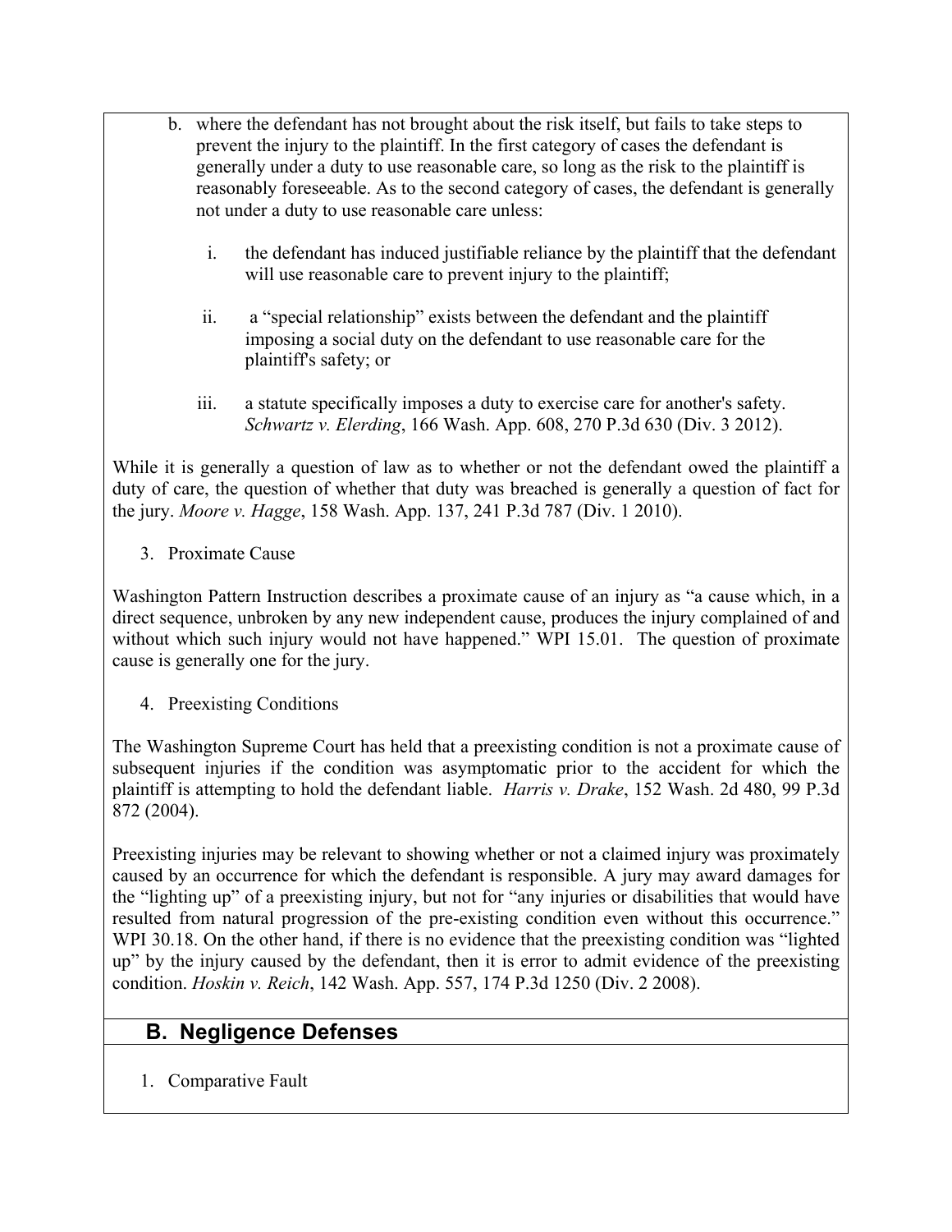b. where the defendant has not brought about the risk itself, but fails to take steps to prevent the injury to the plaintiff. In the first category of cases the defendant is generally under a duty to use reasonable care, so long as the risk to the plaintiff is reasonably foreseeable. As to the second category of cases, the defendant is generally not under a duty to use reasonable care unless:

   i. the defendant has induced justifiable reliance by the plaintiff that the defendant will use reasonable care to prevent injury to the plaintiff;

   ii. a "special relationship" exists between the defendant and the plaintiff imposing a social duty on the defendant to use reasonable care for the plaintiff's safety; or

   iii. a statute specifically imposes a duty to exercise care for another's safety. *Schwartz v. Elerding*, 166 Wash. App. 608, 270 P.3d 630 (Div. 3 2012).

While it is generally a question of law as to whether or not the defendant owed the plaintiff a duty of care, the question of whether that duty was breached is generally a question of fact for the jury. *Moore v. Hagge*, 158 Wash. App. 137, 241 P.3d 787 (Div. 1 2010).

3. Proximate Cause

Washington Pattern Instruction describes a proximate cause of an injury as "a cause which, in a direct sequence, unbroken by any new independent cause, produces the injury complained of and without which such injury would not have happened." WPI 15.01. The question of proximate cause is generally one for the jury.

4. Preexisting Conditions

The Washington Supreme Court has held that a preexisting condition is not a proximate cause of subsequent injuries if the condition was asymptomatic prior to the accident for which the plaintiff is attempting to hold the defendant liable. *Harris v. Drake*, 152 Wash. 2d 480, 99 P.3d 872 (2004).

Preexisting injuries may be relevant to showing whether or not a claimed injury was proximately caused by an occurrence for which the defendant is responsible. A jury may award damages for the "lighting up" of a preexisting injury, but not for "any injuries or disabilities that would have resulted from natural progression of the pre-existing condition even without this occurrence." WPI 30.18. On the other hand, if there is no evidence that the preexisting condition was "lighted up" by the injury caused by the defendant, then it is error to admit evidence of the preexisting condition. *Hoskin v. Reich*, 142 Wash. App. 557, 174 P.3d 1250 (Div. 2 2008).

## B. Negligence Defenses

1. Comparative Fault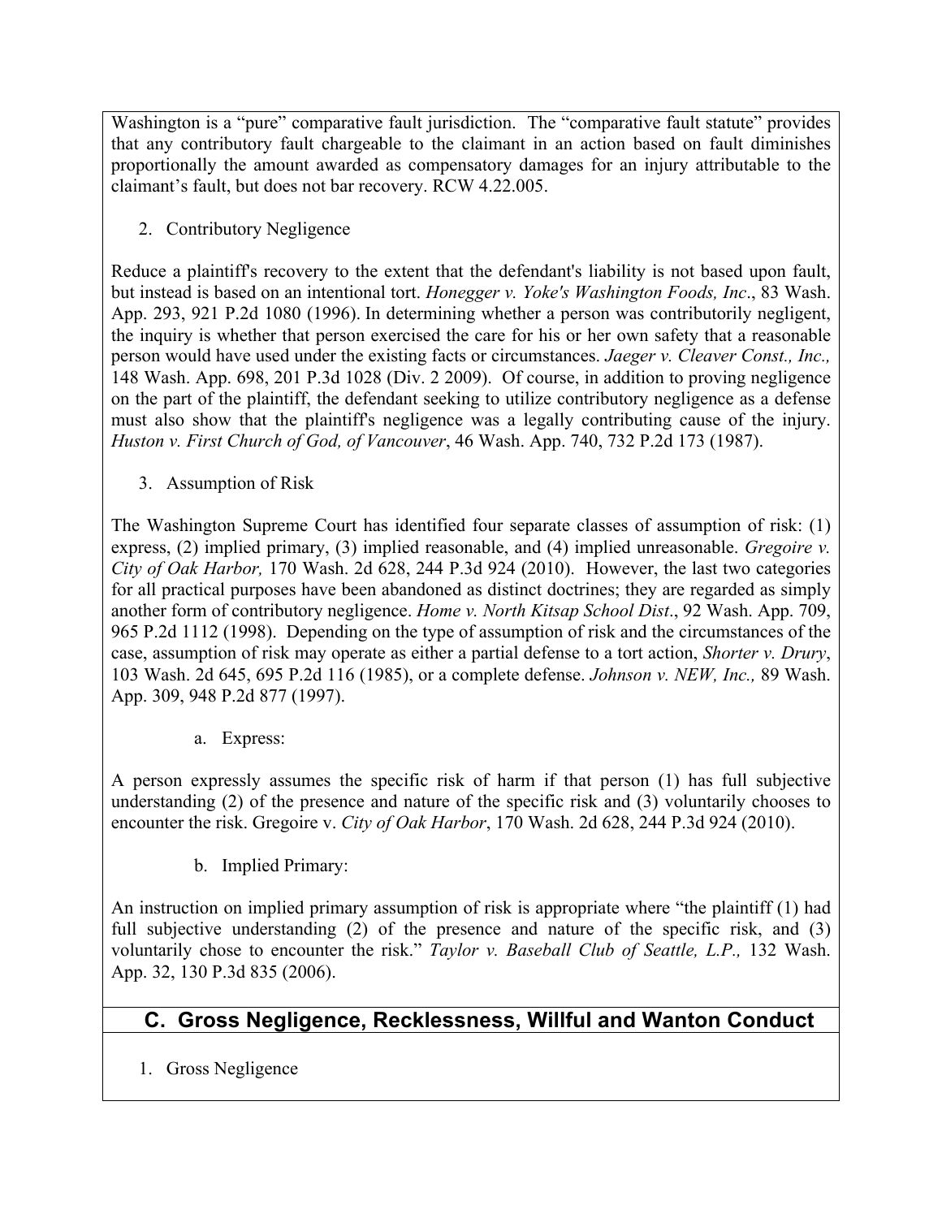Washington is a "pure" comparative fault jurisdiction. The "comparative fault statute" provides that any contributory fault chargeable to the claimant in an action based on fault diminishes proportionally the amount awarded as compensatory damages for an injury attributable to the claimant's fault, but does not bar recovery. RCW 4.22.005.

2. Contributory Negligence

Reduce a plaintiff's recovery to the extent that the defendant's liability is not based upon fault, but instead is based on an intentional tort. *Honegger v. Yoke's Washington Foods, Inc*., 83 Wash. App. 293, 921 P.2d 1080 (1996). In determining whether a person was contributorily negligent, the inquiry is whether that person exercised the care for his or her own safety that a reasonable person would have used under the existing facts or circumstances. *Jaeger v. Cleaver Const., Inc.,* 148 Wash. App. 698, 201 P.3d 1028 (Div. 2 2009). Of course, in addition to proving negligence on the part of the plaintiff, the defendant seeking to utilize contributory negligence as a defense must also show that the plaintiff's negligence was a legally contributing cause of the injury. *Huston v. First Church of God, of Vancouver*, 46 Wash. App. 740, 732 P.2d 173 (1987).

3. Assumption of Risk

The Washington Supreme Court has identified four separate classes of assumption of risk: (1) express, (2) implied primary, (3) implied reasonable, and (4) implied unreasonable. *Gregoire v. City of Oak Harbor,* 170 Wash. 2d 628, 244 P.3d 924 (2010). However, the last two categories for all practical purposes have been abandoned as distinct doctrines; they are regarded as simply another form of contributory negligence. *Home v. North Kitsap School Dist*., 92 Wash. App. 709, 965 P.2d 1112 (1998). Depending on the type of assumption of risk and the circumstances of the case, assumption of risk may operate as either a partial defense to a tort action, *Shorter v. Drury*, 103 Wash. 2d 645, 695 P.2d 116 (1985), or a complete defense. *Johnson v. NEW, Inc.,* 89 Wash. App. 309, 948 P.2d 877 (1997).

a. Express:

A person expressly assumes the specific risk of harm if that person (1) has full subjective understanding (2) of the presence and nature of the specific risk and (3) voluntarily chooses to encounter the risk. Gregoire v. *City of Oak Harbor*, 170 Wash. 2d 628, 244 P.3d 924 (2010).

b. Implied Primary:

An instruction on implied primary assumption of risk is appropriate where "the plaintiff (1) had full subjective understanding (2) of the presence and nature of the specific risk, and (3) voluntarily chose to encounter the risk." *Taylor v. Baseball Club of Seattle, L.P.,* 132 Wash. App. 32, 130 P.3d 835 (2006).

## C. Gross Negligence, Recklessness, Willful and Wanton Conduct

1. Gross Negligence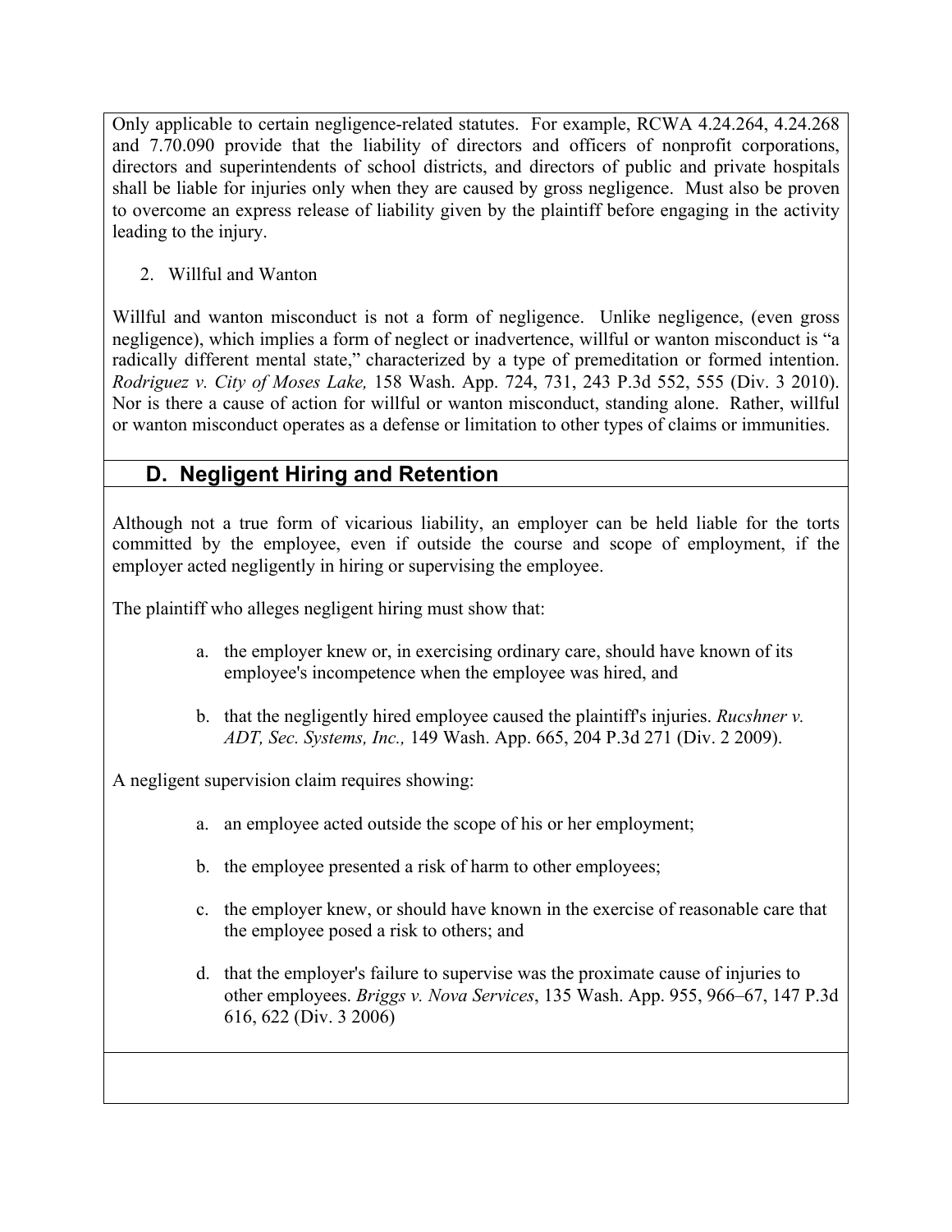Only applicable to certain negligence-related statutes. For example, RCWA 4.24.264, 4.24.268 and 7.70.090 provide that the liability of directors and officers of nonprofit corporations, directors and superintendents of school districts, and directors of public and private hospitals shall be liable for injuries only when they are caused by gross negligence. Must also be proven to overcome an express release of liability given by the plaintiff before engaging in the activity leading to the injury.

2. Willful and Wanton

Willful and wanton misconduct is not a form of negligence. Unlike negligence, (even gross negligence), which implies a form of neglect or inadvertence, willful or wanton misconduct is "a radically different mental state," characterized by a type of premeditation or formed intention. *Rodriguez v. City of Moses Lake,* 158 Wash. App. 724, 731, 243 P.3d 552, 555 (Div. 3 2010). Nor is there a cause of action for willful or wanton misconduct, standing alone. Rather, willful or wanton misconduct operates as a defense or limitation to other types of claims or immunities.

## D. Negligent Hiring and Retention

Although not a true form of vicarious liability, an employer can be held liable for the torts committed by the employee, even if outside the course and scope of employment, if the employer acted negligently in hiring or supervising the employee.

The plaintiff who alleges negligent hiring must show that:

a. the employer knew or, in exercising ordinary care, should have known of its employee's incompetence when the employee was hired, and

b. that the negligently hired employee caused the plaintiff's injuries. *Rucshner v. ADT, Sec. Systems, Inc.,* 149 Wash. App. 665, 204 P.3d 271 (Div. 2 2009).

A negligent supervision claim requires showing:

a. an employee acted outside the scope of his or her employment;

b. the employee presented a risk of harm to other employees;

c. the employer knew, or should have known in the exercise of reasonable care that the employee posed a risk to others; and

d. that the employer's failure to supervise was the proximate cause of injuries to other employees. *Briggs v. Nova Services*, 135 Wash. App. 955, 966–67, 147 P.3d 616, 622 (Div. 3 2006)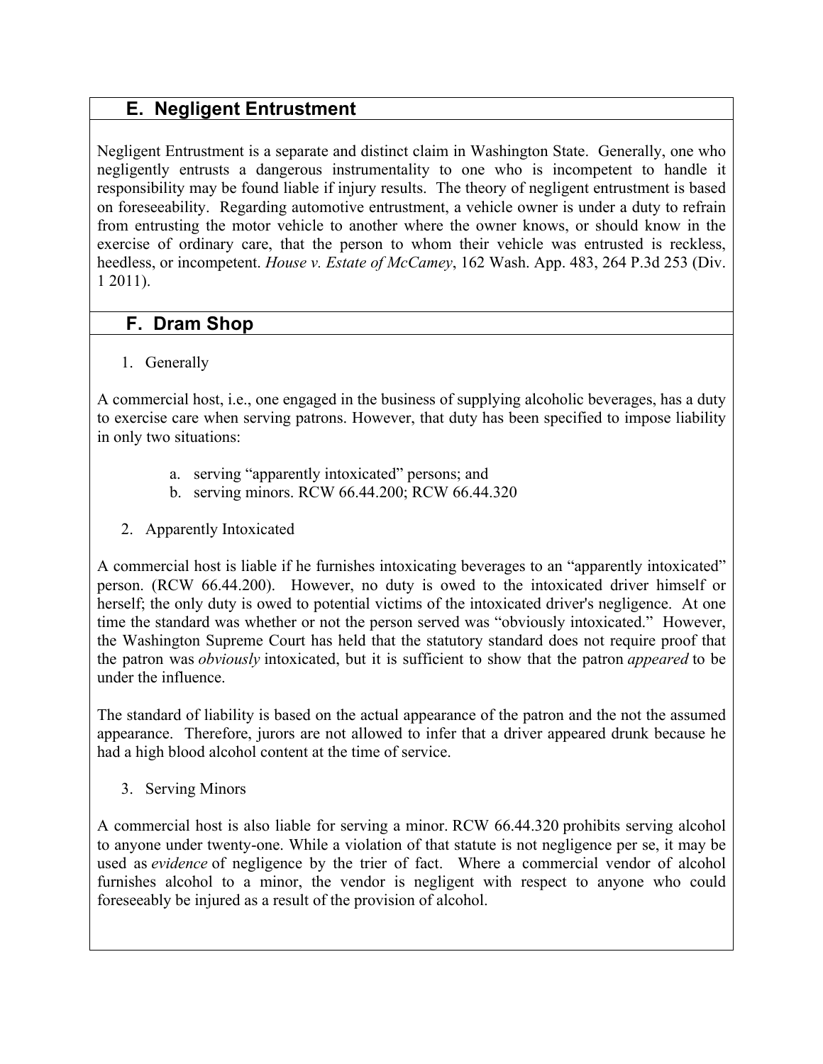## E. Negligent Entrustment

Negligent Entrustment is a separate and distinct claim in Washington State. Generally, one who negligently entrusts a dangerous instrumentality to one who is incompetent to handle it responsibility may be found liable if injury results. The theory of negligent entrustment is based on foreseeability. Regarding automotive entrustment, a vehicle owner is under a duty to refrain from entrusting the motor vehicle to another where the owner knows, or should know in the exercise of ordinary care, that the person to whom their vehicle was entrusted is reckless, heedless, or incompetent. *House v. Estate of McCamey*, 162 Wash. App. 483, 264 P.3d 253 (Div. 1 2011).

## F. Dram Shop

1. Generally

A commercial host, i.e., one engaged in the business of supplying alcoholic beverages, has a duty to exercise care when serving patrons. However, that duty has been specified to impose liability in only two situations:

a. serving "apparently intoxicated" persons; and
b. serving minors. RCW 66.44.200; RCW 66.44.320

2. Apparently Intoxicated

A commercial host is liable if he furnishes intoxicating beverages to an "apparently intoxicated" person. (RCW 66.44.200). However, no duty is owed to the intoxicated driver himself or herself; the only duty is owed to potential victims of the intoxicated driver's negligence. At one time the standard was whether or not the person served was "obviously intoxicated." However, the Washington Supreme Court has held that the statutory standard does not require proof that the patron was *obviously* intoxicated, but it is sufficient to show that the patron *appeared* to be under the influence.

The standard of liability is based on the actual appearance of the patron and the not the assumed appearance. Therefore, jurors are not allowed to infer that a driver appeared drunk because he had a high blood alcohol content at the time of service.

3. Serving Minors

A commercial host is also liable for serving a minor. RCW 66.44.320 prohibits serving alcohol to anyone under twenty-one. While a violation of that statute is not negligence per se, it may be used as *evidence* of negligence by the trier of fact. Where a commercial vendor of alcohol furnishes alcohol to a minor, the vendor is negligent with respect to anyone who could foreseeably be injured as a result of the provision of alcohol.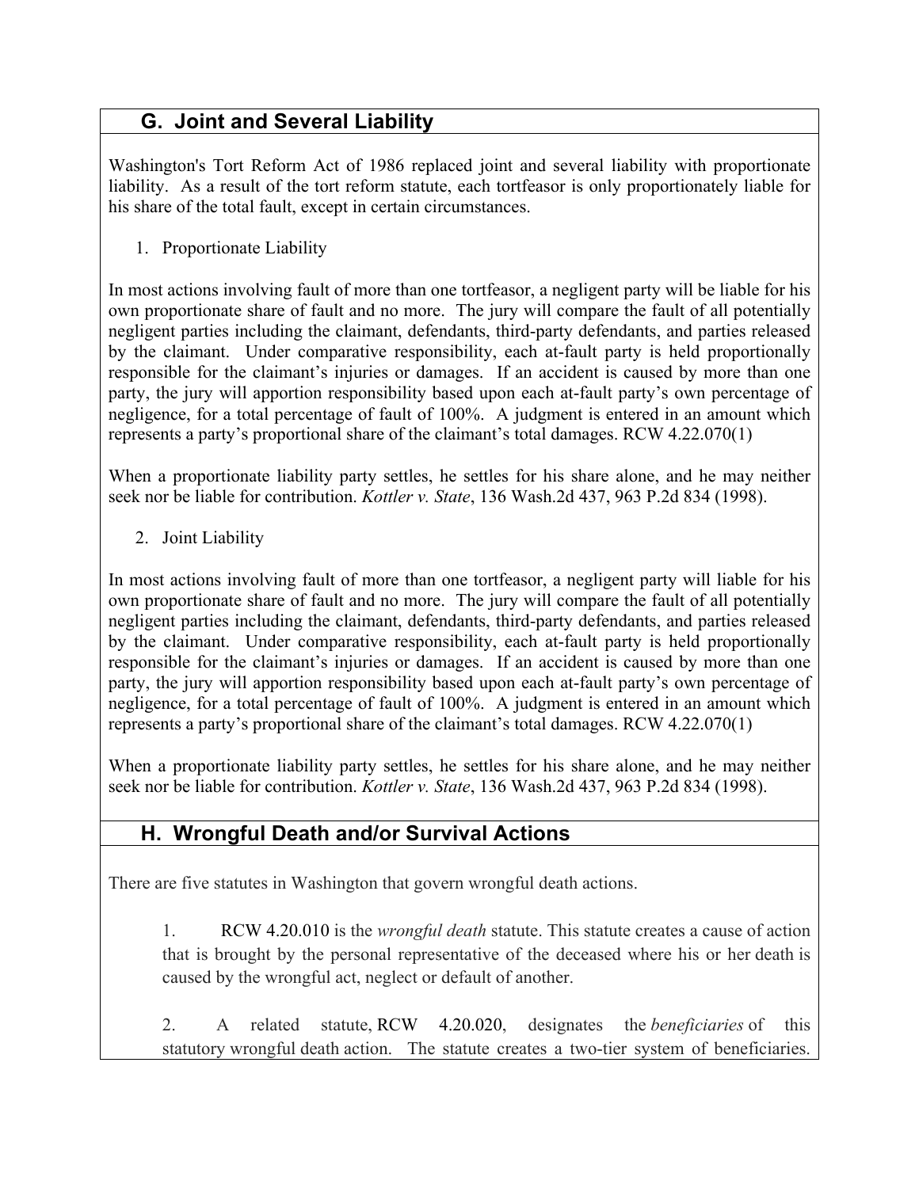## G. Joint and Several Liability

Washington's Tort Reform Act of 1986 replaced joint and several liability with proportionate liability. As a result of the tort reform statute, each tortfeasor is only proportionately liable for his share of the total fault, except in certain circumstances.

1. Proportionate Liability

In most actions involving fault of more than one tortfeasor, a negligent party will be liable for his own proportionate share of fault and no more. The jury will compare the fault of all potentially negligent parties including the claimant, defendants, third-party defendants, and parties released by the claimant. Under comparative responsibility, each at-fault party is held proportionally responsible for the claimant's injuries or damages. If an accident is caused by more than one party, the jury will apportion responsibility based upon each at-fault party's own percentage of negligence, for a total percentage of fault of 100%. A judgment is entered in an amount which represents a party's proportional share of the claimant's total damages. RCW 4.22.070(1)

When a proportionate liability party settles, he settles for his share alone, and he may neither seek nor be liable for contribution. *Kottler v. State*, 136 Wash.2d 437, 963 P.2d 834 (1998).

2. Joint Liability

In most actions involving fault of more than one tortfeasor, a negligent party will liable for his own proportionate share of fault and no more. The jury will compare the fault of all potentially negligent parties including the claimant, defendants, third-party defendants, and parties released by the claimant. Under comparative responsibility, each at-fault party is held proportionally responsible for the claimant's injuries or damages. If an accident is caused by more than one party, the jury will apportion responsibility based upon each at-fault party's own percentage of negligence, for a total percentage of fault of 100%. A judgment is entered in an amount which represents a party's proportional share of the claimant's total damages. RCW 4.22.070(1)

When a proportionate liability party settles, he settles for his share alone, and he may neither seek nor be liable for contribution. *Kottler v. State*, 136 Wash.2d 437, 963 P.2d 834 (1998).

## H. Wrongful Death and/or Survival Actions

There are five statutes in Washington that govern wrongful death actions.

1. RCW 4.20.010 is the *wrongful death* statute. This statute creates a cause of action that is brought by the personal representative of the deceased where his or her death is caused by the wrongful act, neglect or default of another.

2. A related statute, RCW 4.20.020, designates the *beneficiaries* of this statutory wrongful death action. The statute creates a two-tier system of beneficiaries.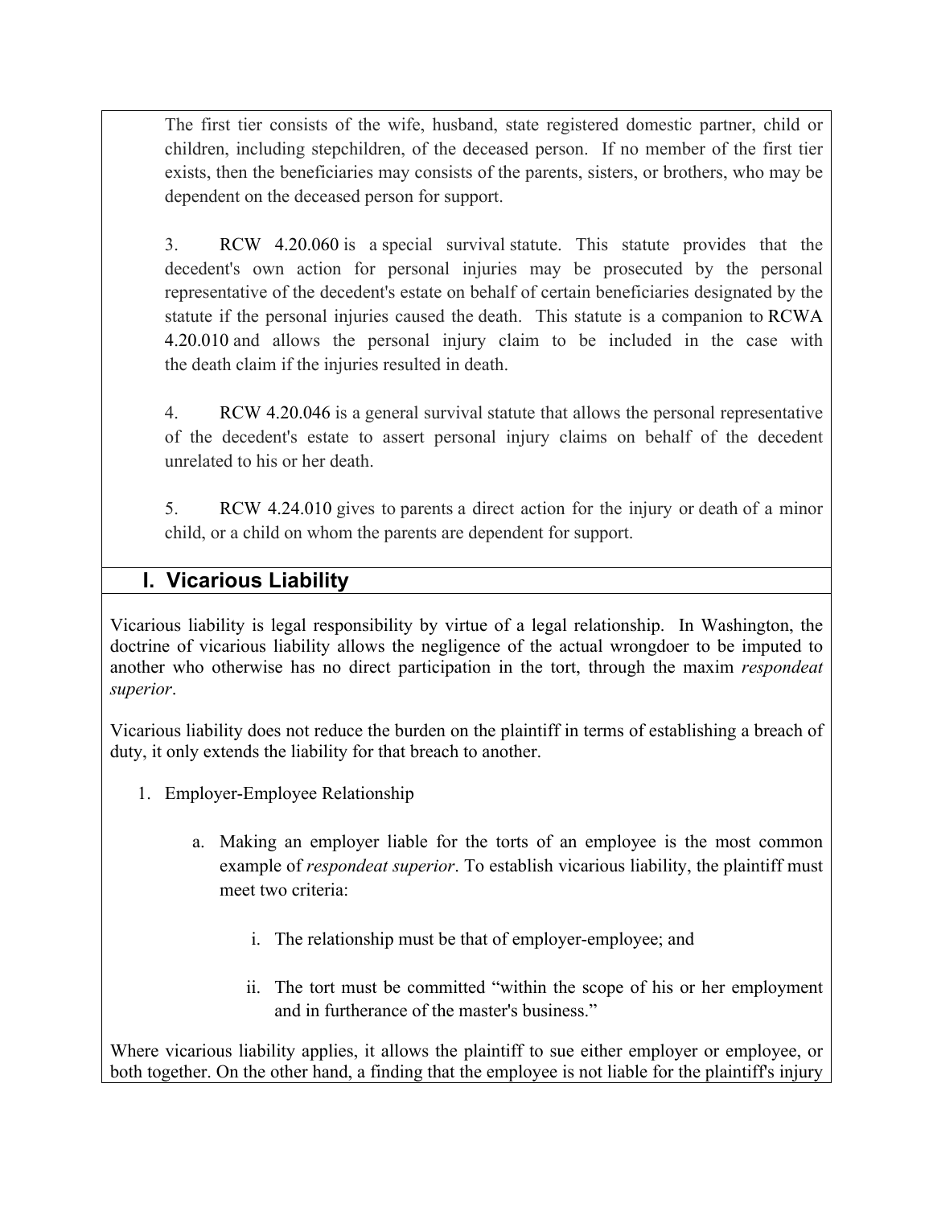The first tier consists of the wife, husband, state registered domestic partner, child or children, including stepchildren, of the deceased person. If no member of the first tier exists, then the beneficiaries may consists of the parents, sisters, or brothers, who may be dependent on the deceased person for support.

3. RCW 4.20.060 is a special survival statute. This statute provides that the decedent's own action for personal injuries may be prosecuted by the personal representative of the decedent's estate on behalf of certain beneficiaries designated by the statute if the personal injuries caused the death. This statute is a companion to RCWA 4.20.010 and allows the personal injury claim to be included in the case with the death claim if the injuries resulted in death.

4. RCW 4.20.046 is a general survival statute that allows the personal representative of the decedent's estate to assert personal injury claims on behalf of the decedent unrelated to his or her death.

5. RCW 4.24.010 gives to parents a direct action for the injury or death of a minor child, or a child on whom the parents are dependent for support.

## I. Vicarious Liability

Vicarious liability is legal responsibility by virtue of a legal relationship. In Washington, the doctrine of vicarious liability allows the negligence of the actual wrongdoer to be imputed to another who otherwise has no direct participation in the tort, through the maxim *respondeat superior*.

Vicarious liability does not reduce the burden on the plaintiff in terms of establishing a breach of duty, it only extends the liability for that breach to another.

1. Employer-Employee Relationship

   a. Making an employer liable for the torts of an employee is the most common example of *respondeat superior*. To establish vicarious liability, the plaintiff must meet two criteria:

      i. The relationship must be that of employer-employee; and

      ii. The tort must be committed "within the scope of his or her employment and in furtherance of the master's business."

Where vicarious liability applies, it allows the plaintiff to sue either employer or employee, or both together. On the other hand, a finding that the employee is not liable for the plaintiff's injury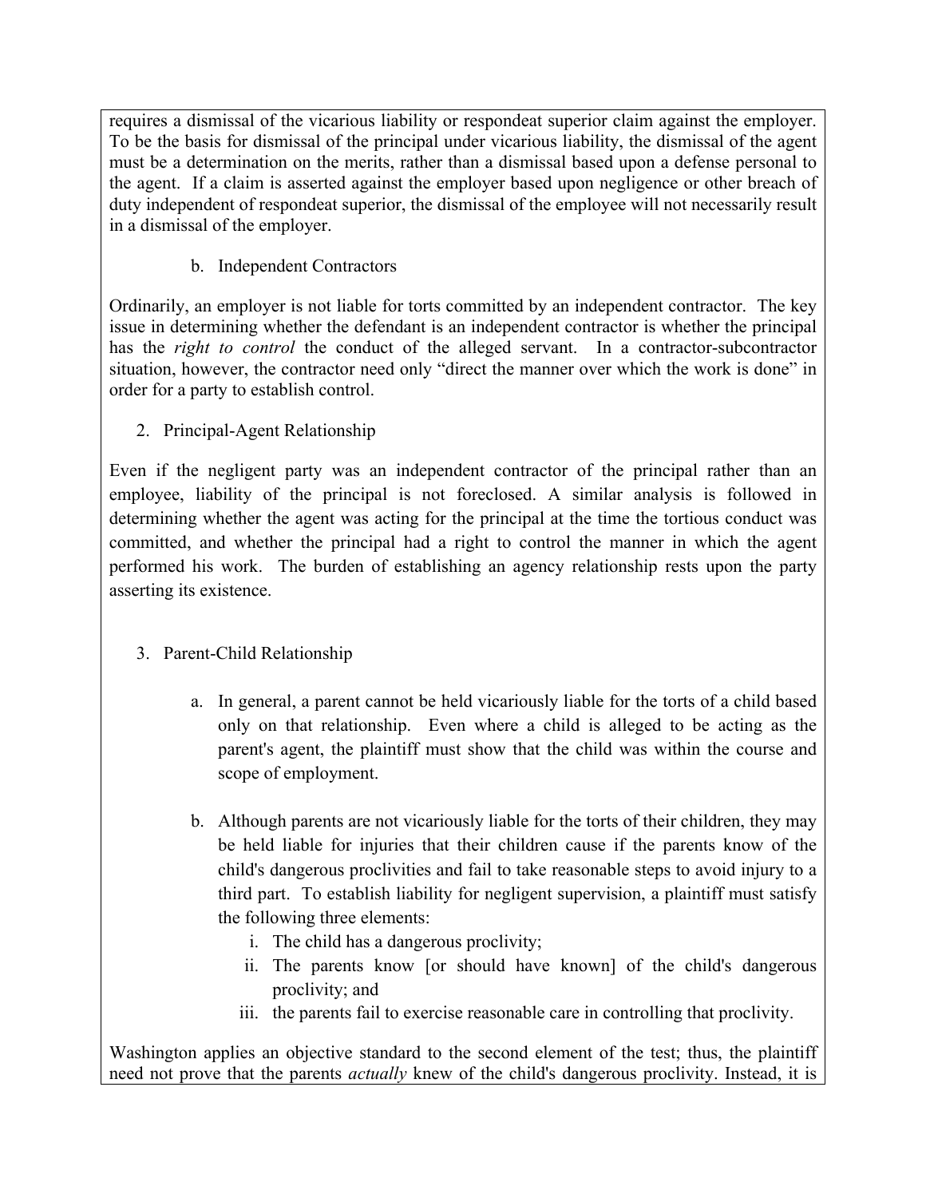requires a dismissal of the vicarious liability or respondeat superior claim against the employer. To be the basis for dismissal of the principal under vicarious liability, the dismissal of the agent must be a determination on the merits, rather than a dismissal based upon a defense personal to the agent. If a claim is asserted against the employer based upon negligence or other breach of duty independent of respondeat superior, the dismissal of the employee will not necessarily result in a dismissal of the employer.

b. Independent Contractors

Ordinarily, an employer is not liable for torts committed by an independent contractor. The key issue in determining whether the defendant is an independent contractor is whether the principal has the *right to control* the conduct of the alleged servant. In a contractor-subcontractor situation, however, the contractor need only "direct the manner over which the work is done" in order for a party to establish control.

2. Principal-Agent Relationship

Even if the negligent party was an independent contractor of the principal rather than an employee, liability of the principal is not foreclosed. A similar analysis is followed in determining whether the agent was acting for the principal at the time the tortious conduct was committed, and whether the principal had a right to control the manner in which the agent performed his work. The burden of establishing an agency relationship rests upon the party asserting its existence.

3. Parent-Child Relationship

a. In general, a parent cannot be held vicariously liable for the torts of a child based only on that relationship. Even where a child is alleged to be acting as the parent's agent, the plaintiff must show that the child was within the course and scope of employment.

b. Although parents are not vicariously liable for the torts of their children, they may be held liable for injuries that their children cause if the parents know of the child's dangerous proclivities and fail to take reasonable steps to avoid injury to a third part. To establish liability for negligent supervision, a plaintiff must satisfy the following three elements:

   i. The child has a dangerous proclivity;
   ii. The parents know [or should have known] of the child's dangerous proclivity; and
   iii. the parents fail to exercise reasonable care in controlling that proclivity.

Washington applies an objective standard to the second element of the test; thus, the plaintiff need not prove that the parents *actually* knew of the child's dangerous proclivity. Instead, it is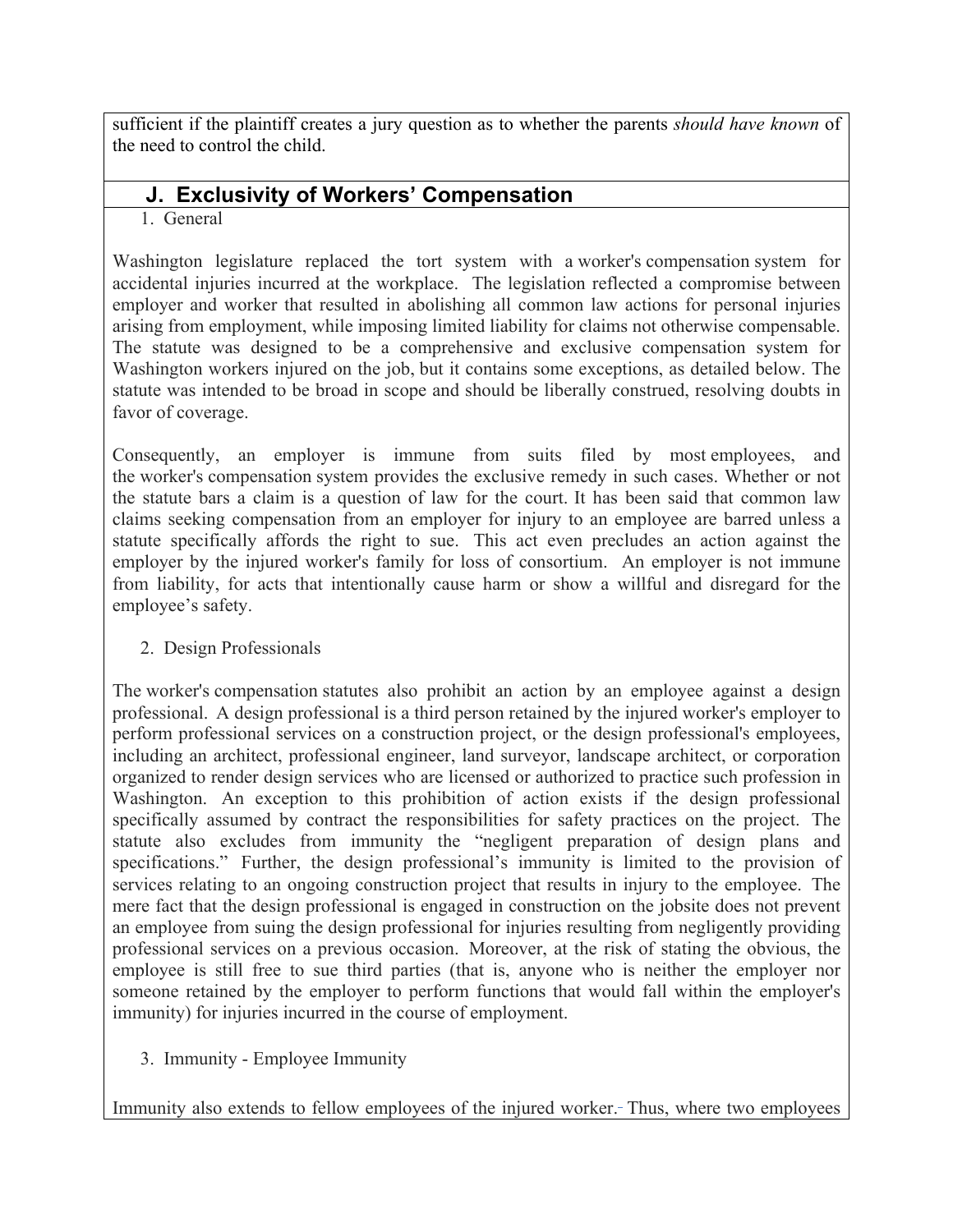sufficient if the plaintiff creates a jury question as to whether the parents *should have known* of the need to control the child.

## J. Exclusivity of Workers' Compensation

1. General

Washington legislature replaced the tort system with a worker's compensation system for accidental injuries incurred at the workplace. The legislation reflected a compromise between employer and worker that resulted in abolishing all common law actions for personal injuries arising from employment, while imposing limited liability for claims not otherwise compensable. The statute was designed to be a comprehensive and exclusive compensation system for Washington workers injured on the job, but it contains some exceptions, as detailed below. The statute was intended to be broad in scope and should be liberally construed, resolving doubts in favor of coverage.

Consequently, an employer is immune from suits filed by most employees, and the worker's compensation system provides the exclusive remedy in such cases. Whether or not the statute bars a claim is a question of law for the court. It has been said that common law claims seeking compensation from an employer for injury to an employee are barred unless a statute specifically affords the right to sue. This act even precludes an action against the employer by the injured worker's family for loss of consortium. An employer is not immune from liability, for acts that intentionally cause harm or show a willful and disregard for the employee's safety.

2. Design Professionals

The worker's compensation statutes also prohibit an action by an employee against a design professional. A design professional is a third person retained by the injured worker's employer to perform professional services on a construction project, or the design professional's employees, including an architect, professional engineer, land surveyor, landscape architect, or corporation organized to render design services who are licensed or authorized to practice such profession in Washington. An exception to this prohibition of action exists if the design professional specifically assumed by contract the responsibilities for safety practices on the project. The statute also excludes from immunity the "negligent preparation of design plans and specifications." Further, the design professional's immunity is limited to the provision of services relating to an ongoing construction project that results in injury to the employee. The mere fact that the design professional is engaged in construction on the jobsite does not prevent an employee from suing the design professional for injuries resulting from negligently providing professional services on a previous occasion. Moreover, at the risk of stating the obvious, the employee is still free to sue third parties (that is, anyone who is neither the employer nor someone retained by the employer to perform functions that would fall within the employer's immunity) for injuries incurred in the course of employment.

3. Immunity - Employee Immunity

Immunity also extends to fellow employees of the injured worker. Thus, where two employees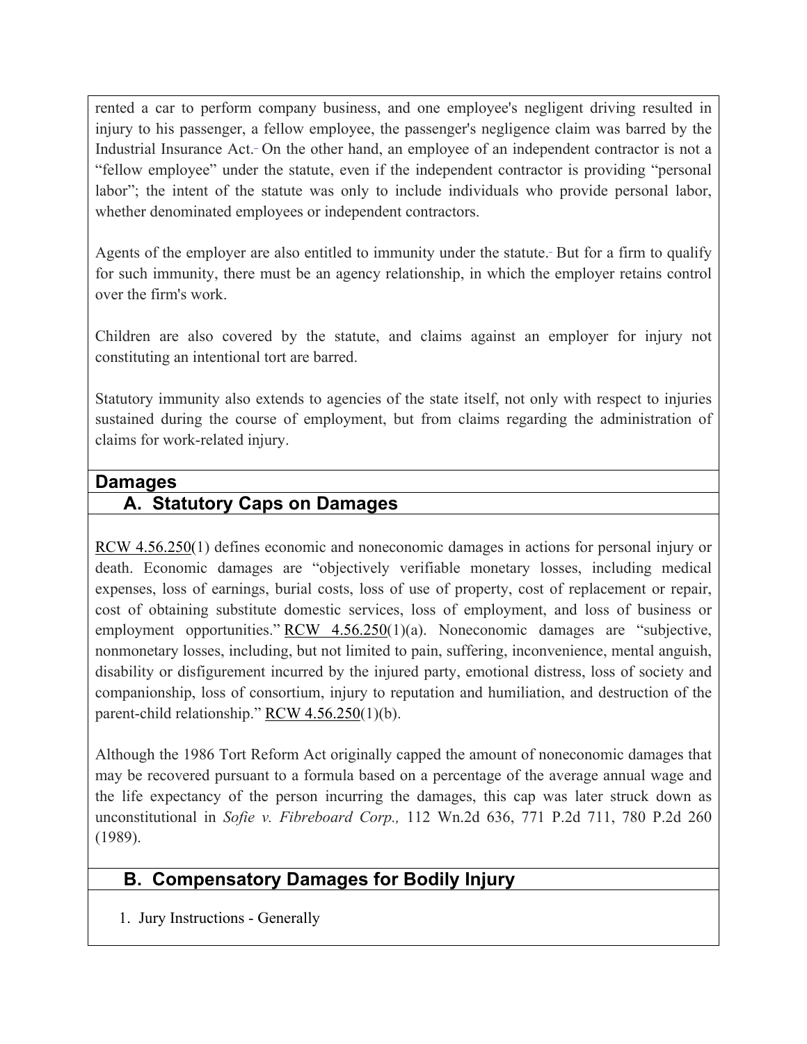rented a car to perform company business, and one employee's negligent driving resulted in injury to his passenger, a fellow employee, the passenger's negligence claim was barred by the Industrial Insurance Act. On the other hand, an employee of an independent contractor is not a "fellow employee" under the statute, even if the independent contractor is providing "personal labor"; the intent of the statute was only to include individuals who provide personal labor, whether denominated employees or independent contractors.

Agents of the employer are also entitled to immunity under the statute. But for a firm to qualify for such immunity, there must be an agency relationship, in which the employer retains control over the firm's work.

Children are also covered by the statute, and claims against an employer for injury not constituting an intentional tort are barred.

Statutory immunity also extends to agencies of the state itself, not only with respect to injuries sustained during the course of employment, but from claims regarding the administration of claims for work-related injury.

## Damages

### A. Statutory Caps on Damages

RCW 4.56.250(1) defines economic and noneconomic damages in actions for personal injury or death. Economic damages are "objectively verifiable monetary losses, including medical expenses, loss of earnings, burial costs, loss of use of property, cost of replacement or repair, cost of obtaining substitute domestic services, loss of employment, and loss of business or employment opportunities." RCW 4.56.250(1)(a). Noneconomic damages are "subjective, nonmonetary losses, including, but not limited to pain, suffering, inconvenience, mental anguish, disability or disfigurement incurred by the injured party, emotional distress, loss of society and companionship, loss of consortium, injury to reputation and humiliation, and destruction of the parent-child relationship." RCW 4.56.250(1)(b).

Although the 1986 Tort Reform Act originally capped the amount of noneconomic damages that may be recovered pursuant to a formula based on a percentage of the average annual wage and the life expectancy of the person incurring the damages, this cap was later struck down as unconstitutional in *Sofie v. Fibreboard Corp.,* 112 Wn.2d 636, 771 P.2d 711, 780 P.2d 260 (1989).

### B. Compensatory Damages for Bodily Injury

1. Jury Instructions - Generally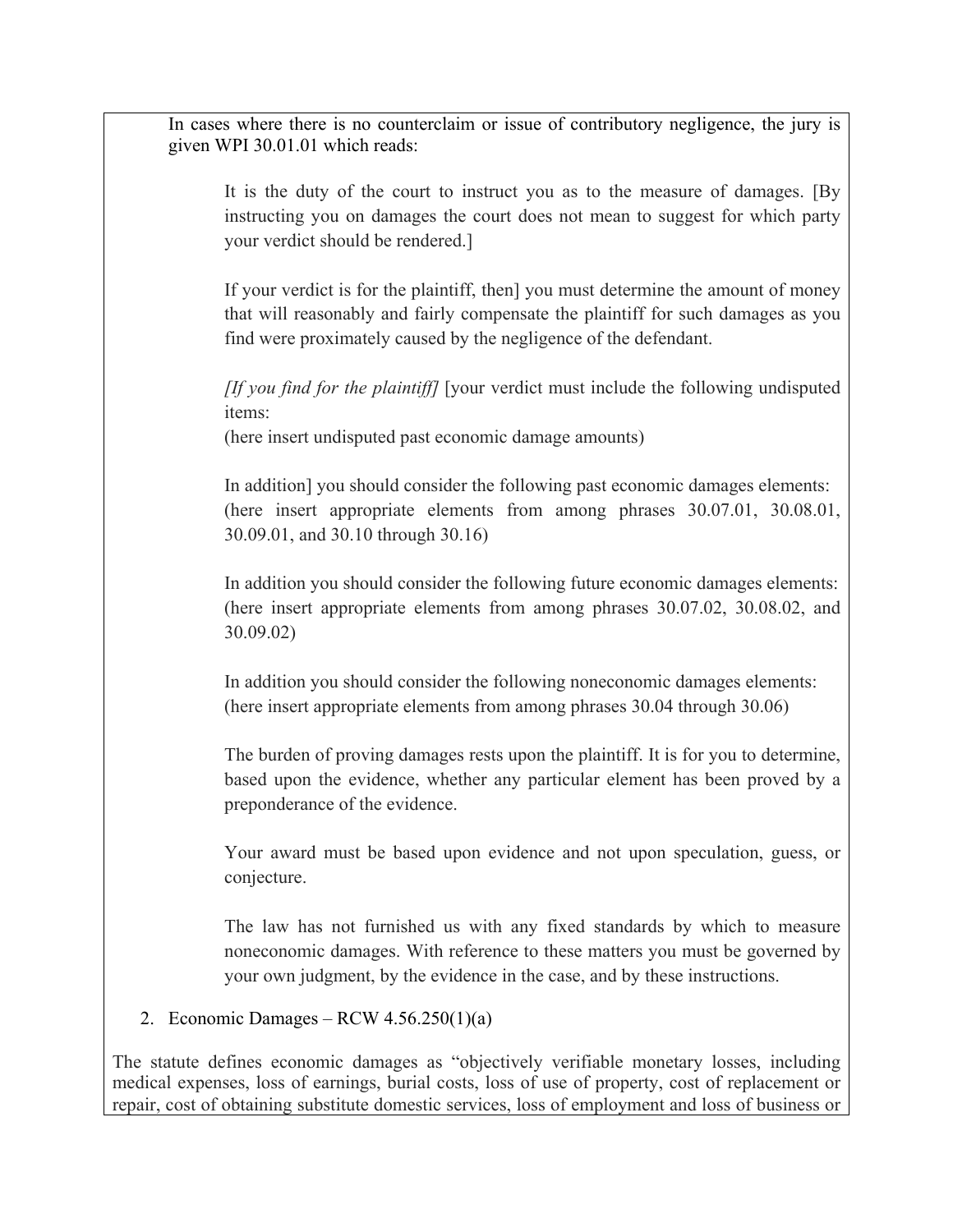In cases where there is no counterclaim or issue of contributory negligence, the jury is given WPI 30.01.01 which reads:

> It is the duty of the court to instruct you as to the measure of damages. [By instructing you on damages the court does not mean to suggest for which party your verdict should be rendered.]
>
> If your verdict is for the plaintiff, then] you must determine the amount of money that will reasonably and fairly compensate the plaintiff for such damages as you find were proximately caused by the negligence of the defendant.
>
> *[If you find for the plaintiff]* [your verdict must include the following undisputed items:
> (here insert undisputed past economic damage amounts)
>
> In addition] you should consider the following past economic damages elements:
> (here insert appropriate elements from among phrases 30.07.01, 30.08.01, 30.09.01, and 30.10 through 30.16)
>
> In addition you should consider the following future economic damages elements:
> (here insert appropriate elements from among phrases 30.07.02, 30.08.02, and 30.09.02)
>
> In addition you should consider the following noneconomic damages elements:
> (here insert appropriate elements from among phrases 30.04 through 30.06)
>
> The burden of proving damages rests upon the plaintiff. It is for you to determine, based upon the evidence, whether any particular element has been proved by a preponderance of the evidence.
>
> Your award must be based upon evidence and not upon speculation, guess, or conjecture.
>
> The law has not furnished us with any fixed standards by which to measure noneconomic damages. With reference to these matters you must be governed by your own judgment, by the evidence in the case, and by these instructions.

2. Economic Damages – RCW 4.56.250(1)(a)

The statute defines economic damages as "objectively verifiable monetary losses, including medical expenses, loss of earnings, burial costs, loss of use of property, cost of replacement or repair, cost of obtaining substitute domestic services, loss of employment and loss of business or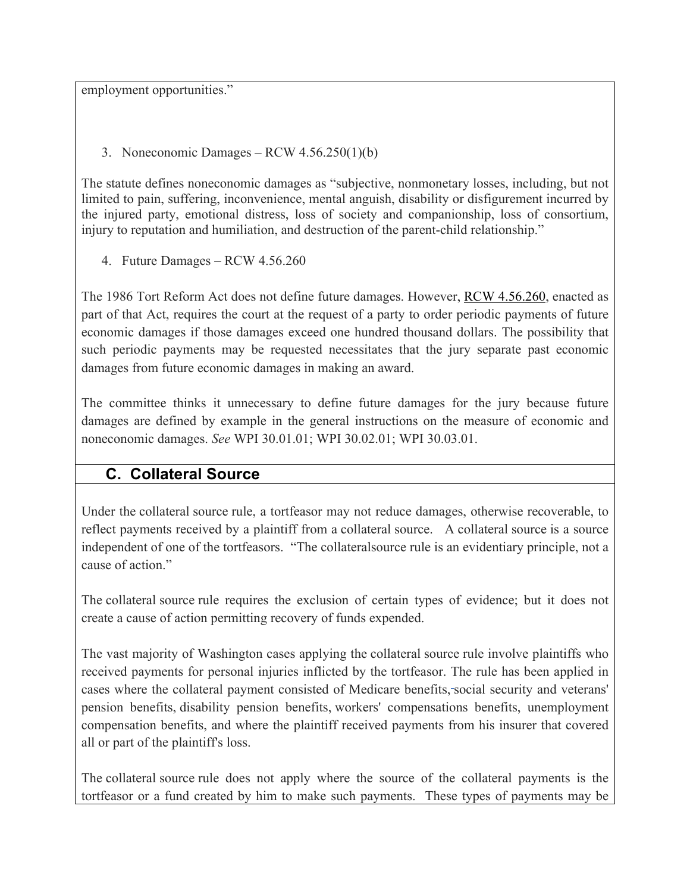employment opportunities."

3. Noneconomic Damages – RCW 4.56.250(1)(b)

The statute defines noneconomic damages as "subjective, nonmonetary losses, including, but not limited to pain, suffering, inconvenience, mental anguish, disability or disfigurement incurred by the injured party, emotional distress, loss of society and companionship, loss of consortium, injury to reputation and humiliation, and destruction of the parent-child relationship."

4. Future Damages – RCW 4.56.260

The 1986 Tort Reform Act does not define future damages. However, RCW 4.56.260, enacted as part of that Act, requires the court at the request of a party to order periodic payments of future economic damages if those damages exceed one hundred thousand dollars. The possibility that such periodic payments may be requested necessitates that the jury separate past economic damages from future economic damages in making an award.

The committee thinks it unnecessary to define future damages for the jury because future damages are defined by example in the general instructions on the measure of economic and noneconomic damages. *See* WPI 30.01.01; WPI 30.02.01; WPI 30.03.01.

## C. Collateral Source

Under the collateral source rule, a tortfeasor may not reduce damages, otherwise recoverable, to reflect payments received by a plaintiff from a collateral source. A collateral source is a source independent of one of the tortfeasors. "The collateralsource rule is an evidentiary principle, not a cause of action."

The collateral source rule requires the exclusion of certain types of evidence; but it does not create a cause of action permitting recovery of funds expended.

The vast majority of Washington cases applying the collateral source rule involve plaintiffs who received payments for personal injuries inflicted by the tortfeasor. The rule has been applied in cases where the collateral payment consisted of Medicare benefits, social security and veterans' pension benefits, disability pension benefits, workers' compensations benefits, unemployment compensation benefits, and where the plaintiff received payments from his insurer that covered all or part of the plaintiff's loss.

The collateral source rule does not apply where the source of the collateral payments is the tortfeasor or a fund created by him to make such payments. These types of payments may be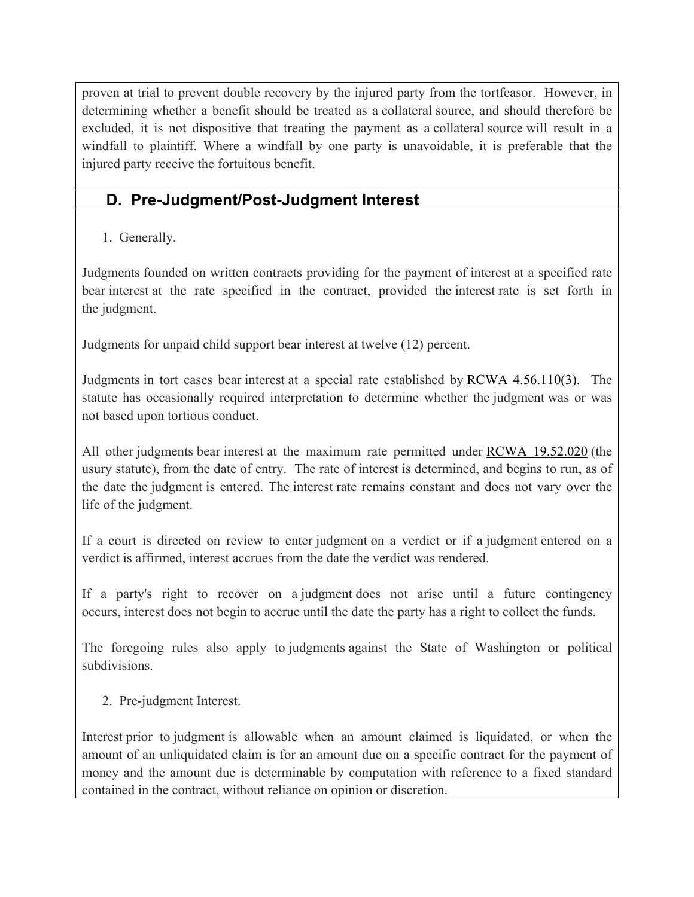proven at trial to prevent double recovery by the injured party from the tortfeasor. However, in determining whether a benefit should be treated as a collateral source, and should therefore be excluded, it is not dispositive that treating the payment as a collateral source will result in a windfall to plaintiff. Where a windfall by one party is unavoidable, it is preferable that the injured party receive the fortuitous benefit.

## D. Pre-Judgment/Post-Judgment Interest

1. Generally.

Judgments founded on written contracts providing for the payment of interest at a specified rate bear interest at the rate specified in the contract, provided the interest rate is set forth in the judgment.

Judgments for unpaid child support bear interest at twelve (12) percent.

Judgments in tort cases bear interest at a special rate established by RCWA 4.56.110(3). The statute has occasionally required interpretation to determine whether the judgment was or was not based upon tortious conduct.

All other judgments bear interest at the maximum rate permitted under RCWA 19.52.020 (the usury statute), from the date of entry. The rate of interest is determined, and begins to run, as of the date the judgment is entered. The interest rate remains constant and does not vary over the life of the judgment.

If a court is directed on review to enter judgment on a verdict or if a judgment entered on a verdict is affirmed, interest accrues from the date the verdict was rendered.

If a party's right to recover on a judgment does not arise until a future contingency occurs, interest does not begin to accrue until the date the party has a right to collect the funds.

The foregoing rules also apply to judgments against the State of Washington or political subdivisions.

2. Pre-judgment Interest.

Interest prior to judgment is allowable when an amount claimed is liquidated, or when the amount of an unliquidated claim is for an amount due on a specific contract for the payment of money and the amount due is determinable by computation with reference to a fixed standard contained in the contract, without reliance on opinion or discretion.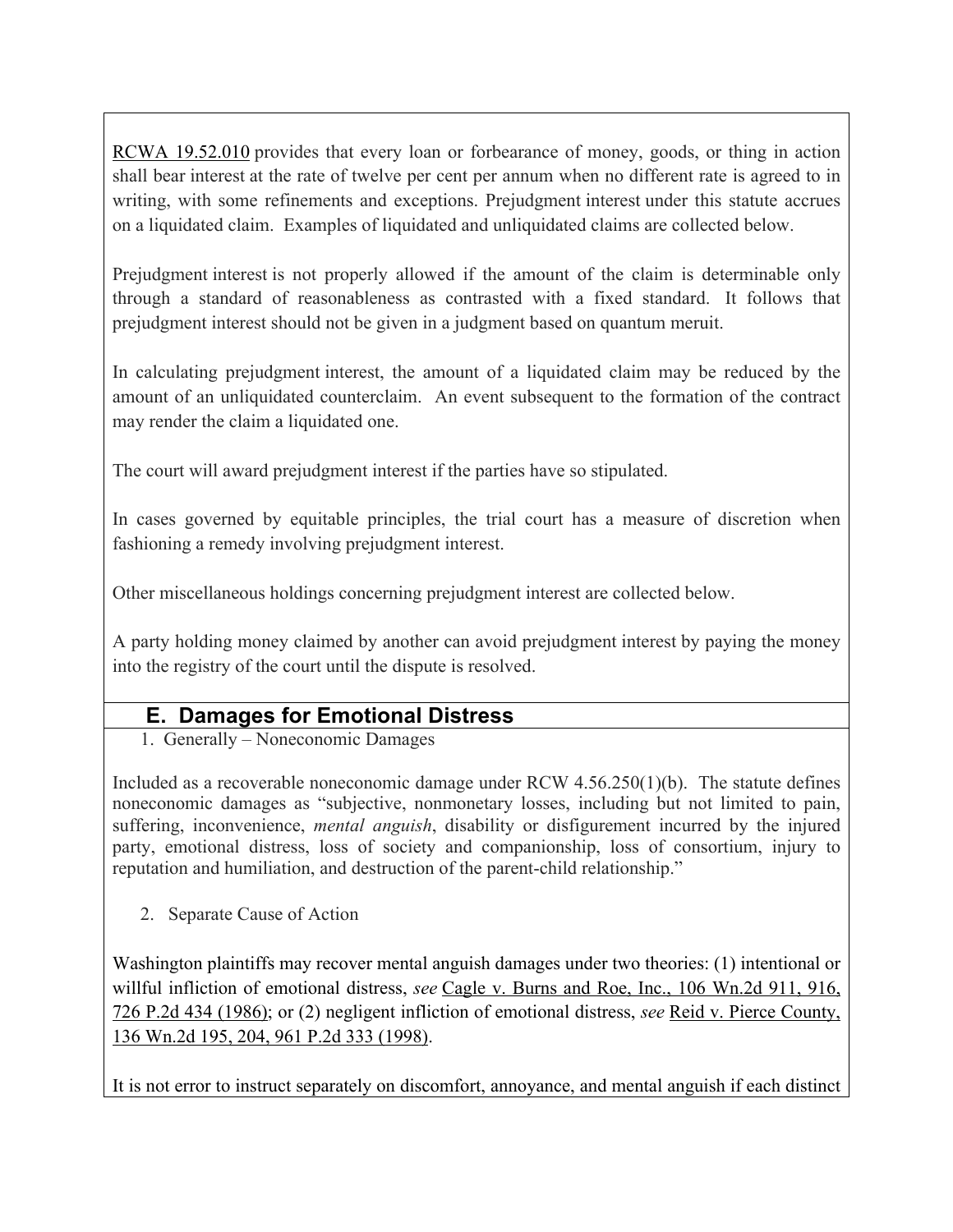RCWA 19.52.010 provides that every loan or forbearance of money, goods, or thing in action shall bear interest at the rate of twelve per cent per annum when no different rate is agreed to in writing, with some refinements and exceptions. Prejudgment interest under this statute accrues on a liquidated claim. Examples of liquidated and unliquidated claims are collected below.

Prejudgment interest is not properly allowed if the amount of the claim is determinable only through a standard of reasonableness as contrasted with a fixed standard. It follows that prejudgment interest should not be given in a judgment based on quantum meruit.

In calculating prejudgment interest, the amount of a liquidated claim may be reduced by the amount of an unliquidated counterclaim. An event subsequent to the formation of the contract may render the claim a liquidated one.

The court will award prejudgment interest if the parties have so stipulated.

In cases governed by equitable principles, the trial court has a measure of discretion when fashioning a remedy involving prejudgment interest.

Other miscellaneous holdings concerning prejudgment interest are collected below.

A party holding money claimed by another can avoid prejudgment interest by paying the money into the registry of the court until the dispute is resolved.

## E. Damages for Emotional Distress

1. Generally – Noneconomic Damages

Included as a recoverable noneconomic damage under RCW 4.56.250(1)(b). The statute defines noneconomic damages as "subjective, nonmonetary losses, including but not limited to pain, suffering, inconvenience, *mental anguish*, disability or disfigurement incurred by the injured party, emotional distress, loss of society and companionship, loss of consortium, injury to reputation and humiliation, and destruction of the parent-child relationship."

2. Separate Cause of Action

Washington plaintiffs may recover mental anguish damages under two theories: (1) intentional or willful infliction of emotional distress, *see* Cagle v. Burns and Roe, Inc., 106 Wn.2d 911, 916, 726 P.2d 434 (1986); or (2) negligent infliction of emotional distress, *see* Reid v. Pierce County, 136 Wn.2d 195, 204, 961 P.2d 333 (1998).

It is not error to instruct separately on discomfort, annoyance, and mental anguish if each distinct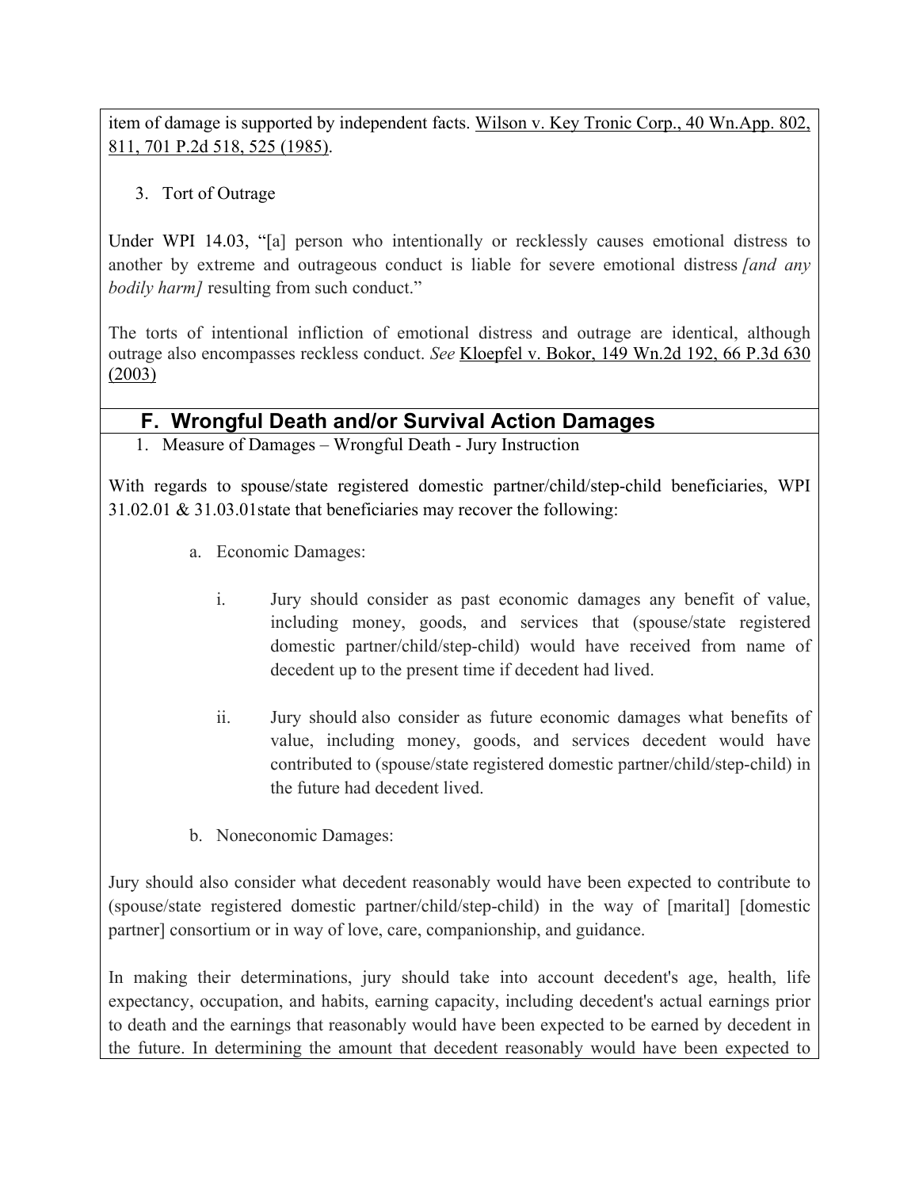item of damage is supported by independent facts. Wilson v. Key Tronic Corp., 40 Wn.App. 802, 811, 701 P.2d 518, 525 (1985).

3. Tort of Outrage

Under WPI 14.03, "[a] person who intentionally or recklessly causes emotional distress to another by extreme and outrageous conduct is liable for severe emotional distress *[and any bodily harm]* resulting from such conduct."

The torts of intentional infliction of emotional distress and outrage are identical, although outrage also encompasses reckless conduct. *See* Kloepfel v. Bokor, 149 Wn.2d 192, 66 P.3d 630 (2003)

## F. Wrongful Death and/or Survival Action Damages

1. Measure of Damages – Wrongful Death - Jury Instruction

With regards to spouse/state registered domestic partner/child/step-child beneficiaries, WPI 31.02.01 & 31.03.01state that beneficiaries may recover the following:

a. Economic Damages:

   i. Jury should consider as past economic damages any benefit of value, including money, goods, and services that (spouse/state registered domestic partner/child/step-child) would have received from name of decedent up to the present time if decedent had lived.

   ii. Jury should also consider as future economic damages what benefits of value, including money, goods, and services decedent would have contributed to (spouse/state registered domestic partner/child/step-child) in the future had decedent lived.

b. Noneconomic Damages:

Jury should also consider what decedent reasonably would have been expected to contribute to (spouse/state registered domestic partner/child/step-child) in the way of [marital] [domestic partner] consortium or in way of love, care, companionship, and guidance.

In making their determinations, jury should take into account decedent's age, health, life expectancy, occupation, and habits, earning capacity, including decedent's actual earnings prior to death and the earnings that reasonably would have been expected to be earned by decedent in the future. In determining the amount that decedent reasonably would have been expected to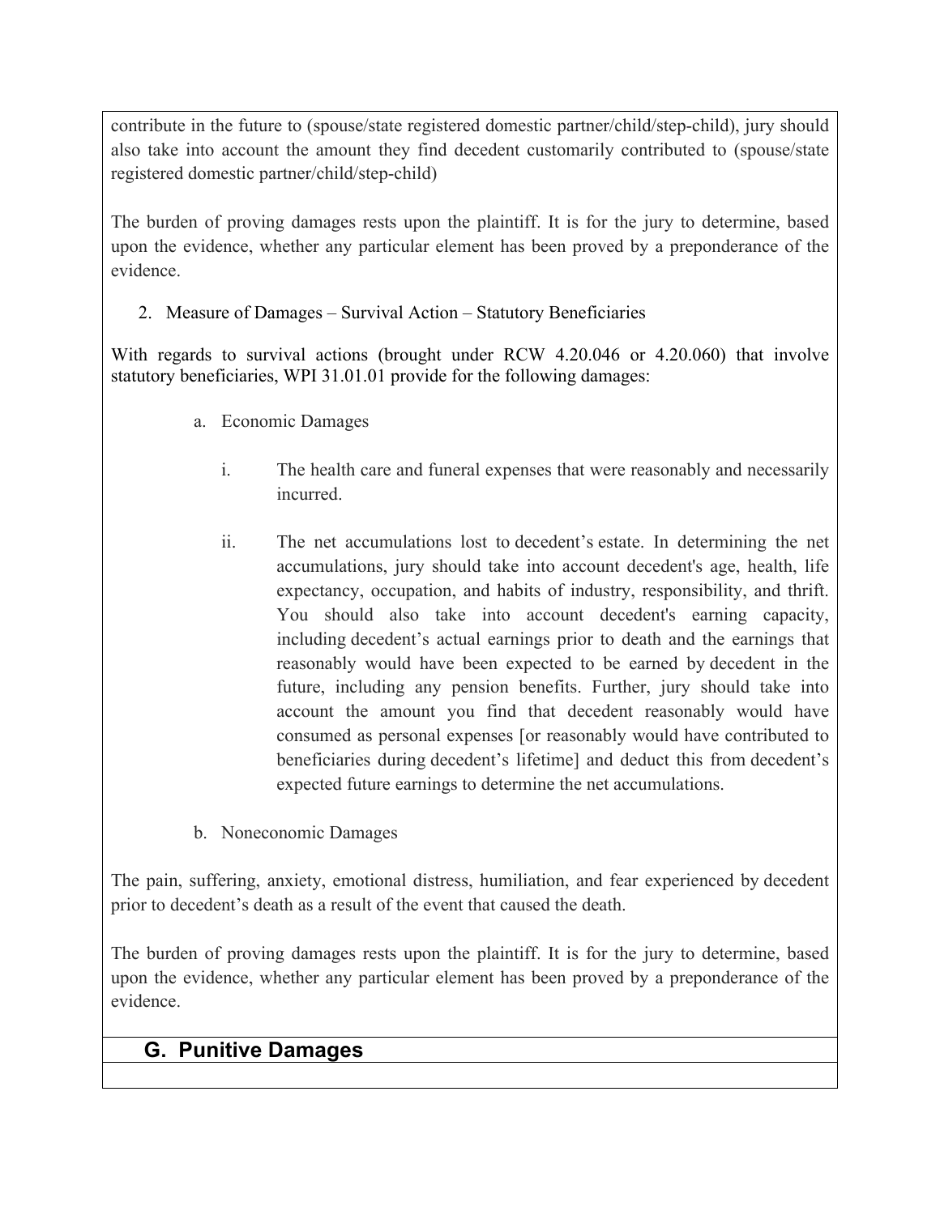contribute in the future to (spouse/state registered domestic partner/child/step-child), jury should also take into account the amount they find decedent customarily contributed to (spouse/state registered domestic partner/child/step-child)

The burden of proving damages rests upon the plaintiff. It is for the jury to determine, based upon the evidence, whether any particular element has been proved by a preponderance of the evidence.

2. Measure of Damages – Survival Action – Statutory Beneficiaries

With regards to survival actions (brought under RCW 4.20.046 or 4.20.060) that involve statutory beneficiaries, WPI 31.01.01 provide for the following damages:

a. Economic Damages

   i. The health care and funeral expenses that were reasonably and necessarily incurred.

   ii. The net accumulations lost to decedent's estate. In determining the net accumulations, jury should take into account decedent's age, health, life expectancy, occupation, and habits of industry, responsibility, and thrift. You should also take into account decedent's earning capacity, including decedent's actual earnings prior to death and the earnings that reasonably would have been expected to be earned by decedent in the future, including any pension benefits. Further, jury should take into account the amount you find that decedent reasonably would have consumed as personal expenses [or reasonably would have contributed to beneficiaries during decedent's lifetime] and deduct this from decedent's expected future earnings to determine the net accumulations.

b. Noneconomic Damages

The pain, suffering, anxiety, emotional distress, humiliation, and fear experienced by decedent prior to decedent's death as a result of the event that caused the death.

The burden of proving damages rests upon the plaintiff. It is for the jury to determine, based upon the evidence, whether any particular element has been proved by a preponderance of the evidence.

## G. Punitive Damages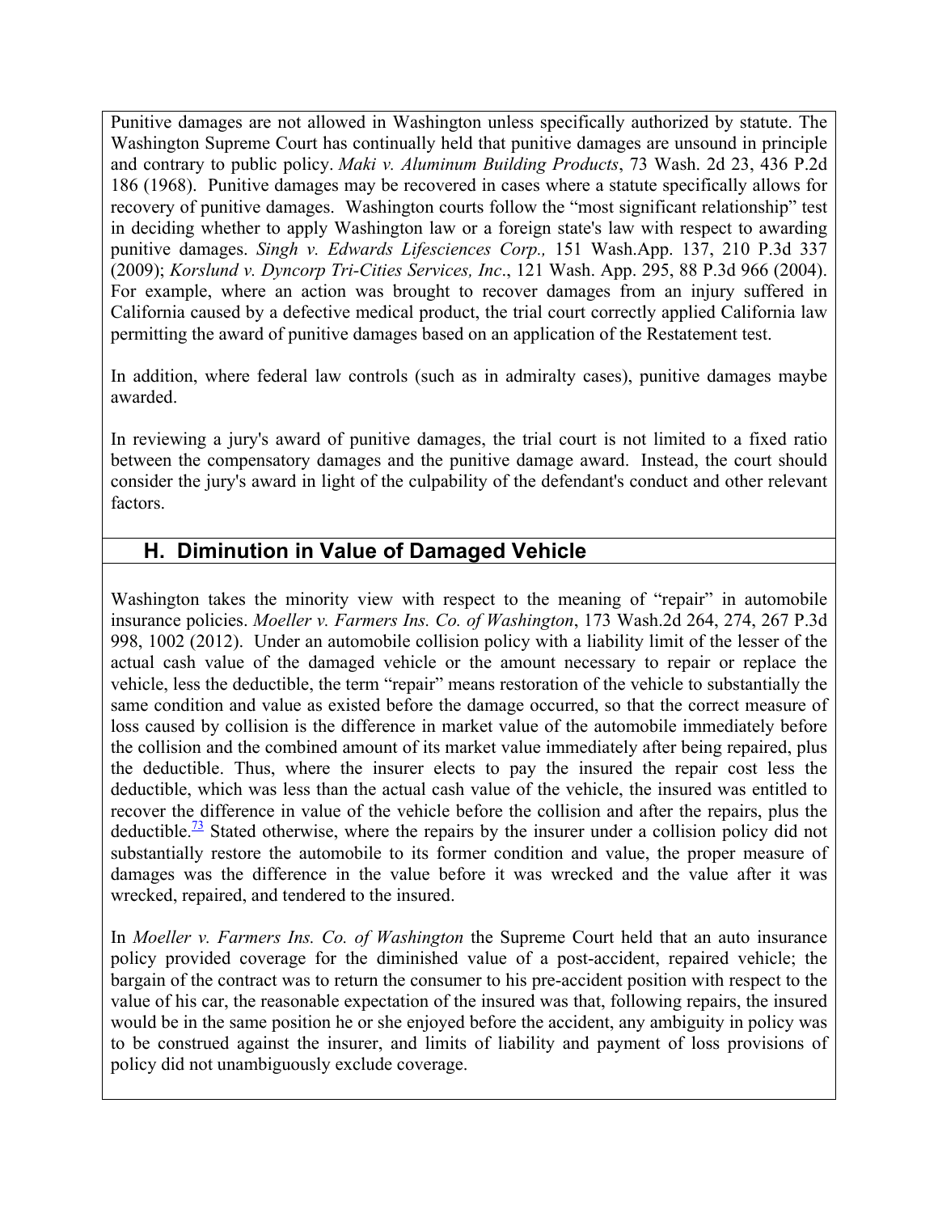Punitive damages are not allowed in Washington unless specifically authorized by statute. The Washington Supreme Court has continually held that punitive damages are unsound in principle and contrary to public policy. *Maki v. Aluminum Building Products*, 73 Wash. 2d 23, 436 P.2d 186 (1968). Punitive damages may be recovered in cases where a statute specifically allows for recovery of punitive damages. Washington courts follow the "most significant relationship" test in deciding whether to apply Washington law or a foreign state's law with respect to awarding punitive damages. *Singh v. Edwards Lifesciences Corp.,* 151 Wash.App. 137, 210 P.3d 337 (2009); *Korslund v. Dyncorp Tri-Cities Services, Inc*., 121 Wash. App. 295, 88 P.3d 966 (2004). For example, where an action was brought to recover damages from an injury suffered in California caused by a defective medical product, the trial court correctly applied California law permitting the award of punitive damages based on an application of the Restatement test.

In addition, where federal law controls (such as in admiralty cases), punitive damages maybe awarded.

In reviewing a jury's award of punitive damages, the trial court is not limited to a fixed ratio between the compensatory damages and the punitive damage award. Instead, the court should consider the jury's award in light of the culpability of the defendant's conduct and other relevant factors.

## H. Diminution in Value of Damaged Vehicle

Washington takes the minority view with respect to the meaning of "repair" in automobile insurance policies. *Moeller v. Farmers Ins. Co. of Washington*, 173 Wash.2d 264, 274, 267 P.3d 998, 1002 (2012). Under an automobile collision policy with a liability limit of the lesser of the actual cash value of the damaged vehicle or the amount necessary to repair or replace the vehicle, less the deductible, the term "repair" means restoration of the vehicle to substantially the same condition and value as existed before the damage occurred, so that the correct measure of loss caused by collision is the difference in market value of the automobile immediately before the collision and the combined amount of its market value immediately after being repaired, plus the deductible. Thus, where the insurer elects to pay the insured the repair cost less the deductible, which was less than the actual cash value of the vehicle, the insured was entitled to recover the difference in value of the vehicle before the collision and after the repairs, plus the deductible.[73] Stated otherwise, where the repairs by the insurer under a collision policy did not substantially restore the automobile to its former condition and value, the proper measure of damages was the difference in the value before it was wrecked and the value after it was wrecked, repaired, and tendered to the insured.

In *Moeller v. Farmers Ins. Co. of Washington* the Supreme Court held that an auto insurance policy provided coverage for the diminished value of a post-accident, repaired vehicle; the bargain of the contract was to return the consumer to his pre-accident position with respect to the value of his car, the reasonable expectation of the insured was that, following repairs, the insured would be in the same position he or she enjoyed before the accident, any ambiguity in policy was to be construed against the insurer, and limits of liability and payment of loss provisions of policy did not unambiguously exclude coverage.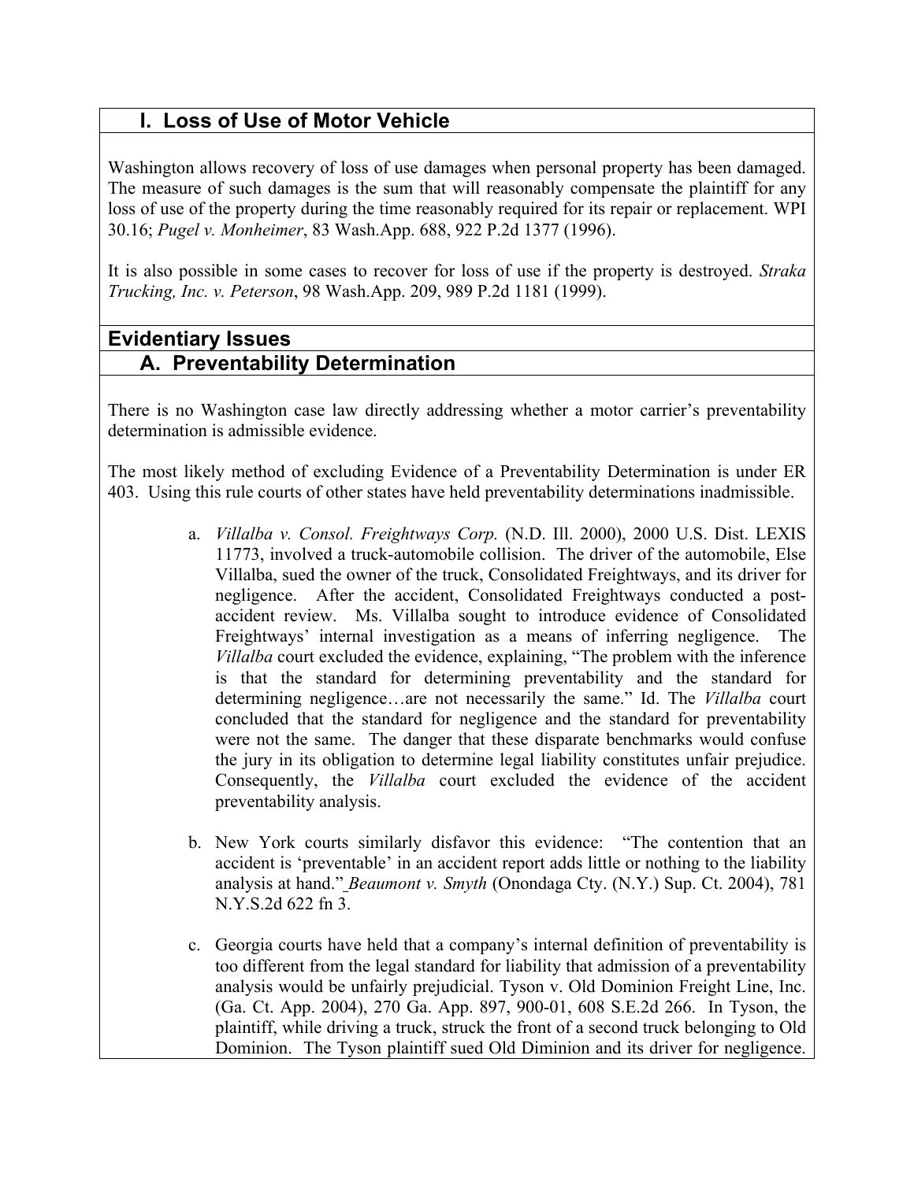## I. Loss of Use of Motor Vehicle

Washington allows recovery of loss of use damages when personal property has been damaged. The measure of such damages is the sum that will reasonably compensate the plaintiff for any loss of use of the property during the time reasonably required for its repair or replacement. WPI 30.16; *Pugel v. Monheimer*, 83 Wash.App. 688, 922 P.2d 1377 (1996).

It is also possible in some cases to recover for loss of use if the property is destroyed. *Straka Trucking, Inc. v. Peterson*, 98 Wash.App. 209, 989 P.2d 1181 (1999).

## Evidentiary Issues

### A. Preventability Determination

There is no Washington case law directly addressing whether a motor carrier's preventability determination is admissible evidence.

The most likely method of excluding Evidence of a Preventability Determination is under ER 403. Using this rule courts of other states have held preventability determinations inadmissible.

a. *Villalba v. Consol. Freightways Corp.* (N.D. Ill. 2000), 2000 U.S. Dist. LEXIS 11773, involved a truck-automobile collision. The driver of the automobile, Else Villalba, sued the owner of the truck, Consolidated Freightways, and its driver for negligence. After the accident, Consolidated Freightways conducted a post-accident review. Ms. Villalba sought to introduce evidence of Consolidated Freightways' internal investigation as a means of inferring negligence. The *Villalba* court excluded the evidence, explaining, "The problem with the inference is that the standard for determining preventability and the standard for determining negligence…are not necessarily the same." Id. The *Villalba* court concluded that the standard for negligence and the standard for preventability were not the same. The danger that these disparate benchmarks would confuse the jury in its obligation to determine legal liability constitutes unfair prejudice. Consequently, the *Villalba* court excluded the evidence of the accident preventability analysis.

b. New York courts similarly disfavor this evidence: "The contention that an accident is 'preventable' in an accident report adds little or nothing to the liability analysis at hand." *Beaumont v. Smyth* (Onondaga Cty. (N.Y.) Sup. Ct. 2004), 781 N.Y.S.2d 622 fn 3.

c. Georgia courts have held that a company's internal definition of preventability is too different from the legal standard for liability that admission of a preventability analysis would be unfairly prejudicial. Tyson v. Old Dominion Freight Line, Inc. (Ga. Ct. App. 2004), 270 Ga. App. 897, 900-01, 608 S.E.2d 266. In Tyson, the plaintiff, while driving a truck, struck the front of a second truck belonging to Old Dominion. The Tyson plaintiff sued Old Diminion and its driver for negligence.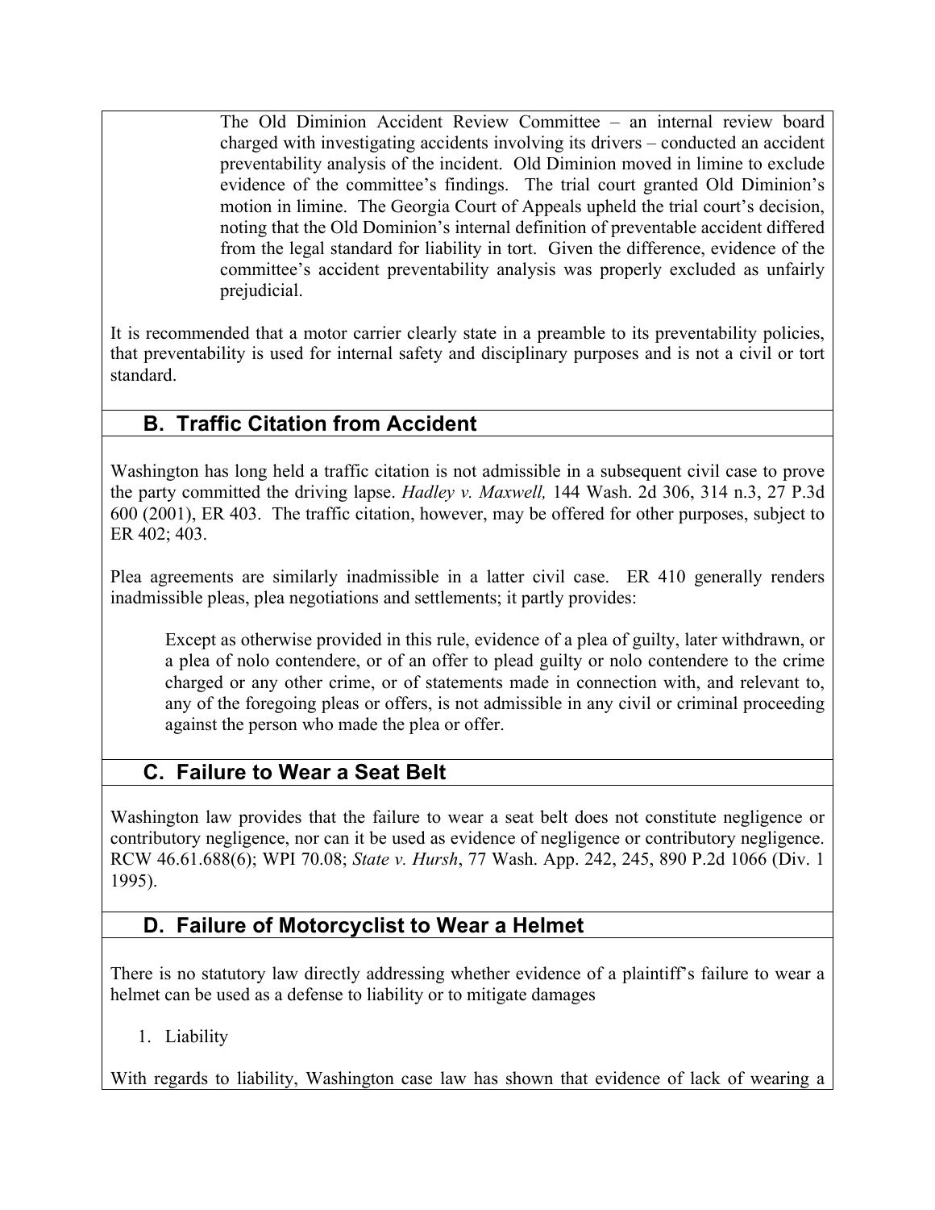> The Old Diminion Accident Review Committee – an internal review board charged with investigating accidents involving its drivers – conducted an accident preventability analysis of the incident. Old Diminion moved in limine to exclude evidence of the committee's findings. The trial court granted Old Diminion's motion in limine. The Georgia Court of Appeals upheld the trial court's decision, noting that the Old Dominion's internal definition of preventable accident differed from the legal standard for liability in tort. Given the difference, evidence of the committee's accident preventability analysis was properly excluded as unfairly prejudicial.

It is recommended that a motor carrier clearly state in a preamble to its preventability policies, that preventability is used for internal safety and disciplinary purposes and is not a civil or tort standard.

## B. Traffic Citation from Accident

Washington has long held a traffic citation is not admissible in a subsequent civil case to prove the party committed the driving lapse. *Hadley v. Maxwell,* 144 Wash. 2d 306, 314 n.3, 27 P.3d 600 (2001), ER 403. The traffic citation, however, may be offered for other purposes, subject to ER 402; 403.

Plea agreements are similarly inadmissible in a latter civil case. ER 410 generally renders inadmissible pleas, plea negotiations and settlements; it partly provides:

> Except as otherwise provided in this rule, evidence of a plea of guilty, later withdrawn, or a plea of nolo contendere, or of an offer to plead guilty or nolo contendere to the crime charged or any other crime, or of statements made in connection with, and relevant to, any of the foregoing pleas or offers, is not admissible in any civil or criminal proceeding against the person who made the plea or offer.

## C. Failure to Wear a Seat Belt

Washington law provides that the failure to wear a seat belt does not constitute negligence or contributory negligence, nor can it be used as evidence of negligence or contributory negligence. RCW 46.61.688(6); WPI 70.08; *State v. Hursh*, 77 Wash. App. 242, 245, 890 P.2d 1066 (Div. 1 1995).

## D. Failure of Motorcyclist to Wear a Helmet

There is no statutory law directly addressing whether evidence of a plaintiff's failure to wear a helmet can be used as a defense to liability or to mitigate damages

1. Liability

With regards to liability, Washington case law has shown that evidence of lack of wearing a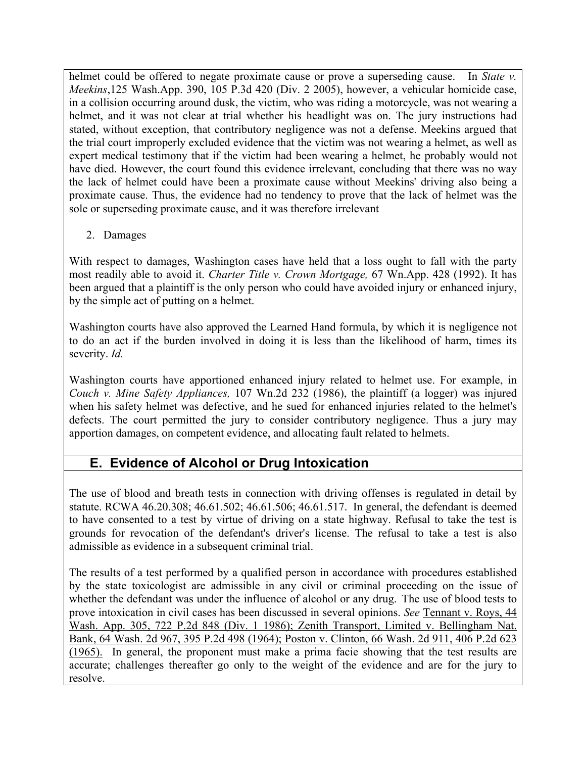helmet could be offered to negate proximate cause or prove a superseding cause. In *State v. Meekins*,125 Wash.App. 390, 105 P.3d 420 (Div. 2 2005), however, a vehicular homicide case, in a collision occurring around dusk, the victim, who was riding a motorcycle, was not wearing a helmet, and it was not clear at trial whether his headlight was on. The jury instructions had stated, without exception, that contributory negligence was not a defense. Meekins argued that the trial court improperly excluded evidence that the victim was not wearing a helmet, as well as expert medical testimony that if the victim had been wearing a helmet, he probably would not have died. However, the court found this evidence irrelevant, concluding that there was no way the lack of helmet could have been a proximate cause without Meekins' driving also being a proximate cause. Thus, the evidence had no tendency to prove that the lack of helmet was the sole or superseding proximate cause, and it was therefore irrelevant

2. Damages

With respect to damages, Washington cases have held that a loss ought to fall with the party most readily able to avoid it. *Charter Title v. Crown Mortgage,* 67 Wn.App. 428 (1992). It has been argued that a plaintiff is the only person who could have avoided injury or enhanced injury, by the simple act of putting on a helmet.

Washington courts have also approved the Learned Hand formula, by which it is negligence not to do an act if the burden involved in doing it is less than the likelihood of harm, times its severity. *Id.*

Washington courts have apportioned enhanced injury related to helmet use. For example, in *Couch v. Mine Safety Appliances,* 107 Wn.2d 232 (1986), the plaintiff (a logger) was injured when his safety helmet was defective, and he sued for enhanced injuries related to the helmet's defects. The court permitted the jury to consider contributory negligence. Thus a jury may apportion damages, on competent evidence, and allocating fault related to helmets.

## E. Evidence of Alcohol or Drug Intoxication

The use of blood and breath tests in connection with driving offenses is regulated in detail by statute. RCWA 46.20.308; 46.61.502; 46.61.506; 46.61.517. In general, the defendant is deemed to have consented to a test by virtue of driving on a state highway. Refusal to take the test is grounds for revocation of the defendant's driver's license. The refusal to take a test is also admissible as evidence in a subsequent criminal trial.

The results of a test performed by a qualified person in accordance with procedures established by the state toxicologist are admissible in any civil or criminal proceeding on the issue of whether the defendant was under the influence of alcohol or any drug. The use of blood tests to prove intoxication in civil cases has been discussed in several opinions. *See* Tennant v. Roys, 44 Wash. App. 305, 722 P.2d 848 (Div. 1 1986); Zenith Transport, Limited v. Bellingham Nat. Bank, 64 Wash. 2d 967, 395 P.2d 498 (1964); Poston v. Clinton, 66 Wash. 2d 911, 406 P.2d 623 (1965). In general, the proponent must make a prima facie showing that the test results are accurate; challenges thereafter go only to the weight of the evidence and are for the jury to resolve.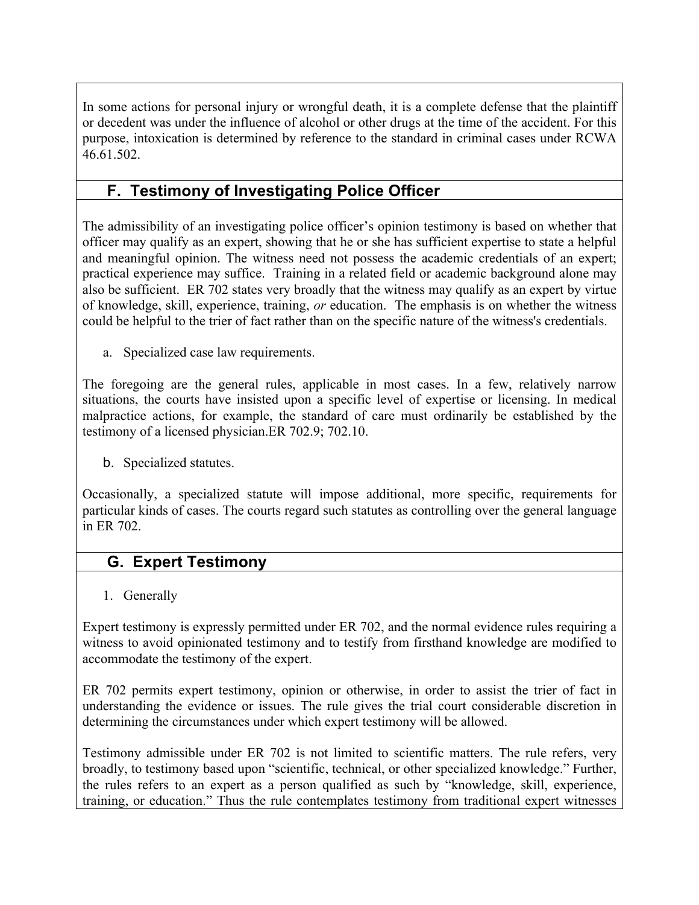In some actions for personal injury or wrongful death, it is a complete defense that the plaintiff or decedent was under the influence of alcohol or other drugs at the time of the accident. For this purpose, intoxication is determined by reference to the standard in criminal cases under RCWA 46.61.502.

## F. Testimony of Investigating Police Officer

The admissibility of an investigating police officer's opinion testimony is based on whether that officer may qualify as an expert, showing that he or she has sufficient expertise to state a helpful and meaningful opinion. The witness need not possess the academic credentials of an expert; practical experience may suffice. Training in a related field or academic background alone may also be sufficient. ER 702 states very broadly that the witness may qualify as an expert by virtue of knowledge, skill, experience, training, *or* education. The emphasis is on whether the witness could be helpful to the trier of fact rather than on the specific nature of the witness's credentials.

a. Specialized case law requirements.

The foregoing are the general rules, applicable in most cases. In a few, relatively narrow situations, the courts have insisted upon a specific level of expertise or licensing. In medical malpractice actions, for example, the standard of care must ordinarily be established by the testimony of a licensed physician.ER 702.9; 702.10.

b. Specialized statutes.

Occasionally, a specialized statute will impose additional, more specific, requirements for particular kinds of cases. The courts regard such statutes as controlling over the general language in ER 702.

## G. Expert Testimony

1. Generally

Expert testimony is expressly permitted under ER 702, and the normal evidence rules requiring a witness to avoid opinionated testimony and to testify from firsthand knowledge are modified to accommodate the testimony of the expert.

ER 702 permits expert testimony, opinion or otherwise, in order to assist the trier of fact in understanding the evidence or issues. The rule gives the trial court considerable discretion in determining the circumstances under which expert testimony will be allowed.

Testimony admissible under ER 702 is not limited to scientific matters. The rule refers, very broadly, to testimony based upon "scientific, technical, or other specialized knowledge." Further, the rules refers to an expert as a person qualified as such by "knowledge, skill, experience, training, or education." Thus the rule contemplates testimony from traditional expert witnesses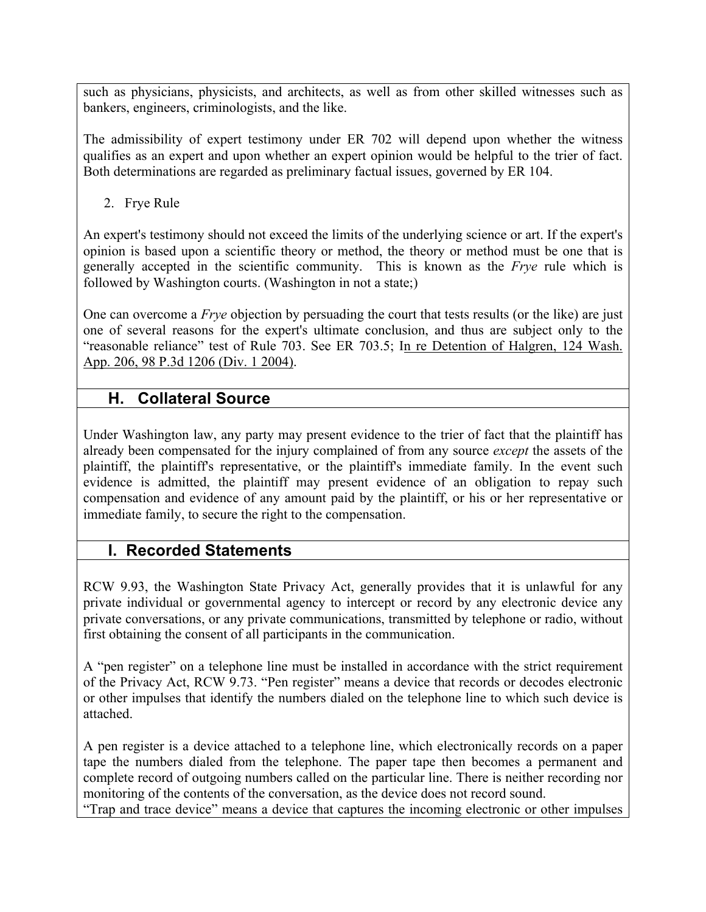such as physicians, physicists, and architects, as well as from other skilled witnesses such as bankers, engineers, criminologists, and the like.

The admissibility of expert testimony under ER 702 will depend upon whether the witness qualifies as an expert and upon whether an expert opinion would be helpful to the trier of fact. Both determinations are regarded as preliminary factual issues, governed by ER 104.

2. Frye Rule

An expert's testimony should not exceed the limits of the underlying science or art. If the expert's opinion is based upon a scientific theory or method, the theory or method must be one that is generally accepted in the scientific community. This is known as the *Frye* rule which is followed by Washington courts. (Washington in not a state;)

One can overcome a *Frye* objection by persuading the court that tests results (or the like) are just one of several reasons for the expert's ultimate conclusion, and thus are subject only to the "reasonable reliance" test of Rule 703. See ER 703.5; In re Detention of Halgren, 124 Wash. App. 206, 98 P.3d 1206 (Div. 1 2004).

## H. Collateral Source

Under Washington law, any party may present evidence to the trier of fact that the plaintiff has already been compensated for the injury complained of from any source *except* the assets of the plaintiff, the plaintiff's representative, or the plaintiff's immediate family. In the event such evidence is admitted, the plaintiff may present evidence of an obligation to repay such compensation and evidence of any amount paid by the plaintiff, or his or her representative or immediate family, to secure the right to the compensation.

## I. Recorded Statements

RCW 9.93, the Washington State Privacy Act, generally provides that it is unlawful for any private individual or governmental agency to intercept or record by any electronic device any private conversations, or any private communications, transmitted by telephone or radio, without first obtaining the consent of all participants in the communication.

A "pen register" on a telephone line must be installed in accordance with the strict requirement of the Privacy Act, RCW 9.73. "Pen register" means a device that records or decodes electronic or other impulses that identify the numbers dialed on the telephone line to which such device is attached.

A pen register is a device attached to a telephone line, which electronically records on a paper tape the numbers dialed from the telephone. The paper tape then becomes a permanent and complete record of outgoing numbers called on the particular line. There is neither recording nor monitoring of the contents of the conversation, as the device does not record sound.
"Trap and trace device" means a device that captures the incoming electronic or other impulses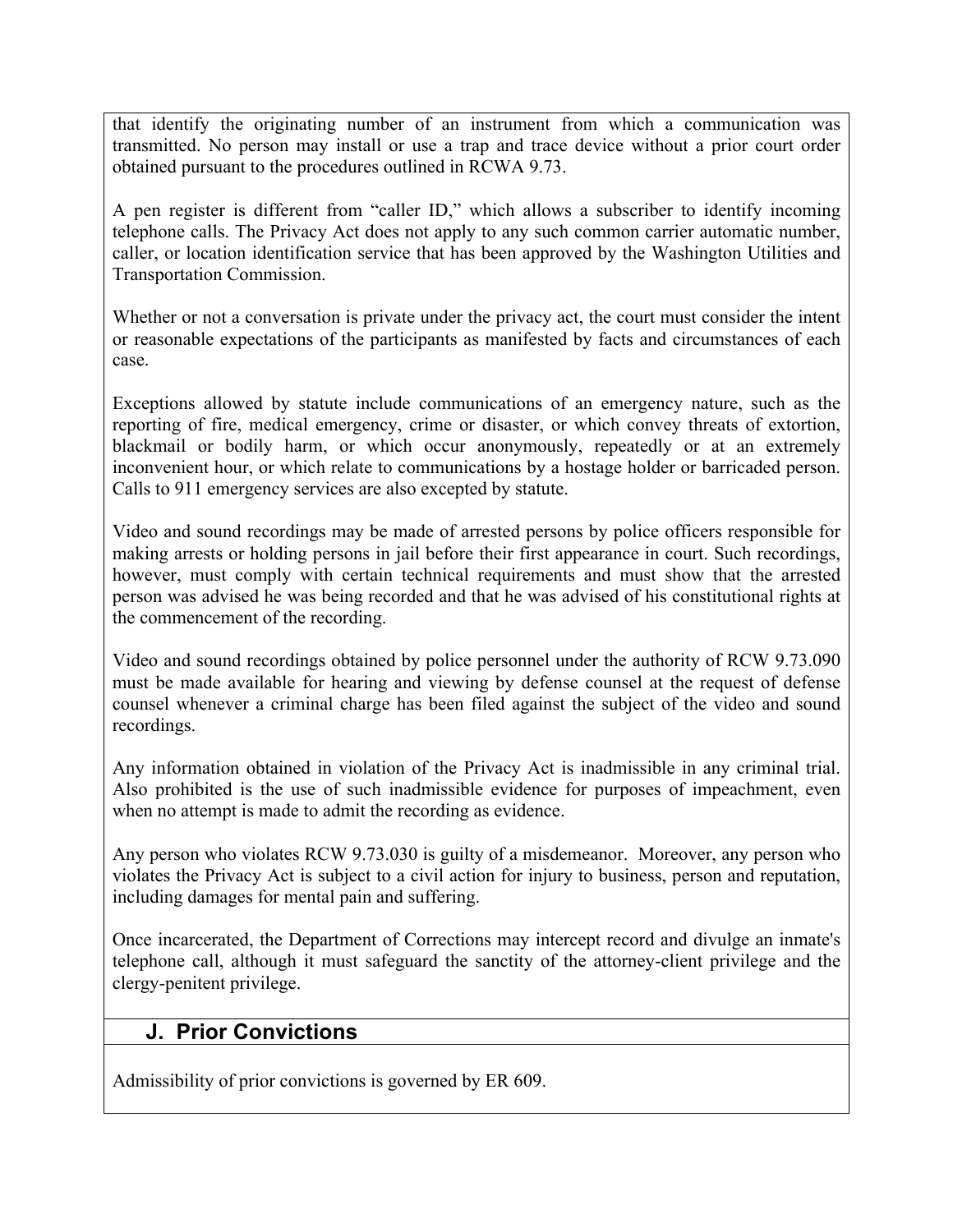that identify the originating number of an instrument from which a communication was transmitted. No person may install or use a trap and trace device without a prior court order obtained pursuant to the procedures outlined in RCWA 9.73.

A pen register is different from "caller ID," which allows a subscriber to identify incoming telephone calls. The Privacy Act does not apply to any such common carrier automatic number, caller, or location identification service that has been approved by the Washington Utilities and Transportation Commission.

Whether or not a conversation is private under the privacy act, the court must consider the intent or reasonable expectations of the participants as manifested by facts and circumstances of each case.

Exceptions allowed by statute include communications of an emergency nature, such as the reporting of fire, medical emergency, crime or disaster, or which convey threats of extortion, blackmail or bodily harm, or which occur anonymously, repeatedly or at an extremely inconvenient hour, or which relate to communications by a hostage holder or barricaded person. Calls to 911 emergency services are also excepted by statute.

Video and sound recordings may be made of arrested persons by police officers responsible for making arrests or holding persons in jail before their first appearance in court. Such recordings, however, must comply with certain technical requirements and must show that the arrested person was advised he was being recorded and that he was advised of his constitutional rights at the commencement of the recording.

Video and sound recordings obtained by police personnel under the authority of RCW 9.73.090 must be made available for hearing and viewing by defense counsel at the request of defense counsel whenever a criminal charge has been filed against the subject of the video and sound recordings.

Any information obtained in violation of the Privacy Act is inadmissible in any criminal trial. Also prohibited is the use of such inadmissible evidence for purposes of impeachment, even when no attempt is made to admit the recording as evidence.

Any person who violates RCW 9.73.030 is guilty of a misdemeanor. Moreover, any person who violates the Privacy Act is subject to a civil action for injury to business, person and reputation, including damages for mental pain and suffering.

Once incarcerated, the Department of Corrections may intercept record and divulge an inmate's telephone call, although it must safeguard the sanctity of the attorney-client privilege and the clergy-penitent privilege.

## J. Prior Convictions

Admissibility of prior convictions is governed by ER 609.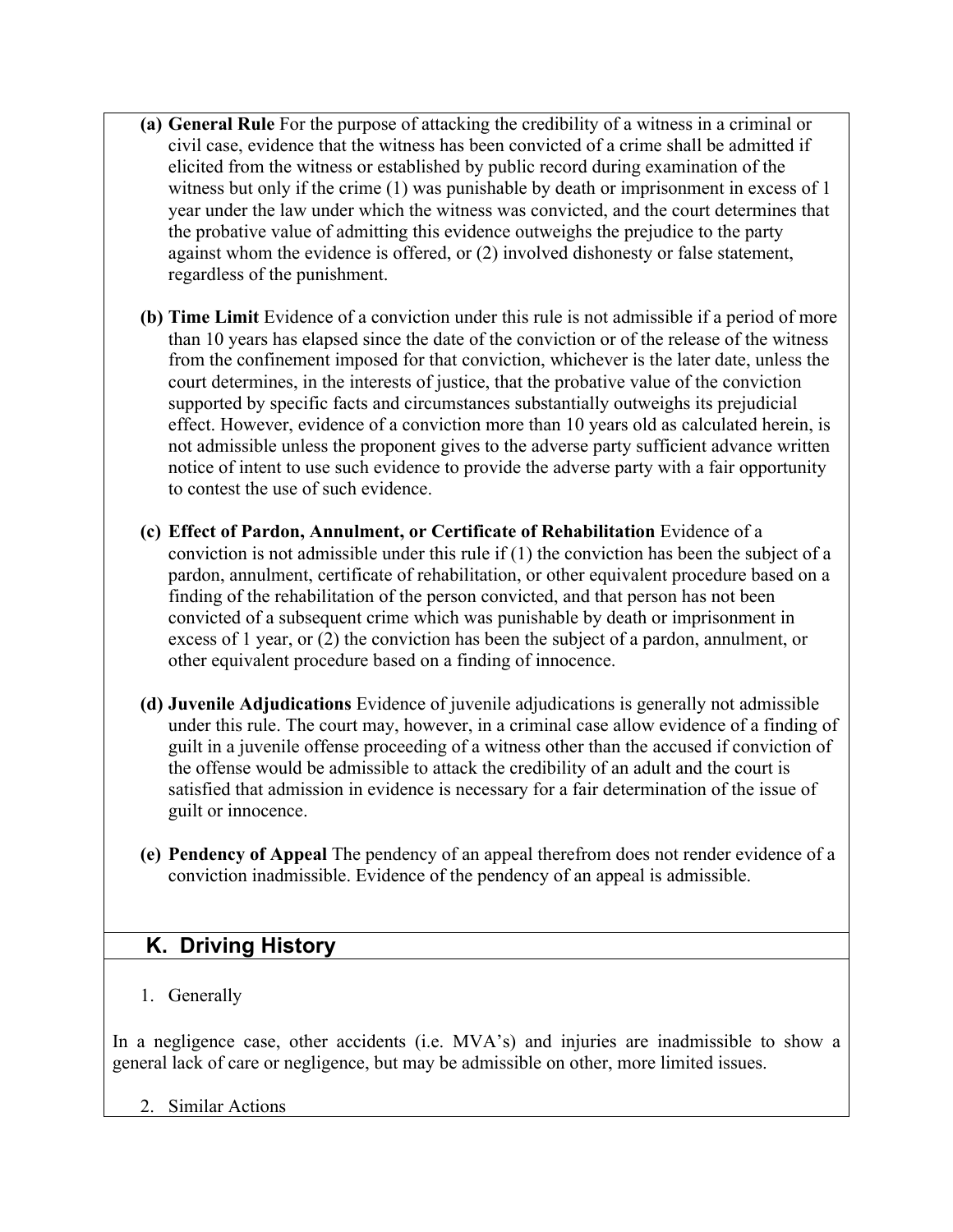(a) **General Rule** For the purpose of attacking the credibility of a witness in a criminal or civil case, evidence that the witness has been convicted of a crime shall be admitted if elicited from the witness or established by public record during examination of the witness but only if the crime (1) was punishable by death or imprisonment in excess of 1 year under the law under which the witness was convicted, and the court determines that the probative value of admitting this evidence outweighs the prejudice to the party against whom the evidence is offered, or (2) involved dishonesty or false statement, regardless of the punishment.

(b) **Time Limit** Evidence of a conviction under this rule is not admissible if a period of more than 10 years has elapsed since the date of the conviction or of the release of the witness from the confinement imposed for that conviction, whichever is the later date, unless the court determines, in the interests of justice, that the probative value of the conviction supported by specific facts and circumstances substantially outweighs its prejudicial effect. However, evidence of a conviction more than 10 years old as calculated herein, is not admissible unless the proponent gives to the adverse party sufficient advance written notice of intent to use such evidence to provide the adverse party with a fair opportunity to contest the use of such evidence.

(c) **Effect of Pardon, Annulment, or Certificate of Rehabilitation** Evidence of a conviction is not admissible under this rule if (1) the conviction has been the subject of a pardon, annulment, certificate of rehabilitation, or other equivalent procedure based on a finding of the rehabilitation of the person convicted, and that person has not been convicted of a subsequent crime which was punishable by death or imprisonment in excess of 1 year, or (2) the conviction has been the subject of a pardon, annulment, or other equivalent procedure based on a finding of innocence.

(d) **Juvenile Adjudications** Evidence of juvenile adjudications is generally not admissible under this rule. The court may, however, in a criminal case allow evidence of a finding of guilt in a juvenile offense proceeding of a witness other than the accused if conviction of the offense would be admissible to attack the credibility of an adult and the court is satisfied that admission in evidence is necessary for a fair determination of the issue of guilt or innocence.

(e) **Pendency of Appeal** The pendency of an appeal therefrom does not render evidence of a conviction inadmissible. Evidence of the pendency of an appeal is admissible.

## K. Driving History

1. Generally

In a negligence case, other accidents (i.e. MVA's) and injuries are inadmissible to show a general lack of care or negligence, but may be admissible on other, more limited issues.

2. Similar Actions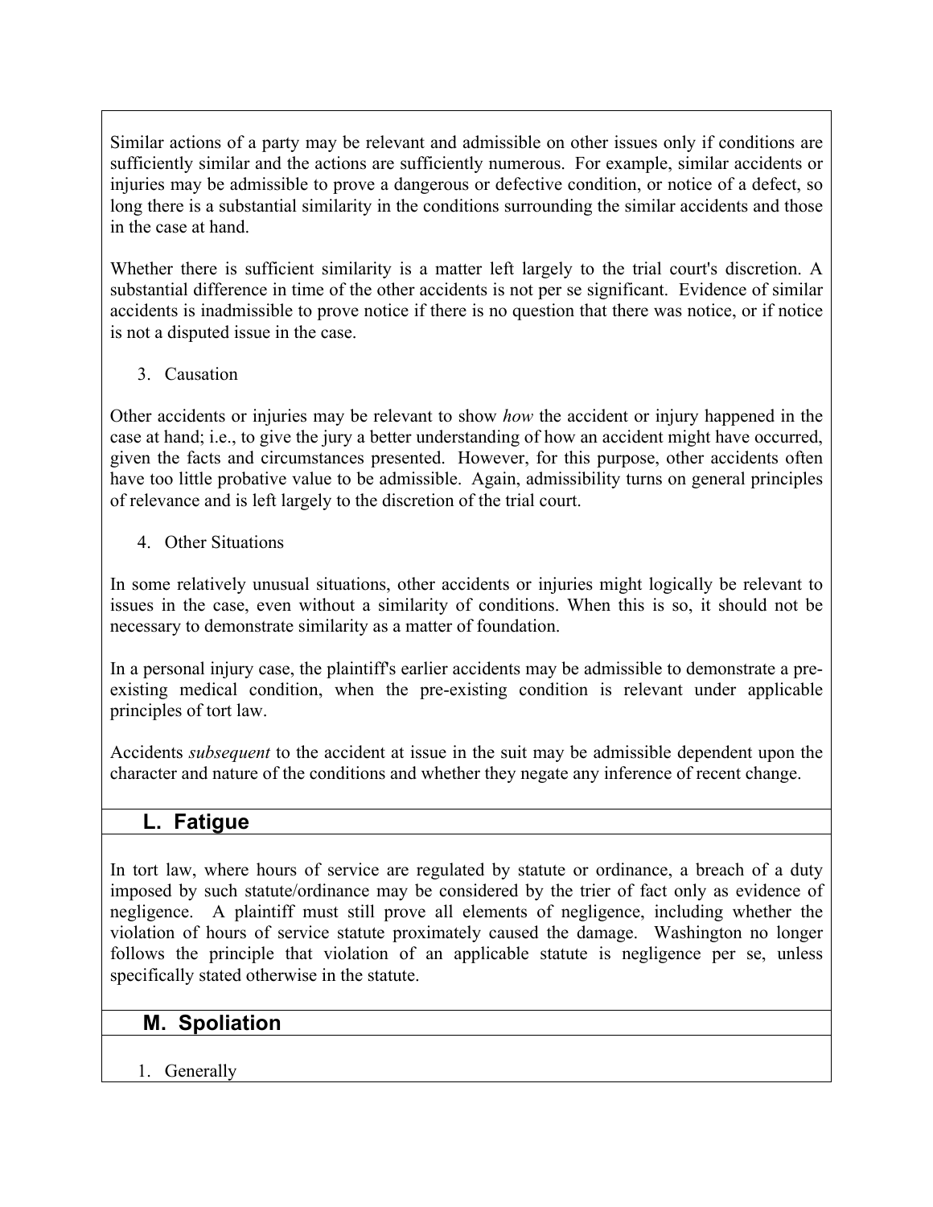Similar actions of a party may be relevant and admissible on other issues only if conditions are sufficiently similar and the actions are sufficiently numerous. For example, similar accidents or injuries may be admissible to prove a dangerous or defective condition, or notice of a defect, so long there is a substantial similarity in the conditions surrounding the similar accidents and those in the case at hand.

Whether there is sufficient similarity is a matter left largely to the trial court's discretion. A substantial difference in time of the other accidents is not per se significant. Evidence of similar accidents is inadmissible to prove notice if there is no question that there was notice, or if notice is not a disputed issue in the case.

3. Causation

Other accidents or injuries may be relevant to show *how* the accident or injury happened in the case at hand; i.e., to give the jury a better understanding of how an accident might have occurred, given the facts and circumstances presented. However, for this purpose, other accidents often have too little probative value to be admissible. Again, admissibility turns on general principles of relevance and is left largely to the discretion of the trial court.

4. Other Situations

In some relatively unusual situations, other accidents or injuries might logically be relevant to issues in the case, even without a similarity of conditions. When this is so, it should not be necessary to demonstrate similarity as a matter of foundation.

In a personal injury case, the plaintiff's earlier accidents may be admissible to demonstrate a pre-existing medical condition, when the pre-existing condition is relevant under applicable principles of tort law.

Accidents *subsequent* to the accident at issue in the suit may be admissible dependent upon the character and nature of the conditions and whether they negate any inference of recent change.

## L. Fatigue

In tort law, where hours of service are regulated by statute or ordinance, a breach of a duty imposed by such statute/ordinance may be considered by the trier of fact only as evidence of negligence. A plaintiff must still prove all elements of negligence, including whether the violation of hours of service statute proximately caused the damage. Washington no longer follows the principle that violation of an applicable statute is negligence per se, unless specifically stated otherwise in the statute.

## M. Spoliation

1. Generally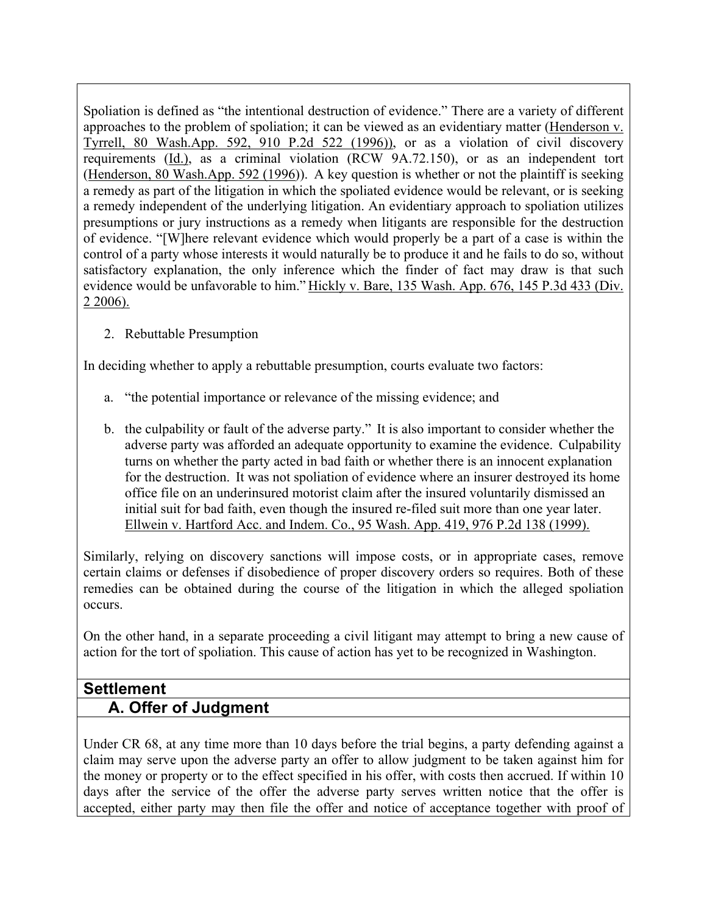Spoliation is defined as "the intentional destruction of evidence." There are a variety of different approaches to the problem of spoliation; it can be viewed as an evidentiary matter (Henderson v. Tyrrell, 80 Wash.App. 592, 910 P.2d 522 (1996)), or as a violation of civil discovery requirements (Id.), as a criminal violation (RCW 9A.72.150), or as an independent tort (Henderson, 80 Wash.App. 592 (1996)). A key question is whether or not the plaintiff is seeking a remedy as part of the litigation in which the spoliated evidence would be relevant, or is seeking a remedy independent of the underlying litigation. An evidentiary approach to spoliation utilizes presumptions or jury instructions as a remedy when litigants are responsible for the destruction of evidence. "[W]here relevant evidence which would properly be a part of a case is within the control of a party whose interests it would naturally be to produce it and he fails to do so, without satisfactory explanation, the only inference which the finder of fact may draw is that such evidence would be unfavorable to him." Hickly v. Bare, 135 Wash. App. 676, 145 P.3d 433 (Div. 2 2006).

2. Rebuttable Presumption

In deciding whether to apply a rebuttable presumption, courts evaluate two factors:

a. "the potential importance or relevance of the missing evidence; and

b. the culpability or fault of the adverse party." It is also important to consider whether the adverse party was afforded an adequate opportunity to examine the evidence. Culpability turns on whether the party acted in bad faith or whether there is an innocent explanation for the destruction. It was not spoliation of evidence where an insurer destroyed its home office file on an underinsured motorist claim after the insured voluntarily dismissed an initial suit for bad faith, even though the insured re-filed suit more than one year later. Ellwein v. Hartford Acc. and Indem. Co., 95 Wash. App. 419, 976 P.2d 138 (1999).

Similarly, relying on discovery sanctions will impose costs, or in appropriate cases, remove certain claims or defenses if disobedience of proper discovery orders so requires. Both of these remedies can be obtained during the course of the litigation in which the alleged spoliation occurs.

On the other hand, in a separate proceeding a civil litigant may attempt to bring a new cause of action for the tort of spoliation. This cause of action has yet to be recognized in Washington.

## Settlement

### A. Offer of Judgment

Under CR 68, at any time more than 10 days before the trial begins, a party defending against a claim may serve upon the adverse party an offer to allow judgment to be taken against him for the money or property or to the effect specified in his offer, with costs then accrued. If within 10 days after the service of the offer the adverse party serves written notice that the offer is accepted, either party may then file the offer and notice of acceptance together with proof of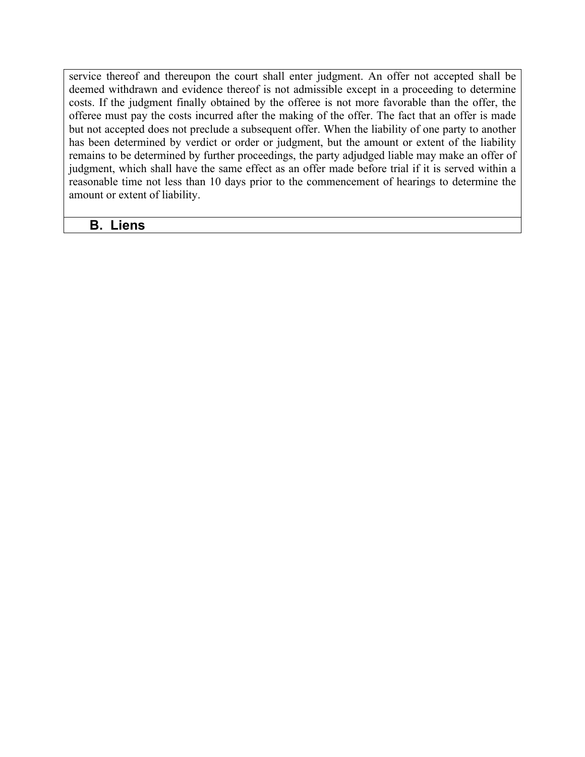service thereof and thereupon the court shall enter judgment. An offer not accepted shall be deemed withdrawn and evidence thereof is not admissible except in a proceeding to determine costs. If the judgment finally obtained by the offeree is not more favorable than the offer, the offeree must pay the costs incurred after the making of the offer. The fact that an offer is made but not accepted does not preclude a subsequent offer. When the liability of one party to another has been determined by verdict or order or judgment, but the amount or extent of the liability remains to be determined by further proceedings, the party adjudged liable may make an offer of judgment, which shall have the same effect as an offer made before trial if it is served within a reasonable time not less than 10 days prior to the commencement of hearings to determine the amount or extent of liability.

## B. Liens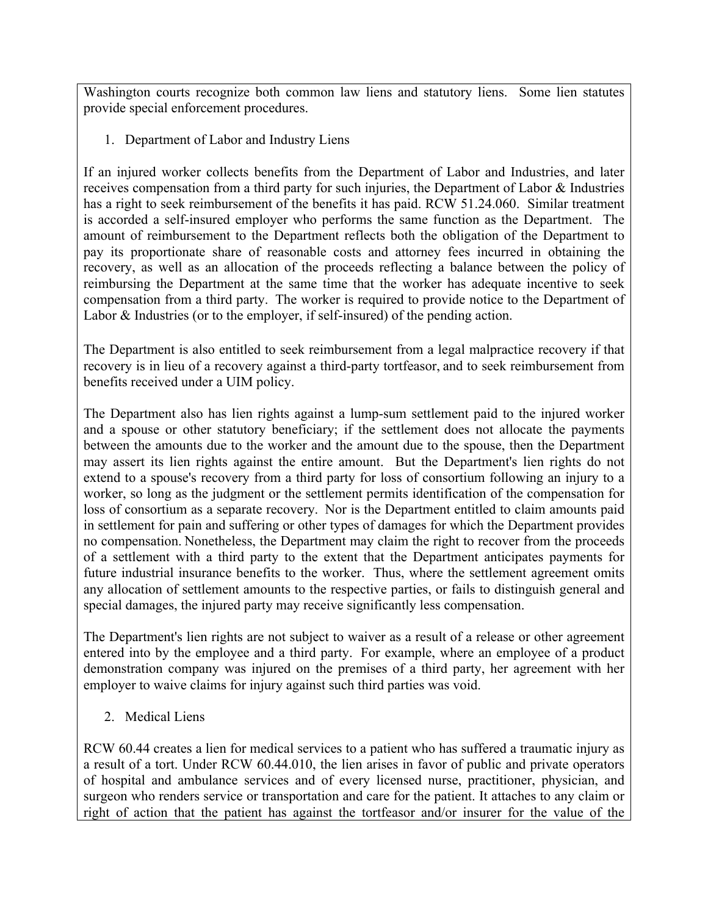Washington courts recognize both common law liens and statutory liens. Some lien statutes provide special enforcement procedures.

1. Department of Labor and Industry Liens

If an injured worker collects benefits from the Department of Labor and Industries, and later receives compensation from a third party for such injuries, the Department of Labor & Industries has a right to seek reimbursement of the benefits it has paid. RCW 51.24.060. Similar treatment is accorded a self-insured employer who performs the same function as the Department. The amount of reimbursement to the Department reflects both the obligation of the Department to pay its proportionate share of reasonable costs and attorney fees incurred in obtaining the recovery, as well as an allocation of the proceeds reflecting a balance between the policy of reimbursing the Department at the same time that the worker has adequate incentive to seek compensation from a third party. The worker is required to provide notice to the Department of Labor & Industries (or to the employer, if self-insured) of the pending action.

The Department is also entitled to seek reimbursement from a legal malpractice recovery if that recovery is in lieu of a recovery against a third-party tortfeasor, and to seek reimbursement from benefits received under a UIM policy.

The Department also has lien rights against a lump-sum settlement paid to the injured worker and a spouse or other statutory beneficiary; if the settlement does not allocate the payments between the amounts due to the worker and the amount due to the spouse, then the Department may assert its lien rights against the entire amount. But the Department's lien rights do not extend to a spouse's recovery from a third party for loss of consortium following an injury to a worker, so long as the judgment or the settlement permits identification of the compensation for loss of consortium as a separate recovery. Nor is the Department entitled to claim amounts paid in settlement for pain and suffering or other types of damages for which the Department provides no compensation. Nonetheless, the Department may claim the right to recover from the proceeds of a settlement with a third party to the extent that the Department anticipates payments for future industrial insurance benefits to the worker. Thus, where the settlement agreement omits any allocation of settlement amounts to the respective parties, or fails to distinguish general and special damages, the injured party may receive significantly less compensation.

The Department's lien rights are not subject to waiver as a result of a release or other agreement entered into by the employee and a third party. For example, where an employee of a product demonstration company was injured on the premises of a third party, her agreement with her employer to waive claims for injury against such third parties was void.

2. Medical Liens

RCW 60.44 creates a lien for medical services to a patient who has suffered a traumatic injury as a result of a tort. Under RCW 60.44.010, the lien arises in favor of public and private operators of hospital and ambulance services and of every licensed nurse, practitioner, physician, and surgeon who renders service or transportation and care for the patient. It attaches to any claim or right of action that the patient has against the tortfeasor and/or insurer for the value of the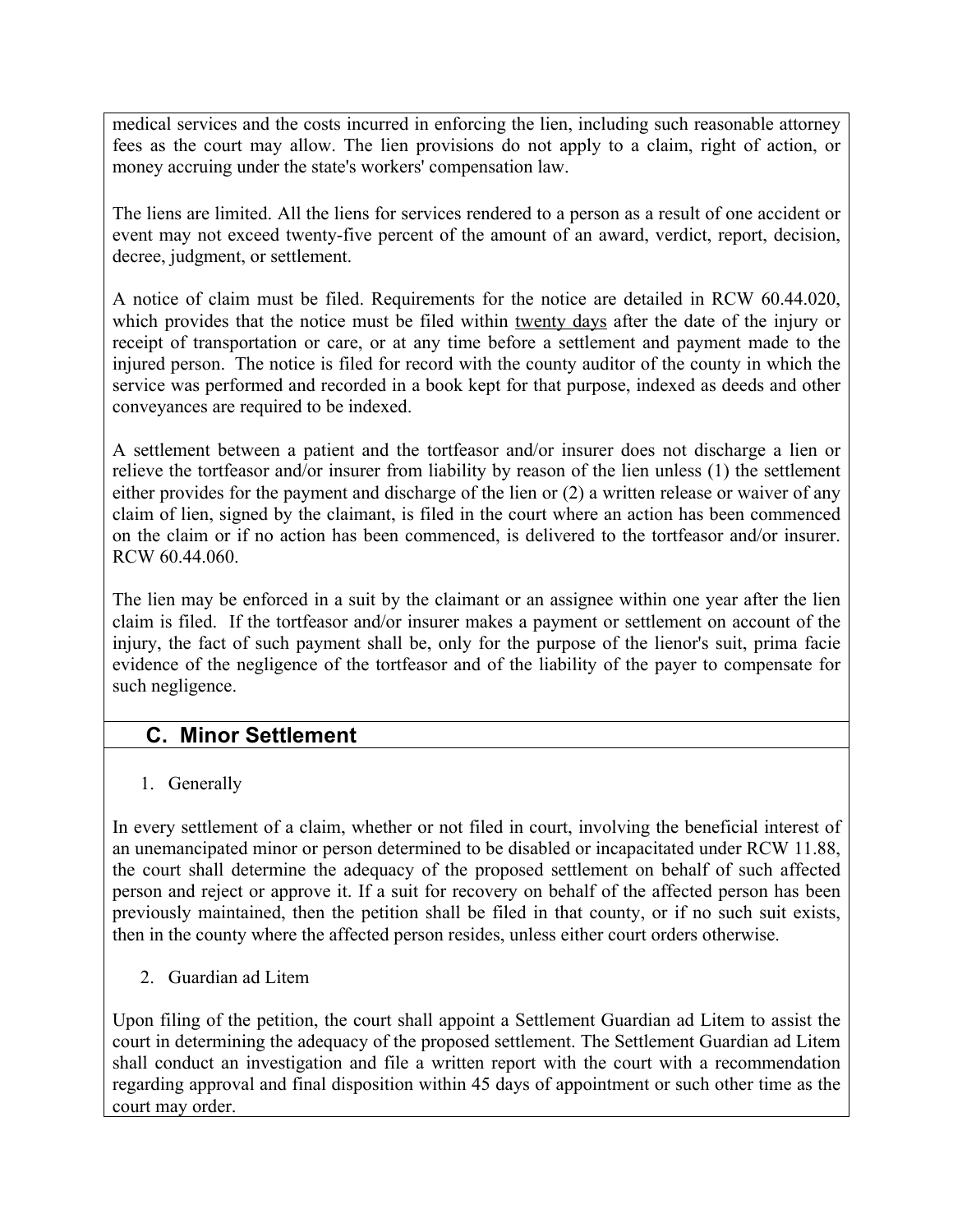medical services and the costs incurred in enforcing the lien, including such reasonable attorney fees as the court may allow. The lien provisions do not apply to a claim, right of action, or money accruing under the state's workers' compensation law.

The liens are limited. All the liens for services rendered to a person as a result of one accident or event may not exceed twenty-five percent of the amount of an award, verdict, report, decision, decree, judgment, or settlement.

A notice of claim must be filed. Requirements for the notice are detailed in RCW 60.44.020, which provides that the notice must be filed within <u>twenty days</u> after the date of the injury or receipt of transportation or care, or at any time before a settlement and payment made to the injured person. The notice is filed for record with the county auditor of the county in which the service was performed and recorded in a book kept for that purpose, indexed as deeds and other conveyances are required to be indexed.

A settlement between a patient and the tortfeasor and/or insurer does not discharge a lien or relieve the tortfeasor and/or insurer from liability by reason of the lien unless (1) the settlement either provides for the payment and discharge of the lien or (2) a written release or waiver of any claim of lien, signed by the claimant, is filed in the court where an action has been commenced on the claim or if no action has been commenced, is delivered to the tortfeasor and/or insurer. RCW 60.44.060.

The lien may be enforced in a suit by the claimant or an assignee within one year after the lien claim is filed. If the tortfeasor and/or insurer makes a payment or settlement on account of the injury, the fact of such payment shall be, only for the purpose of the lienor's suit, prima facie evidence of the negligence of the tortfeasor and of the liability of the payer to compensate for such negligence.

## C. Minor Settlement

1. Generally

In every settlement of a claim, whether or not filed in court, involving the beneficial interest of an unemancipated minor or person determined to be disabled or incapacitated under RCW 11.88, the court shall determine the adequacy of the proposed settlement on behalf of such affected person and reject or approve it. If a suit for recovery on behalf of the affected person has been previously maintained, then the petition shall be filed in that county, or if no such suit exists, then in the county where the affected person resides, unless either court orders otherwise.

2. Guardian ad Litem

Upon filing of the petition, the court shall appoint a Settlement Guardian ad Litem to assist the court in determining the adequacy of the proposed settlement. The Settlement Guardian ad Litem shall conduct an investigation and file a written report with the court with a recommendation regarding approval and final disposition within 45 days of appointment or such other time as the court may order.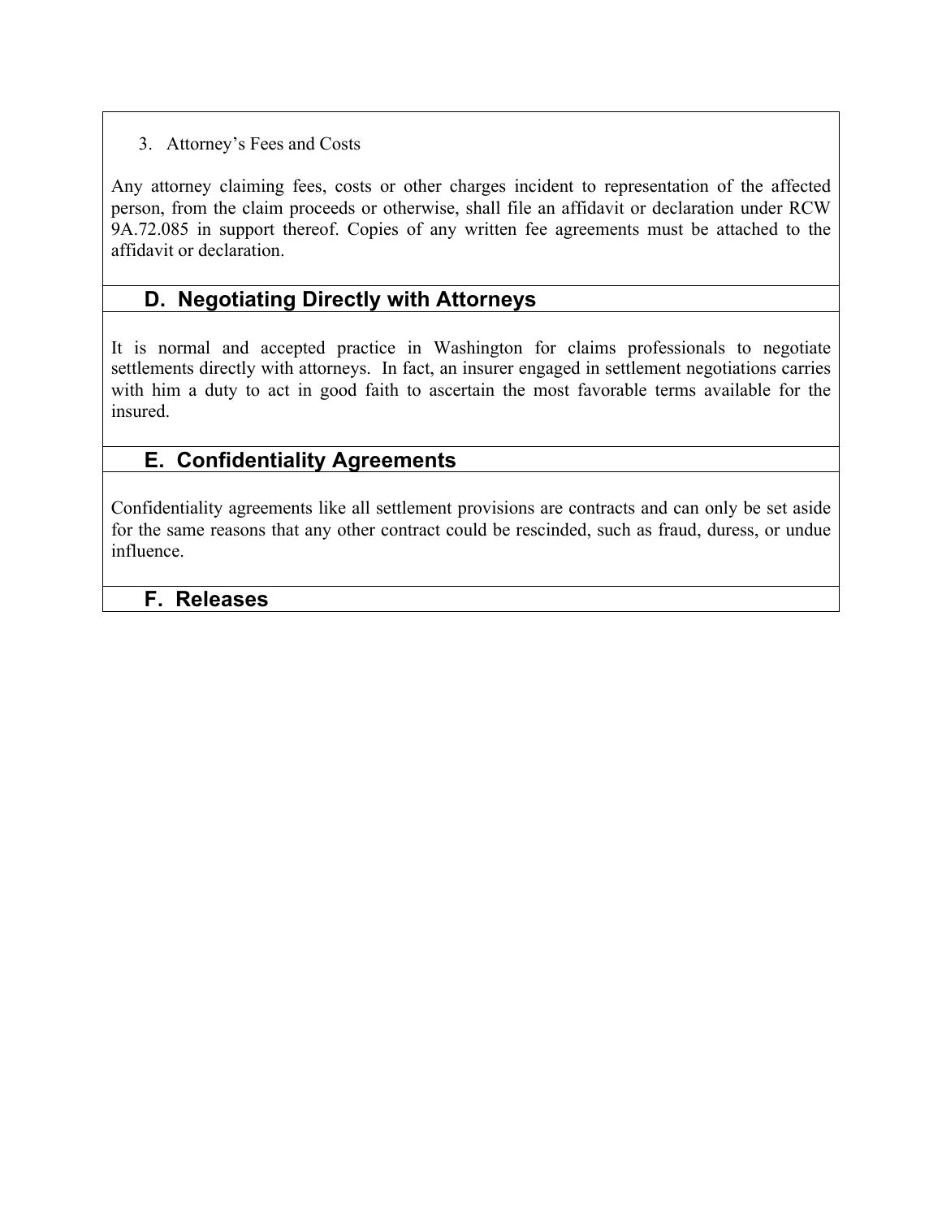3. Attorney's Fees and Costs

Any attorney claiming fees, costs or other charges incident to representation of the affected person, from the claim proceeds or otherwise, shall file an affidavit or declaration under RCW 9A.72.085 in support thereof. Copies of any written fee agreements must be attached to the affidavit or declaration.

## D. Negotiating Directly with Attorneys

It is normal and accepted practice in Washington for claims professionals to negotiate settlements directly with attorneys. In fact, an insurer engaged in settlement negotiations carries with him a duty to act in good faith to ascertain the most favorable terms available for the insured.

## E. Confidentiality Agreements

Confidentiality agreements like all settlement provisions are contracts and can only be set aside for the same reasons that any other contract could be rescinded, such as fraud, duress, or undue influence.

## F. Releases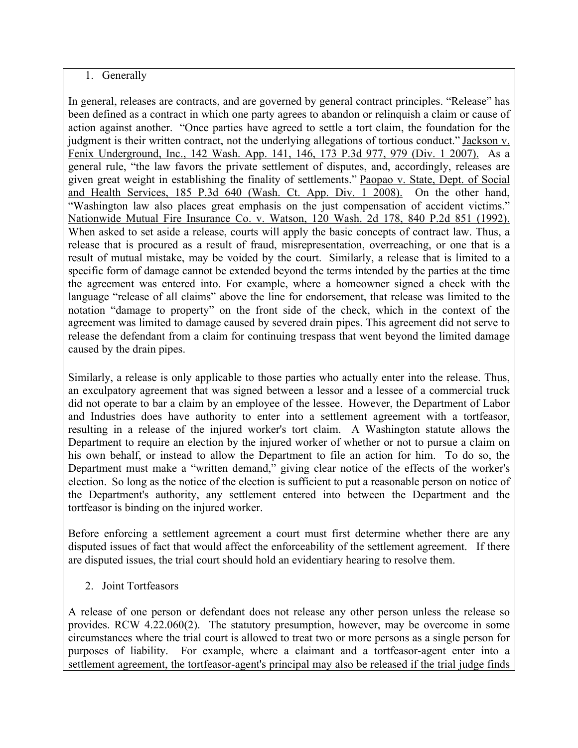1. Generally

In general, releases are contracts, and are governed by general contract principles. "Release" has been defined as a contract in which one party agrees to abandon or relinquish a claim or cause of action against another. "Once parties have agreed to settle a tort claim, the foundation for the judgment is their written contract, not the underlying allegations of tortious conduct." Jackson v. Fenix Underground, Inc., 142 Wash. App. 141, 146, 173 P.3d 977, 979 (Div. 1 2007). As a general rule, "the law favors the private settlement of disputes, and, accordingly, releases are given great weight in establishing the finality of settlements." Paopao v. State, Dept. of Social and Health Services, 185 P.3d 640 (Wash. Ct. App. Div. 1 2008). On the other hand, "Washington law also places great emphasis on the just compensation of accident victims." Nationwide Mutual Fire Insurance Co. v. Watson, 120 Wash. 2d 178, 840 P.2d 851 (1992). When asked to set aside a release, courts will apply the basic concepts of contract law. Thus, a release that is procured as a result of fraud, misrepresentation, overreaching, or one that is a result of mutual mistake, may be voided by the court. Similarly, a release that is limited to a specific form of damage cannot be extended beyond the terms intended by the parties at the time the agreement was entered into. For example, where a homeowner signed a check with the language "release of all claims" above the line for endorsement, that release was limited to the notation "damage to property" on the front side of the check, which in the context of the agreement was limited to damage caused by severed drain pipes. This agreement did not serve to release the defendant from a claim for continuing trespass that went beyond the limited damage caused by the drain pipes.

Similarly, a release is only applicable to those parties who actually enter into the release. Thus, an exculpatory agreement that was signed between a lessor and a lessee of a commercial truck did not operate to bar a claim by an employee of the lessee. However, the Department of Labor and Industries does have authority to enter into a settlement agreement with a tortfeasor, resulting in a release of the injured worker's tort claim. A Washington statute allows the Department to require an election by the injured worker of whether or not to pursue a claim on his own behalf, or instead to allow the Department to file an action for him. To do so, the Department must make a "written demand," giving clear notice of the effects of the worker's election. So long as the notice of the election is sufficient to put a reasonable person on notice of the Department's authority, any settlement entered into between the Department and the tortfeasor is binding on the injured worker.

Before enforcing a settlement agreement a court must first determine whether there are any disputed issues of fact that would affect the enforceability of the settlement agreement. If there are disputed issues, the trial court should hold an evidentiary hearing to resolve them.

2. Joint Tortfeasors

A release of one person or defendant does not release any other person unless the release so provides. RCW 4.22.060(2). The statutory presumption, however, may be overcome in some circumstances where the trial court is allowed to treat two or more persons as a single person for purposes of liability. For example, where a claimant and a tortfeasor-agent enter into a settlement agreement, the tortfeasor-agent's principal may also be released if the trial judge finds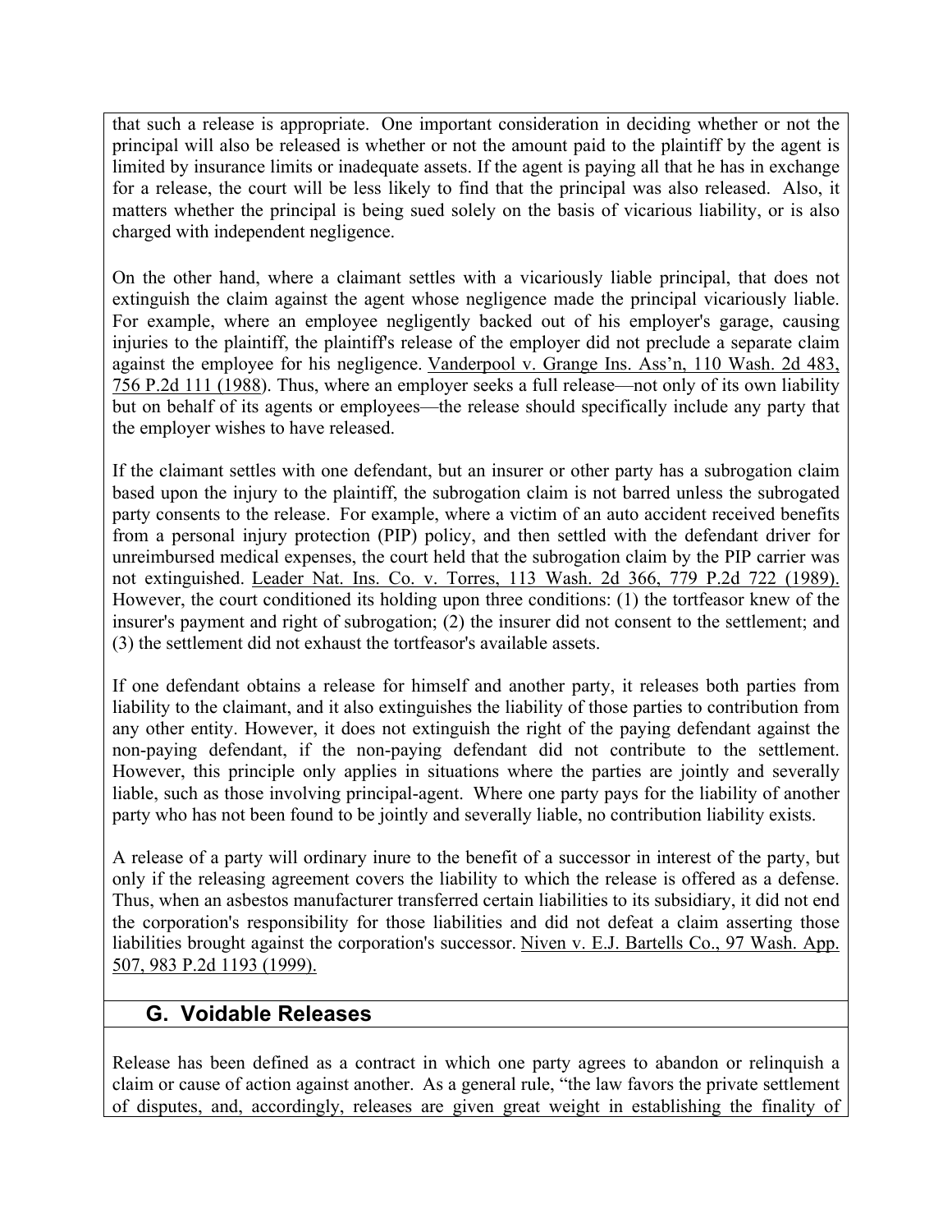that such a release is appropriate. One important consideration in deciding whether or not the principal will also be released is whether or not the amount paid to the plaintiff by the agent is limited by insurance limits or inadequate assets. If the agent is paying all that he has in exchange for a release, the court will be less likely to find that the principal was also released. Also, it matters whether the principal is being sued solely on the basis of vicarious liability, or is also charged with independent negligence.

On the other hand, where a claimant settles with a vicariously liable principal, that does not extinguish the claim against the agent whose negligence made the principal vicariously liable. For example, where an employee negligently backed out of his employer's garage, causing injuries to the plaintiff, the plaintiff's release of the employer did not preclude a separate claim against the employee for his negligence. Vanderpool v. Grange Ins. Ass'n, 110 Wash. 2d 483, 756 P.2d 111 (1988). Thus, where an employer seeks a full release—not only of its own liability but on behalf of its agents or employees—the release should specifically include any party that the employer wishes to have released.

If the claimant settles with one defendant, but an insurer or other party has a subrogation claim based upon the injury to the plaintiff, the subrogation claim is not barred unless the subrogated party consents to the release. For example, where a victim of an auto accident received benefits from a personal injury protection (PIP) policy, and then settled with the defendant driver for unreimbursed medical expenses, the court held that the subrogation claim by the PIP carrier was not extinguished. Leader Nat. Ins. Co. v. Torres, 113 Wash. 2d 366, 779 P.2d 722 (1989). However, the court conditioned its holding upon three conditions: (1) the tortfeasor knew of the insurer's payment and right of subrogation; (2) the insurer did not consent to the settlement; and (3) the settlement did not exhaust the tortfeasor's available assets.

If one defendant obtains a release for himself and another party, it releases both parties from liability to the claimant, and it also extinguishes the liability of those parties to contribution from any other entity. However, it does not extinguish the right of the paying defendant against the non-paying defendant, if the non-paying defendant did not contribute to the settlement. However, this principle only applies in situations where the parties are jointly and severally liable, such as those involving principal-agent. Where one party pays for the liability of another party who has not been found to be jointly and severally liable, no contribution liability exists.

A release of a party will ordinary inure to the benefit of a successor in interest of the party, but only if the releasing agreement covers the liability to which the release is offered as a defense. Thus, when an asbestos manufacturer transferred certain liabilities to its subsidiary, it did not end the corporation's responsibility for those liabilities and did not defeat a claim asserting those liabilities brought against the corporation's successor. Niven v. E.J. Bartells Co., 97 Wash. App. 507, 983 P.2d 1193 (1999).

## G. Voidable Releases

Release has been defined as a contract in which one party agrees to abandon or relinquish a claim or cause of action against another. As a general rule, "the law favors the private settlement of disputes, and, accordingly, releases are given great weight in establishing the finality of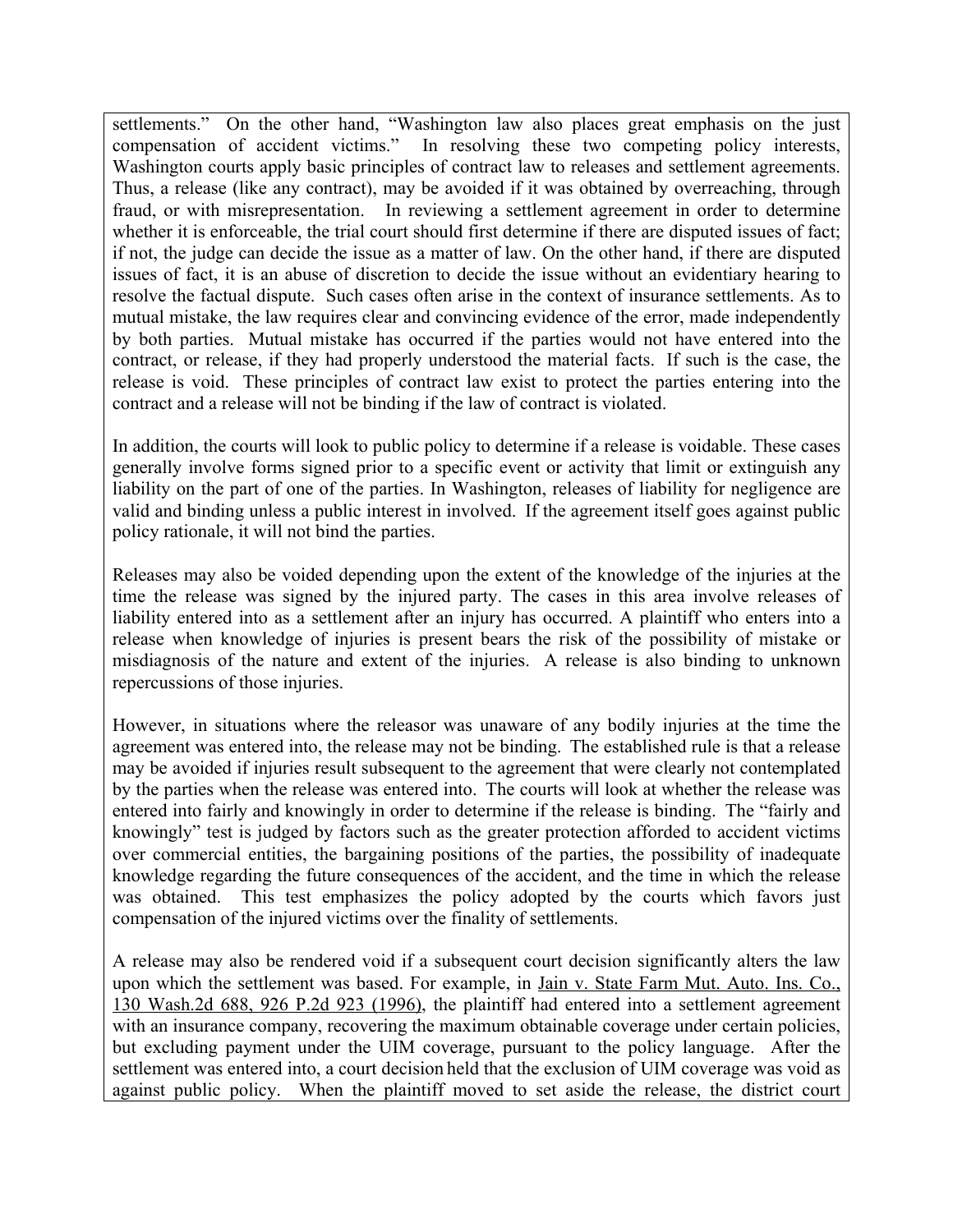settlements." On the other hand, "Washington law also places great emphasis on the just compensation of accident victims." In resolving these two competing policy interests, Washington courts apply basic principles of contract law to releases and settlement agreements. Thus, a release (like any contract), may be avoided if it was obtained by overreaching, through fraud, or with misrepresentation. In reviewing a settlement agreement in order to determine whether it is enforceable, the trial court should first determine if there are disputed issues of fact; if not, the judge can decide the issue as a matter of law. On the other hand, if there are disputed issues of fact, it is an abuse of discretion to decide the issue without an evidentiary hearing to resolve the factual dispute. Such cases often arise in the context of insurance settlements. As to mutual mistake, the law requires clear and convincing evidence of the error, made independently by both parties. Mutual mistake has occurred if the parties would not have entered into the contract, or release, if they had properly understood the material facts. If such is the case, the release is void. These principles of contract law exist to protect the parties entering into the contract and a release will not be binding if the law of contract is violated.

In addition, the courts will look to public policy to determine if a release is voidable. These cases generally involve forms signed prior to a specific event or activity that limit or extinguish any liability on the part of one of the parties. In Washington, releases of liability for negligence are valid and binding unless a public interest in involved. If the agreement itself goes against public policy rationale, it will not bind the parties.

Releases may also be voided depending upon the extent of the knowledge of the injuries at the time the release was signed by the injured party. The cases in this area involve releases of liability entered into as a settlement after an injury has occurred. A plaintiff who enters into a release when knowledge of injuries is present bears the risk of the possibility of mistake or misdiagnosis of the nature and extent of the injuries. A release is also binding to unknown repercussions of those injuries.

However, in situations where the releasor was unaware of any bodily injuries at the time the agreement was entered into, the release may not be binding. The established rule is that a release may be avoided if injuries result subsequent to the agreement that were clearly not contemplated by the parties when the release was entered into. The courts will look at whether the release was entered into fairly and knowingly in order to determine if the release is binding. The "fairly and knowingly" test is judged by factors such as the greater protection afforded to accident victims over commercial entities, the bargaining positions of the parties, the possibility of inadequate knowledge regarding the future consequences of the accident, and the time in which the release was obtained. This test emphasizes the policy adopted by the courts which favors just compensation of the injured victims over the finality of settlements.

A release may also be rendered void if a subsequent court decision significantly alters the law upon which the settlement was based. For example, in Jain v. State Farm Mut. Auto. Ins. Co., 130 Wash.2d 688, 926 P.2d 923 (1996), the plaintiff had entered into a settlement agreement with an insurance company, recovering the maximum obtainable coverage under certain policies, but excluding payment under the UIM coverage, pursuant to the policy language. After the settlement was entered into, a court decision held that the exclusion of UIM coverage was void as against public policy. When the plaintiff moved to set aside the release, the district court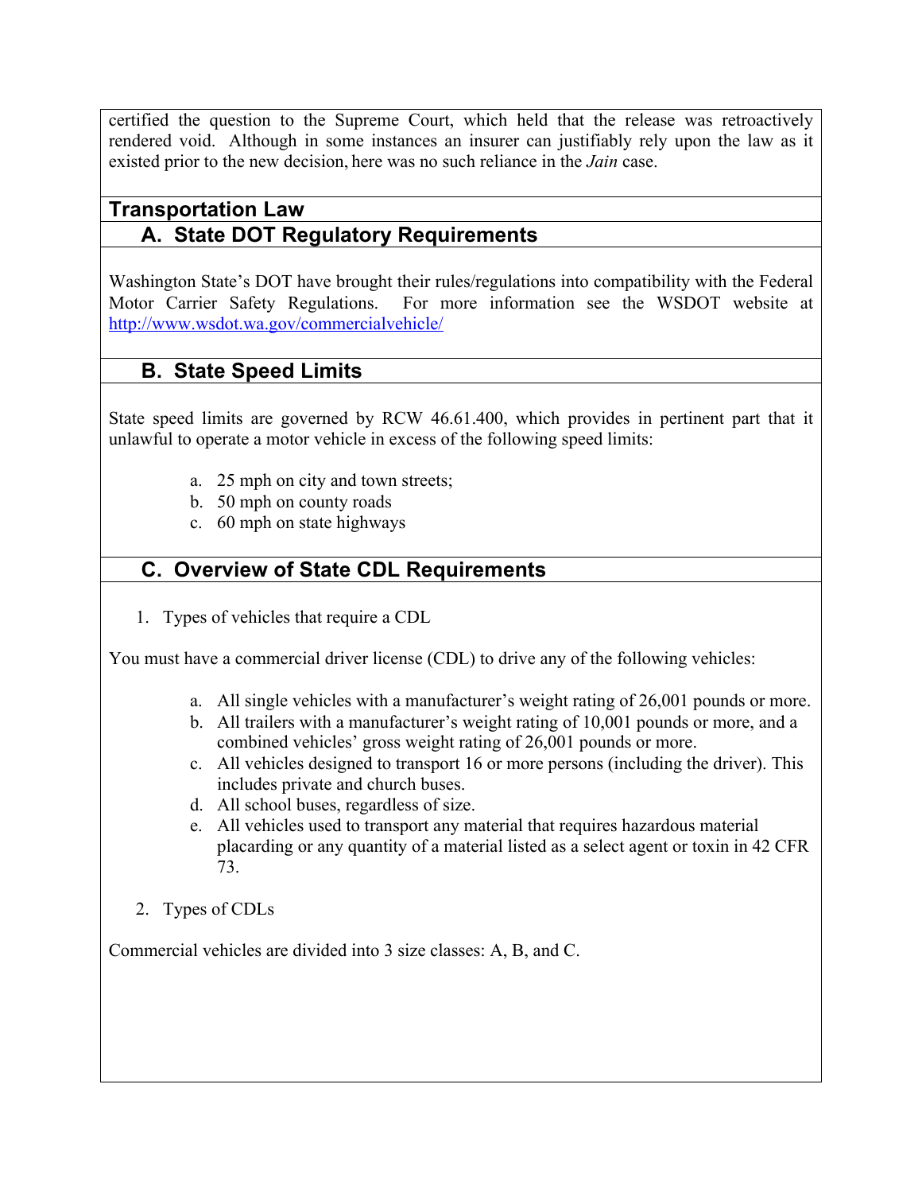certified the question to the Supreme Court, which held that the release was retroactively rendered void. Although in some instances an insurer can justifiably rely upon the law as it existed prior to the new decision, here was no such reliance in the *Jain* case.

## Transportation Law

### A. State DOT Regulatory Requirements

Washington State's DOT have brought their rules/regulations into compatibility with the Federal Motor Carrier Safety Regulations. For more information see the WSDOT website at [http://www.wsdot.wa.gov/commercialvehicle/](http://www.wsdot.wa.gov/commercialvehicle/)

### B. State Speed Limits

State speed limits are governed by RCW 46.61.400, which provides in pertinent part that it unlawful to operate a motor vehicle in excess of the following speed limits:

a. 25 mph on city and town streets;
b. 50 mph on county roads
c. 60 mph on state highways

### C. Overview of State CDL Requirements

1. Types of vehicles that require a CDL

You must have a commercial driver license (CDL) to drive any of the following vehicles:

a. All single vehicles with a manufacturer's weight rating of 26,001 pounds or more.
b. All trailers with a manufacturer's weight rating of 10,001 pounds or more, and a combined vehicles' gross weight rating of 26,001 pounds or more.
c. All vehicles designed to transport 16 or more persons (including the driver). This includes private and church buses.
d. All school buses, regardless of size.
e. All vehicles used to transport any material that requires hazardous material placarding or any quantity of a material listed as a select agent or toxin in 42 CFR 73.

2. Types of CDLs

Commercial vehicles are divided into 3 size classes: A, B, and C.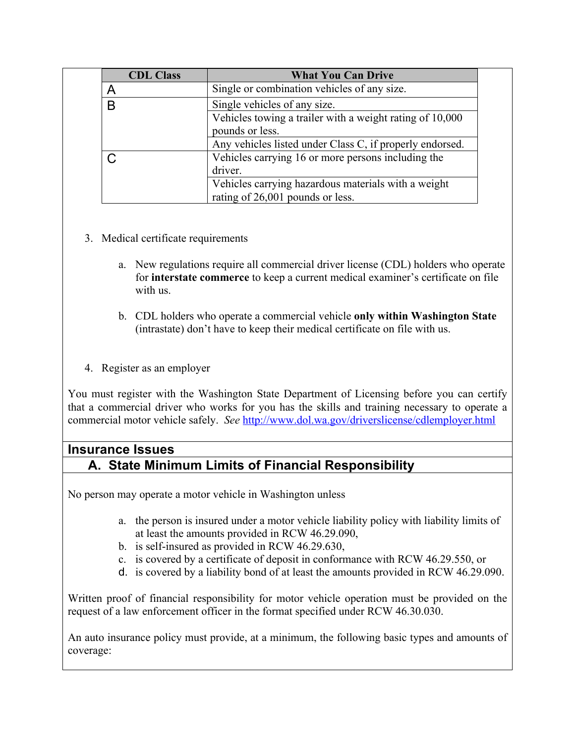| CDL Class | What You Can Drive |
|---|---|
| A | Single or combination vehicles of any size. |
| B | Single vehicles of any size. |
| | Vehicles towing a trailer with a weight rating of 10,000 pounds or less. |
| | Any vehicles listed under Class C, if properly endorsed. |
| C | Vehicles carrying 16 or more persons including the driver. |
| | Vehicles carrying hazardous materials with a weight rating of 26,001 pounds or less. |

3. Medical certificate requirements

   a. New regulations require all commercial driver license (CDL) holders who operate for **interstate commerce** to keep a current medical examiner's certificate on file with us.

   b. CDL holders who operate a commercial vehicle **only within Washington State** (intrastate) don't have to keep their medical certificate on file with us.

4. Register as an employer

You must register with the Washington State Department of Licensing before you can certify that a commercial driver who works for you has the skills and training necessary to operate a commercial motor vehicle safely. *See* http://www.dol.wa.gov/driverslicense/cdlemployer.html

## Insurance Issues

### A. State Minimum Limits of Financial Responsibility

No person may operate a motor vehicle in Washington unless

a. the person is insured under a motor vehicle liability policy with liability limits of at least the amounts provided in RCW 46.29.090,
b. is self-insured as provided in RCW 46.29.630,
c. is covered by a certificate of deposit in conformance with RCW 46.29.550, or
d. is covered by a liability bond of at least the amounts provided in RCW 46.29.090.

Written proof of financial responsibility for motor vehicle operation must be provided on the request of a law enforcement officer in the format specified under RCW 46.30.030.

An auto insurance policy must provide, at a minimum, the following basic types and amounts of coverage: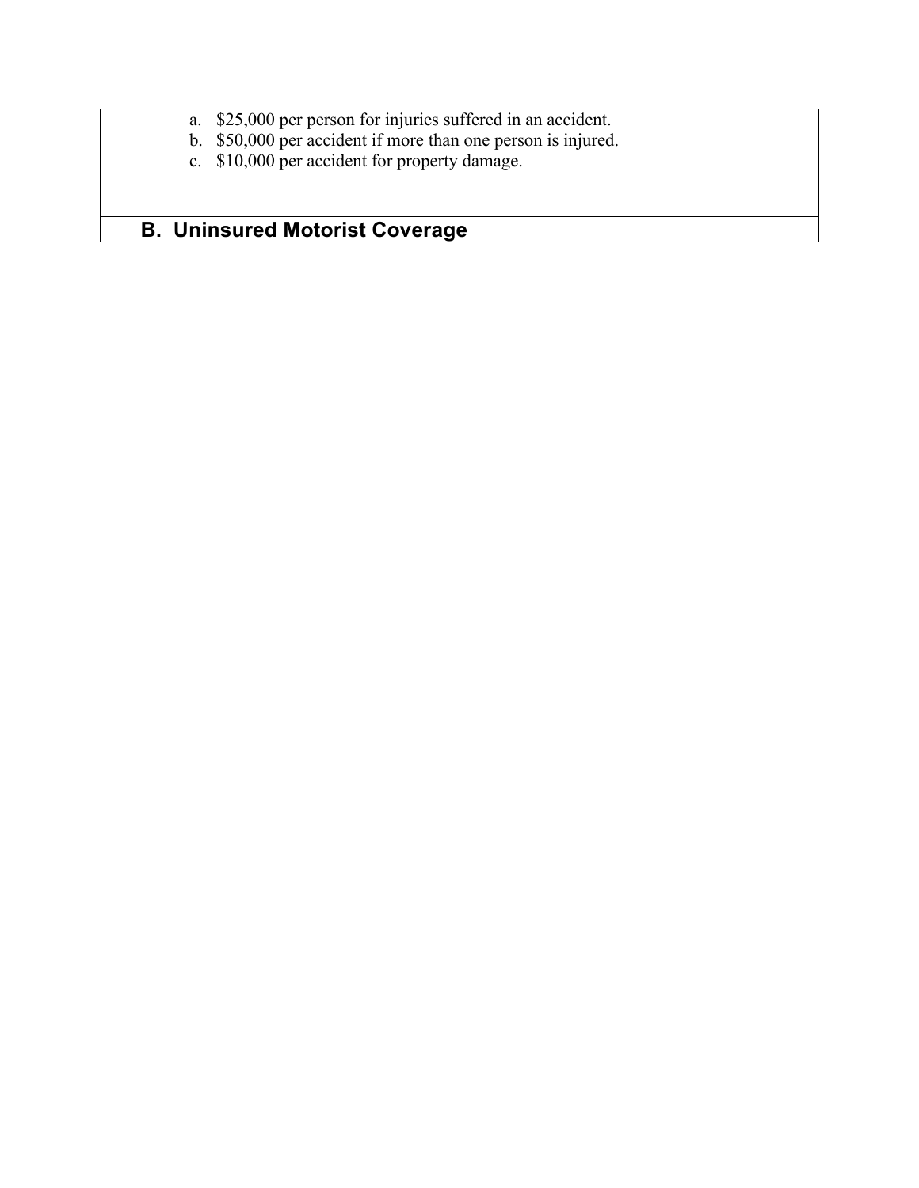a. $25,000 per person for injuries suffered in an accident.
b. $50,000 per accident if more than one person is injured.
c. $10,000 per accident for property damage.

## B. Uninsured Motorist Coverage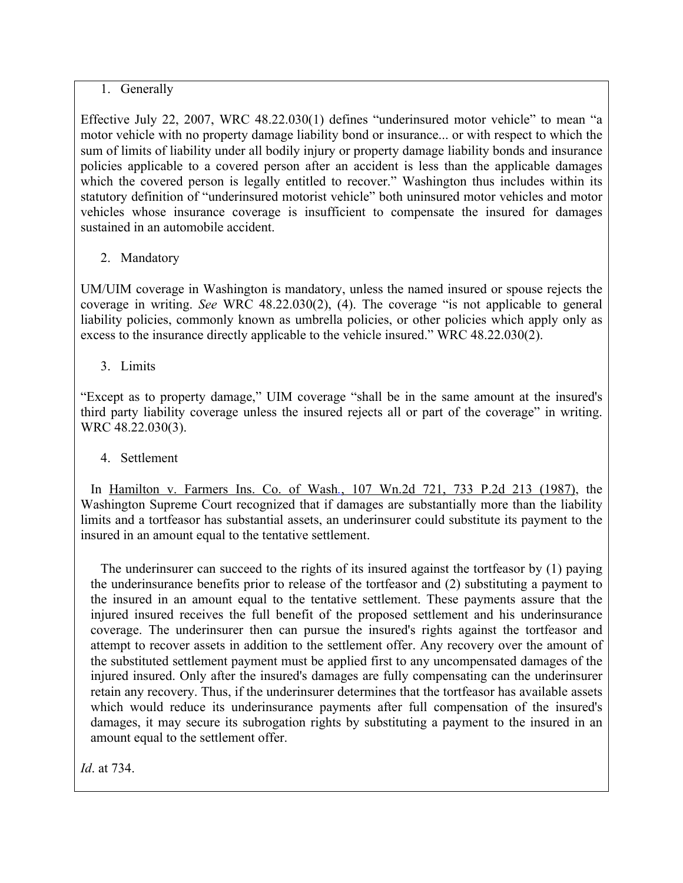1. Generally

Effective July 22, 2007, WRC 48.22.030(1) defines "underinsured motor vehicle" to mean "a motor vehicle with no property damage liability bond or insurance... or with respect to which the sum of limits of liability under all bodily injury or property damage liability bonds and insurance policies applicable to a covered person after an accident is less than the applicable damages which the covered person is legally entitled to recover." Washington thus includes within its statutory definition of "underinsured motorist vehicle" both uninsured motor vehicles and motor vehicles whose insurance coverage is insufficient to compensate the insured for damages sustained in an automobile accident.

2. Mandatory

UM/UIM coverage in Washington is mandatory, unless the named insured or spouse rejects the coverage in writing. *See* WRC 48.22.030(2), (4). The coverage "is not applicable to general liability policies, commonly known as umbrella policies, or other policies which apply only as excess to the insurance directly applicable to the vehicle insured." WRC 48.22.030(2).

3. Limits

"Except as to property damage," UIM coverage "shall be in the same amount at the insured's third party liability coverage unless the insured rejects all or part of the coverage" in writing. WRC 48.22.030(3).

4. Settlement

In Hamilton v. Farmers Ins. Co. of Wash., 107 Wn.2d 721, 733 P.2d 213 (1987), the Washington Supreme Court recognized that if damages are substantially more than the liability limits and a tortfeasor has substantial assets, an underinsurer could substitute its payment to the insured in an amount equal to the tentative settlement.

> The underinsurer can succeed to the rights of its insured against the tortfeasor by (1) paying the underinsurance benefits prior to release of the tortfeasor and (2) substituting a payment to the insured in an amount equal to the tentative settlement. These payments assure that the injured insured receives the full benefit of the proposed settlement and his underinsurance coverage. The underinsurer then can pursue the insured's rights against the tortfeasor and attempt to recover assets in addition to the settlement offer. Any recovery over the amount of the substituted settlement payment must be applied first to any uncompensated damages of the injured insured. Only after the insured's damages are fully compensating can the underinsurer retain any recovery. Thus, if the underinsurer determines that the tortfeasor has available assets which would reduce its underinsurance payments after full compensation of the insured's damages, it may secure its subrogation rights by substituting a payment to the insured in an amount equal to the settlement offer.

*Id*. at 734.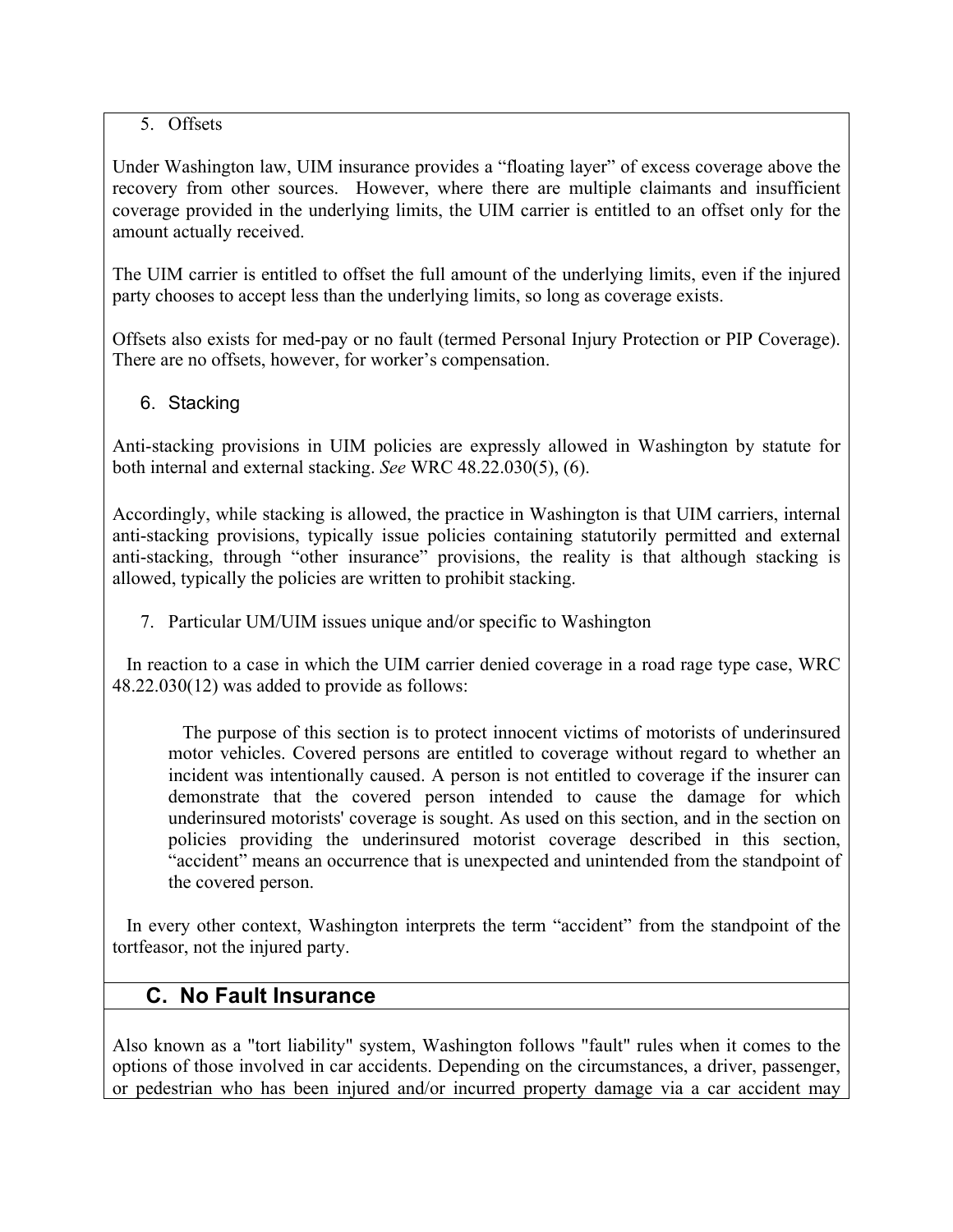5. Offsets

Under Washington law, UIM insurance provides a "floating layer" of excess coverage above the recovery from other sources. However, where there are multiple claimants and insufficient coverage provided in the underlying limits, the UIM carrier is entitled to an offset only for the amount actually received.

The UIM carrier is entitled to offset the full amount of the underlying limits, even if the injured party chooses to accept less than the underlying limits, so long as coverage exists.

Offsets also exists for med-pay or no fault (termed Personal Injury Protection or PIP Coverage). There are no offsets, however, for worker's compensation.

6. Stacking

Anti-stacking provisions in UIM policies are expressly allowed in Washington by statute for both internal and external stacking. *See* WRC 48.22.030(5), (6).

Accordingly, while stacking is allowed, the practice in Washington is that UIM carriers, internal anti-stacking provisions, typically issue policies containing statutorily permitted and external anti-stacking, through "other insurance" provisions, the reality is that although stacking is allowed, typically the policies are written to prohibit stacking.

7. Particular UM/UIM issues unique and/or specific to Washington

In reaction to a case in which the UIM carrier denied coverage in a road rage type case, WRC 48.22.030(12) was added to provide as follows:

> The purpose of this section is to protect innocent victims of motorists of underinsured motor vehicles. Covered persons are entitled to coverage without regard to whether an incident was intentionally caused. A person is not entitled to coverage if the insurer can demonstrate that the covered person intended to cause the damage for which underinsured motorists' coverage is sought. As used on this section, and in the section on policies providing the underinsured motorist coverage described in this section, "accident" means an occurrence that is unexpected and unintended from the standpoint of the covered person.

In every other context, Washington interprets the term "accident" from the standpoint of the tortfeasor, not the injured party.

## C. No Fault Insurance

Also known as a "tort liability" system, Washington follows "fault" rules when it comes to the options of those involved in car accidents. Depending on the circumstances, a driver, passenger, or pedestrian who has been injured and/or incurred property damage via a car accident may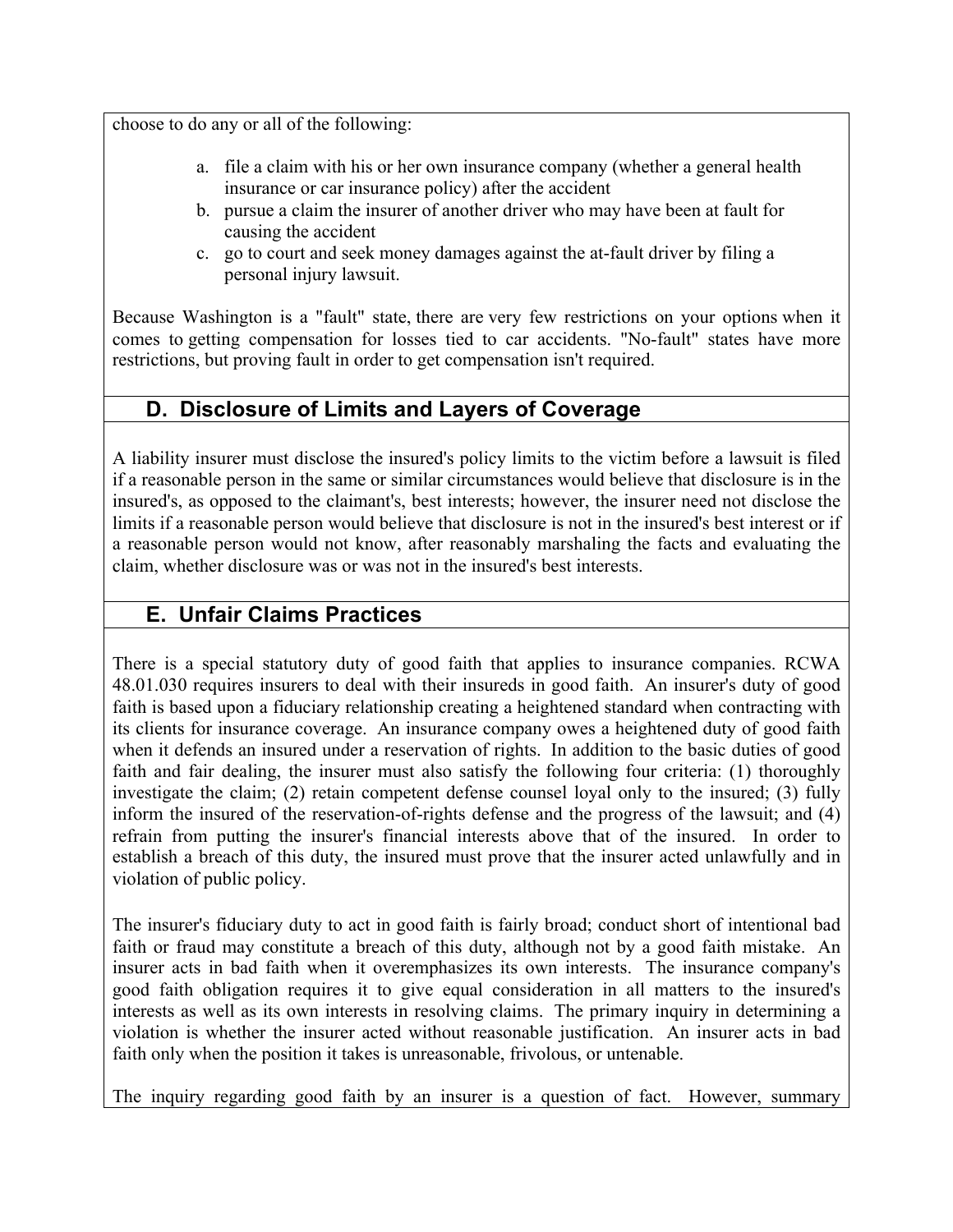choose to do any or all of the following:

a. file a claim with his or her own insurance company (whether a general health insurance or car insurance policy) after the accident
b. pursue a claim the insurer of another driver who may have been at fault for causing the accident
c. go to court and seek money damages against the at-fault driver by filing a personal injury lawsuit.

Because Washington is a "fault" state, there are very few restrictions on your options when it comes to getting compensation for losses tied to car accidents. "No-fault" states have more restrictions, but proving fault in order to get compensation isn't required.

## D. Disclosure of Limits and Layers of Coverage

A liability insurer must disclose the insured's policy limits to the victim before a lawsuit is filed if a reasonable person in the same or similar circumstances would believe that disclosure is in the insured's, as opposed to the claimant's, best interests; however, the insurer need not disclose the limits if a reasonable person would believe that disclosure is not in the insured's best interest or if a reasonable person would not know, after reasonably marshaling the facts and evaluating the claim, whether disclosure was or was not in the insured's best interests.

## E. Unfair Claims Practices

There is a special statutory duty of good faith that applies to insurance companies. RCWA 48.01.030 requires insurers to deal with their insureds in good faith. An insurer's duty of good faith is based upon a fiduciary relationship creating a heightened standard when contracting with its clients for insurance coverage. An insurance company owes a heightened duty of good faith when it defends an insured under a reservation of rights. In addition to the basic duties of good faith and fair dealing, the insurer must also satisfy the following four criteria: (1) thoroughly investigate the claim; (2) retain competent defense counsel loyal only to the insured; (3) fully inform the insured of the reservation-of-rights defense and the progress of the lawsuit; and (4) refrain from putting the insurer's financial interests above that of the insured. In order to establish a breach of this duty, the insured must prove that the insurer acted unlawfully and in violation of public policy.

The insurer's fiduciary duty to act in good faith is fairly broad; conduct short of intentional bad faith or fraud may constitute a breach of this duty, although not by a good faith mistake. An insurer acts in bad faith when it overemphasizes its own interests. The insurance company's good faith obligation requires it to give equal consideration in all matters to the insured's interests as well as its own interests in resolving claims. The primary inquiry in determining a violation is whether the insurer acted without reasonable justification. An insurer acts in bad faith only when the position it takes is unreasonable, frivolous, or untenable.

The inquiry regarding good faith by an insurer is a question of fact. However, summary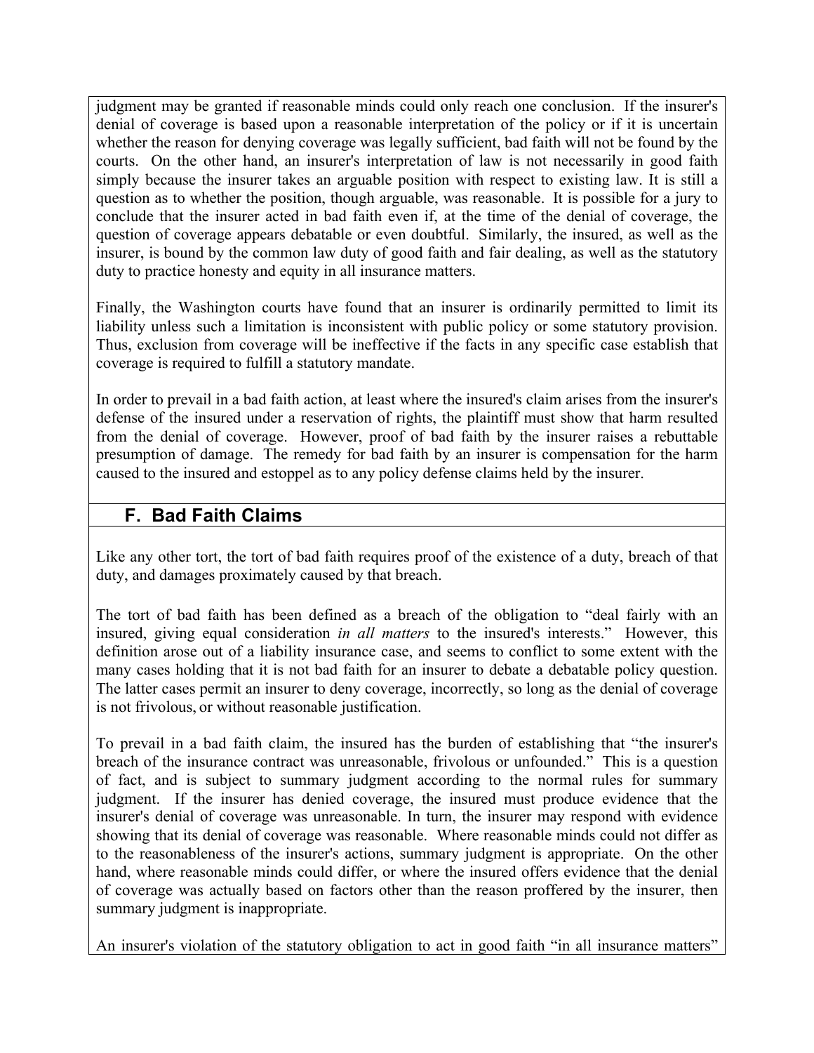judgment may be granted if reasonable minds could only reach one conclusion. If the insurer's denial of coverage is based upon a reasonable interpretation of the policy or if it is uncertain whether the reason for denying coverage was legally sufficient, bad faith will not be found by the courts. On the other hand, an insurer's interpretation of law is not necessarily in good faith simply because the insurer takes an arguable position with respect to existing law. It is still a question as to whether the position, though arguable, was reasonable. It is possible for a jury to conclude that the insurer acted in bad faith even if, at the time of the denial of coverage, the question of coverage appears debatable or even doubtful. Similarly, the insured, as well as the insurer, is bound by the common law duty of good faith and fair dealing, as well as the statutory duty to practice honesty and equity in all insurance matters.

Finally, the Washington courts have found that an insurer is ordinarily permitted to limit its liability unless such a limitation is inconsistent with public policy or some statutory provision. Thus, exclusion from coverage will be ineffective if the facts in any specific case establish that coverage is required to fulfill a statutory mandate.

In order to prevail in a bad faith action, at least where the insured's claim arises from the insurer's defense of the insured under a reservation of rights, the plaintiff must show that harm resulted from the denial of coverage. However, proof of bad faith by the insurer raises a rebuttable presumption of damage. The remedy for bad faith by an insurer is compensation for the harm caused to the insured and estoppel as to any policy defense claims held by the insurer.

## F. Bad Faith Claims

Like any other tort, the tort of bad faith requires proof of the existence of a duty, breach of that duty, and damages proximately caused by that breach.

The tort of bad faith has been defined as a breach of the obligation to "deal fairly with an insured, giving equal consideration *in all matters* to the insured's interests." However, this definition arose out of a liability insurance case, and seems to conflict to some extent with the many cases holding that it is not bad faith for an insurer to debate a debatable policy question. The latter cases permit an insurer to deny coverage, incorrectly, so long as the denial of coverage is not frivolous, or without reasonable justification.

To prevail in a bad faith claim, the insured has the burden of establishing that "the insurer's breach of the insurance contract was unreasonable, frivolous or unfounded." This is a question of fact, and is subject to summary judgment according to the normal rules for summary judgment. If the insurer has denied coverage, the insured must produce evidence that the insurer's denial of coverage was unreasonable. In turn, the insurer may respond with evidence showing that its denial of coverage was reasonable. Where reasonable minds could not differ as to the reasonableness of the insurer's actions, summary judgment is appropriate. On the other hand, where reasonable minds could differ, or where the insured offers evidence that the denial of coverage was actually based on factors other than the reason proffered by the insurer, then summary judgment is inappropriate.

An insurer's violation of the statutory obligation to act in good faith "in all insurance matters"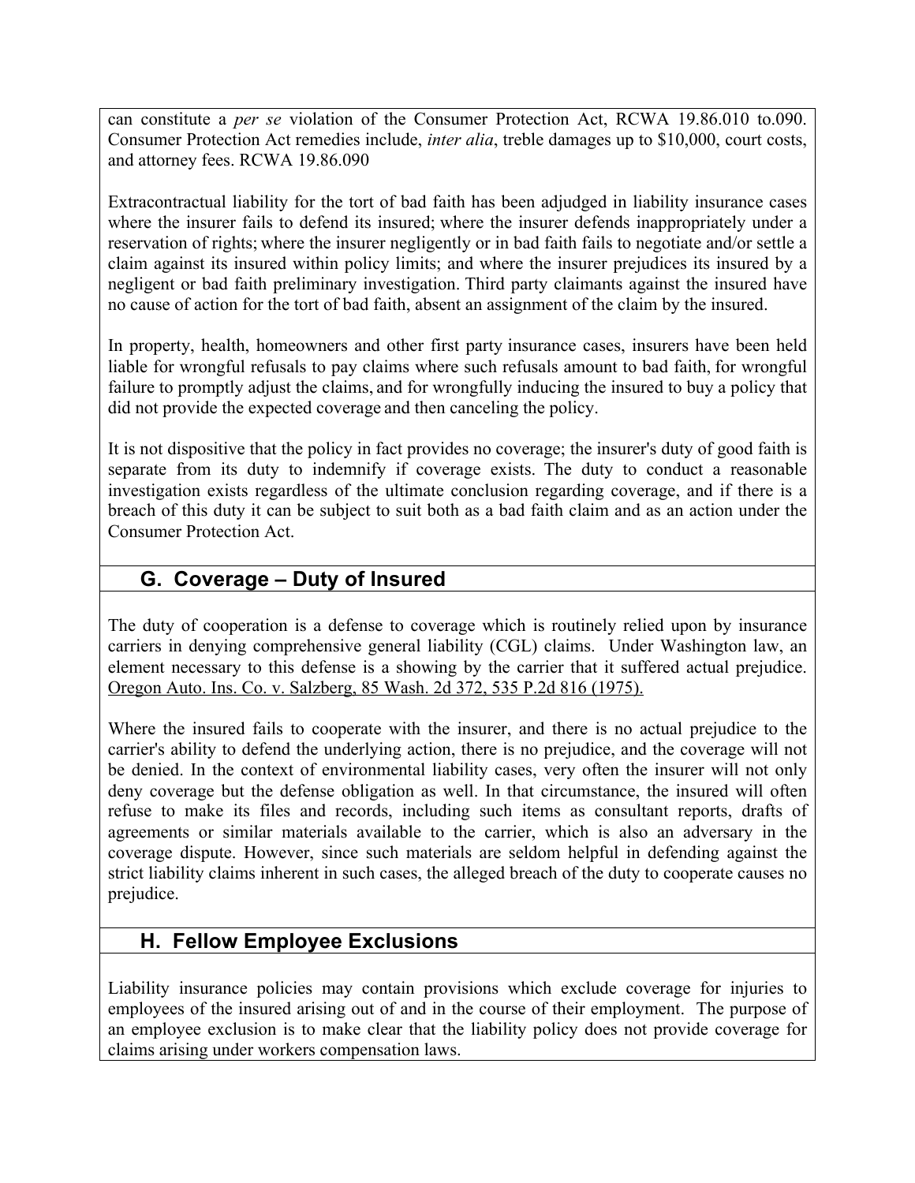can constitute a *per se* violation of the Consumer Protection Act, RCWA 19.86.010 to.090. Consumer Protection Act remedies include, *inter alia*, treble damages up to $10,000, court costs, and attorney fees. RCWA 19.86.090

Extracontractual liability for the tort of bad faith has been adjudged in liability insurance cases where the insurer fails to defend its insured; where the insurer defends inappropriately under a reservation of rights; where the insurer negligently or in bad faith fails to negotiate and/or settle a claim against its insured within policy limits; and where the insurer prejudices its insured by a negligent or bad faith preliminary investigation. Third party claimants against the insured have no cause of action for the tort of bad faith, absent an assignment of the claim by the insured.

In property, health, homeowners and other first party insurance cases, insurers have been held liable for wrongful refusals to pay claims where such refusals amount to bad faith, for wrongful failure to promptly adjust the claims, and for wrongfully inducing the insured to buy a policy that did not provide the expected coverage and then canceling the policy.

It is not dispositive that the policy in fact provides no coverage; the insurer's duty of good faith is separate from its duty to indemnify if coverage exists. The duty to conduct a reasonable investigation exists regardless of the ultimate conclusion regarding coverage, and if there is a breach of this duty it can be subject to suit both as a bad faith claim and as an action under the Consumer Protection Act.

## G. Coverage – Duty of Insured

The duty of cooperation is a defense to coverage which is routinely relied upon by insurance carriers in denying comprehensive general liability (CGL) claims. Under Washington law, an element necessary to this defense is a showing by the carrier that it suffered actual prejudice. Oregon Auto. Ins. Co. v. Salzberg, 85 Wash. 2d 372, 535 P.2d 816 (1975).

Where the insured fails to cooperate with the insurer, and there is no actual prejudice to the carrier's ability to defend the underlying action, there is no prejudice, and the coverage will not be denied. In the context of environmental liability cases, very often the insurer will not only deny coverage but the defense obligation as well. In that circumstance, the insured will often refuse to make its files and records, including such items as consultant reports, drafts of agreements or similar materials available to the carrier, which is also an adversary in the coverage dispute. However, since such materials are seldom helpful in defending against the strict liability claims inherent in such cases, the alleged breach of the duty to cooperate causes no prejudice.

## H. Fellow Employee Exclusions

Liability insurance policies may contain provisions which exclude coverage for injuries to employees of the insured arising out of and in the course of their employment. The purpose of an employee exclusion is to make clear that the liability policy does not provide coverage for claims arising under workers compensation laws.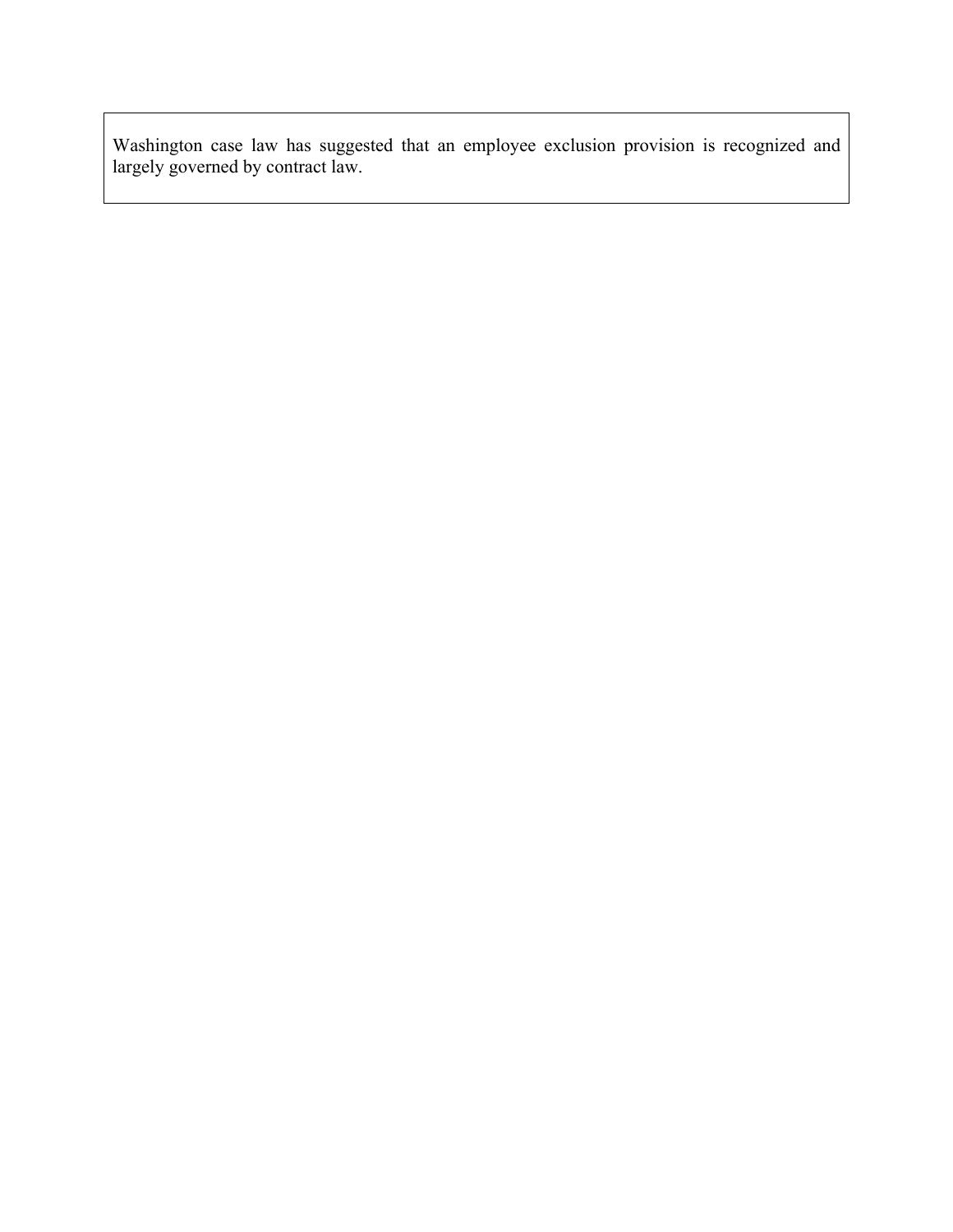Washington case law has suggested that an employee exclusion provision is recognized and largely governed by contract law.